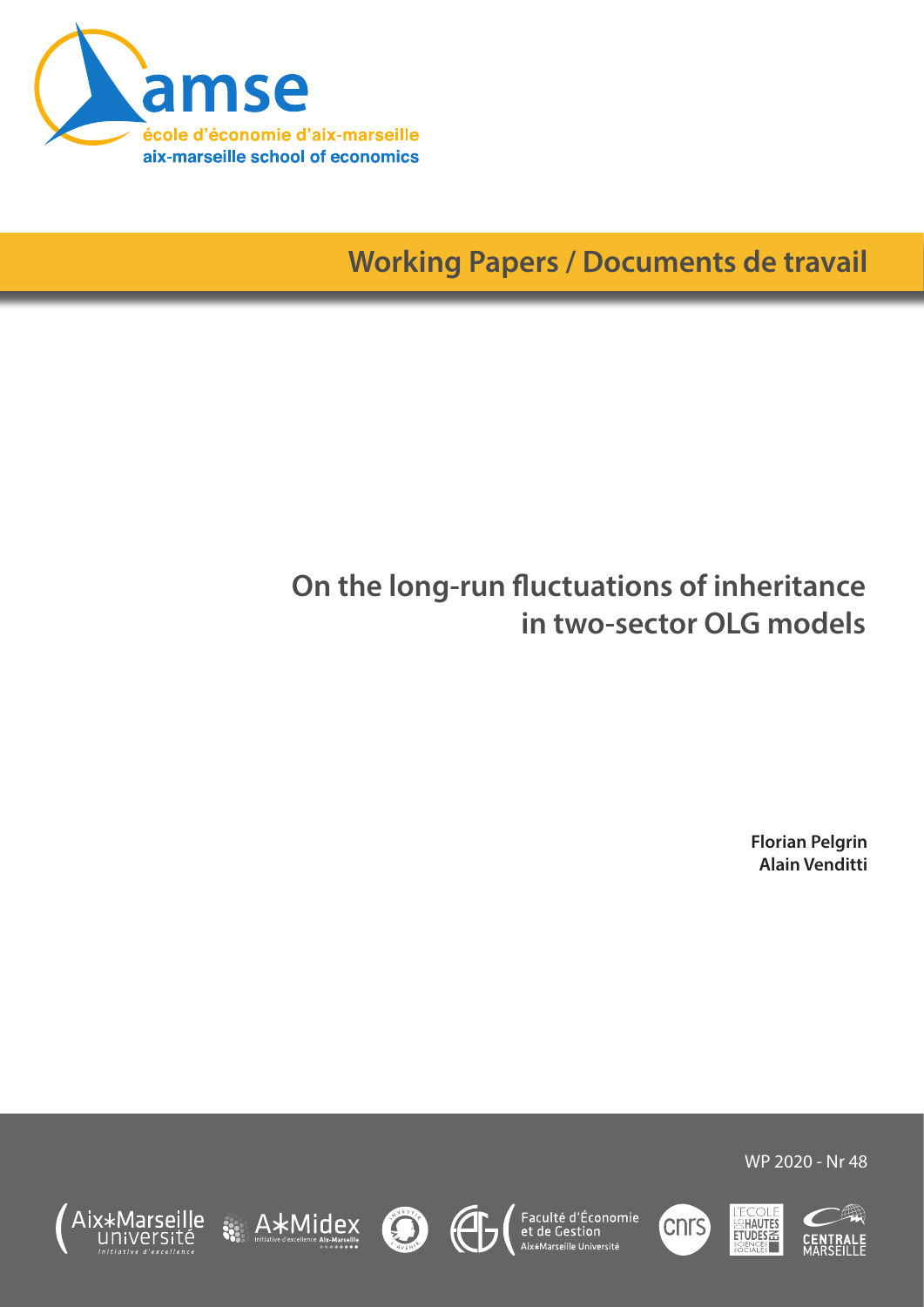amse

école d'économie d'aix-marseille

aix-marseille school of economics

**Working Papers / Documents de travail**

# On the long-run fluctuations of inheritance in two-sector OLG models

**Florian Pelgrin**
**Alain Venditti**

WP 2020 - Nr 48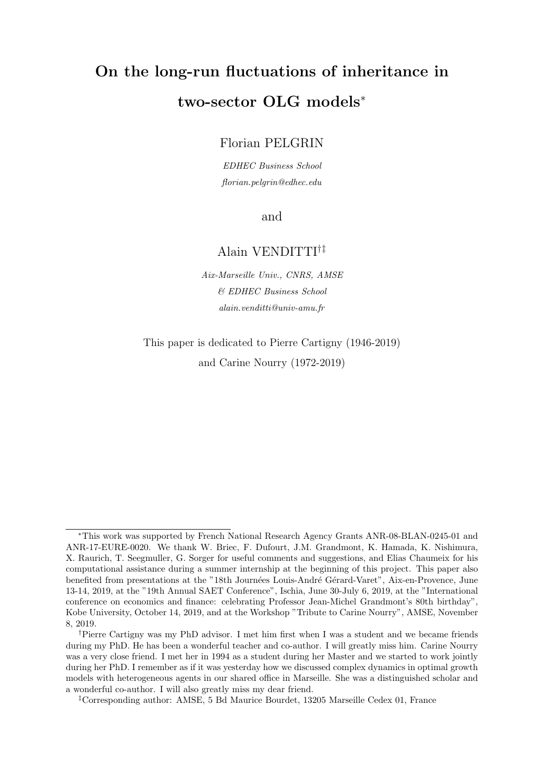# On the long-run fluctuations of inheritance in two-sector OLG models*

Florian PELGRIN

*EDHEC Business School*

*florian.pelgrin@edhec.edu*

and

Alain VENDITTI[†‡]

*Aix-Marseille Univ., CNRS, AMSE*

*& EDHEC Business School*

*alain.venditti@univ-amu.fr*

This paper is dedicated to Pierre Cartigny (1946-2019)

and Carine Nourry (1972-2019)

---

*This work was supported by French National Research Agency Grants ANR-08-BLAN-0245-01 and ANR-17-EURE-0020. We thank W. Briec, F. Dufourt, J.M. Grandmont, K. Hamada, K. Nishimura, X. Raurich, T. Seegmuller, G. Sorger for useful comments and suggestions, and Elias Chaumeix for his computational assistance during a summer internship at the beginning of this project. This paper also benefited from presentations at the "18th Journées Louis-André Gérard-Varet", Aix-en-Provence, June 13-14, 2019, at the "19th Annual SAET Conference", Ischia, June 30-July 6, 2019, at the "International conference on economics and finance: celebrating Professor Jean-Michel Grandmont's 80th birthday", Kobe University, October 14, 2019, and at the Workshop "Tribute to Carine Nourry", AMSE, November 8, 2019.

†Pierre Cartigny was my PhD advisor. I met him first when I was a student and we became friends during my PhD. He has been a wonderful teacher and co-author. I will greatly miss him. Carine Nourry was a very close friend. I met her in 1994 as a student during her Master and we started to work jointly during her PhD. I remember as if it was yesterday how we discussed complex dynamics in optimal growth models with heterogeneous agents in our shared office in Marseille. She was a distinguished scholar and a wonderful co-author. I will also greatly miss my dear friend.

‡Corresponding author: AMSE, 5 Bd Maurice Bourdet, 13205 Marseille Cedex 01, France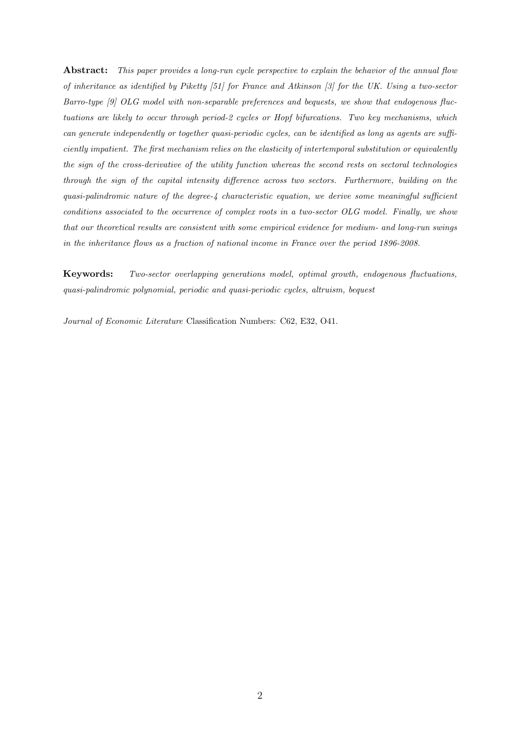**Abstract:** *This paper provides a long-run cycle perspective to explain the behavior of the annual flow of inheritance as identified by Piketty [51] for France and Atkinson [3] for the UK. Using a two-sector Barro-type [9] OLG model with non-separable preferences and bequests, we show that endogenous fluctuations are likely to occur through period-2 cycles or Hopf bifurcations. Two key mechanisms, which can generate independently or together quasi-periodic cycles, can be identified as long as agents are sufficiently impatient. The first mechanism relies on the elasticity of intertemporal substitution or equivalently the sign of the cross-derivative of the utility function whereas the second rests on sectoral technologies through the sign of the capital intensity difference across two sectors. Furthermore, building on the quasi-palindromic nature of the degree-4 characteristic equation, we derive some meaningful sufficient conditions associated to the occurrence of complex roots in a two-sector OLG model. Finally, we show that our theoretical results are consistent with some empirical evidence for medium- and long-run swings in the inheritance flows as a fraction of national income in France over the period 1896-2008.*

**Keywords:** *Two-sector overlapping generations model, optimal growth, endogenous fluctuations, quasi-palindromic polynomial, periodic and quasi-periodic cycles, altruism, bequest*

*Journal of Economic Literature* Classification Numbers: C62, E32, O41.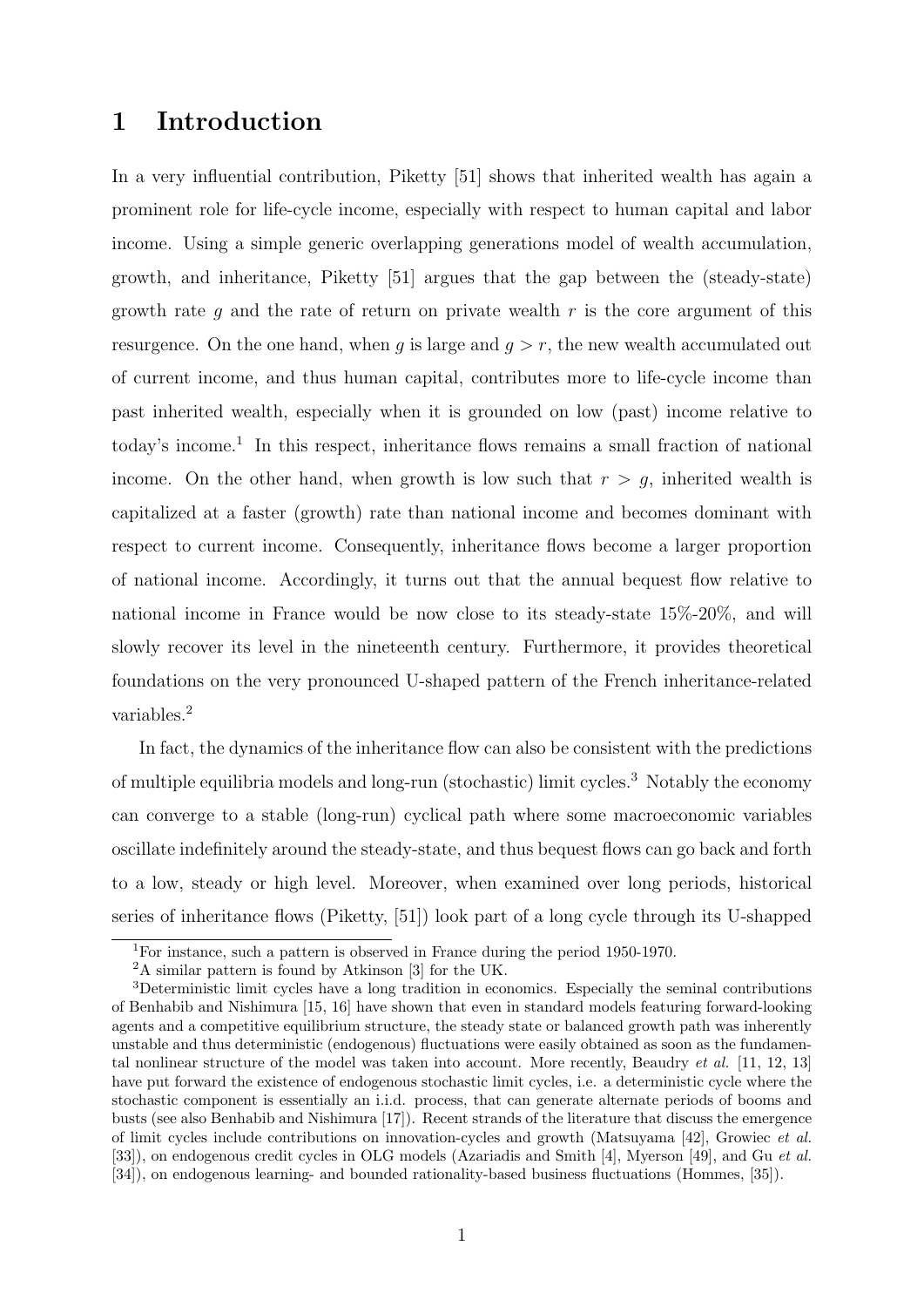# 1 Introduction

In a very influential contribution, Piketty [51] shows that inherited wealth has again a prominent role for life-cycle income, especially with respect to human capital and labor income. Using a simple generic overlapping generations model of wealth accumulation, growth, and inheritance, Piketty [51] argues that the gap between the (steady-state) growth rate $g$ and the rate of return on private wealth $r$ is the core argument of this resurgence. On the one hand, when $g$ is large and $g > r$, the new wealth accumulated out of current income, and thus human capital, contributes more to life-cycle income than past inherited wealth, especially when it is grounded on low (past) income relative to today's income.[1] In this respect, inheritance flows remains a small fraction of national income. On the other hand, when growth is low such that $r > g$, inherited wealth is capitalized at a faster (growth) rate than national income and becomes dominant with respect to current income. Consequently, inheritance flows become a larger proportion of national income. Accordingly, it turns out that the annual bequest flow relative to national income in France would be now close to its steady-state 15%-20%, and will slowly recover its level in the nineteenth century. Furthermore, it provides theoretical foundations on the very pronounced U-shaped pattern of the French inheritance-related variables.[2]

In fact, the dynamics of the inheritance flow can also be consistent with the predictions of multiple equilibria models and long-run (stochastic) limit cycles.[3] Notably the economy can converge to a stable (long-run) cyclical path where some macroeconomic variables oscillate indefinitely around the steady-state, and thus bequest flows can go back and forth to a low, steady or high level. Moreover, when examined over long periods, historical series of inheritance flows (Piketty, [51]) look part of a long cycle through its U-shaped

[1] For instance, such a pattern is observed in France during the period 1950-1970.

[2] A similar pattern is found by Atkinson [3] for the UK.

[3] Deterministic limit cycles have a long tradition in economics. Especially the seminal contributions of Benhabib and Nishimura [15, 16] have shown that even in standard models featuring forward-looking agents and a competitive equilibrium structure, the steady state or balanced growth path was inherently unstable and thus deterministic (endogenous) fluctuations were easily obtained as soon as the fundamental nonlinear structure of the model was taken into account. More recently, Beaudry *et al.* [11, 12, 13] have put forward the existence of endogenous stochastic limit cycles, i.e. a deterministic cycle where the stochastic component is essentially an i.i.d. process, that can generate alternate periods of booms and busts (see also Benhabib and Nishimura [17]). Recent strands of the literature that discuss the emergence of limit cycles include contributions on innovation-cycles and growth (Matsuyama [42], Growiec *et al.* [33]), on endogenous credit cycles in OLG models (Azariadis and Smith [4], Myerson [49], and Gu *et al.* [34]), on endogenous learning- and bounded rationality-based business fluctuations (Hommes, [35]).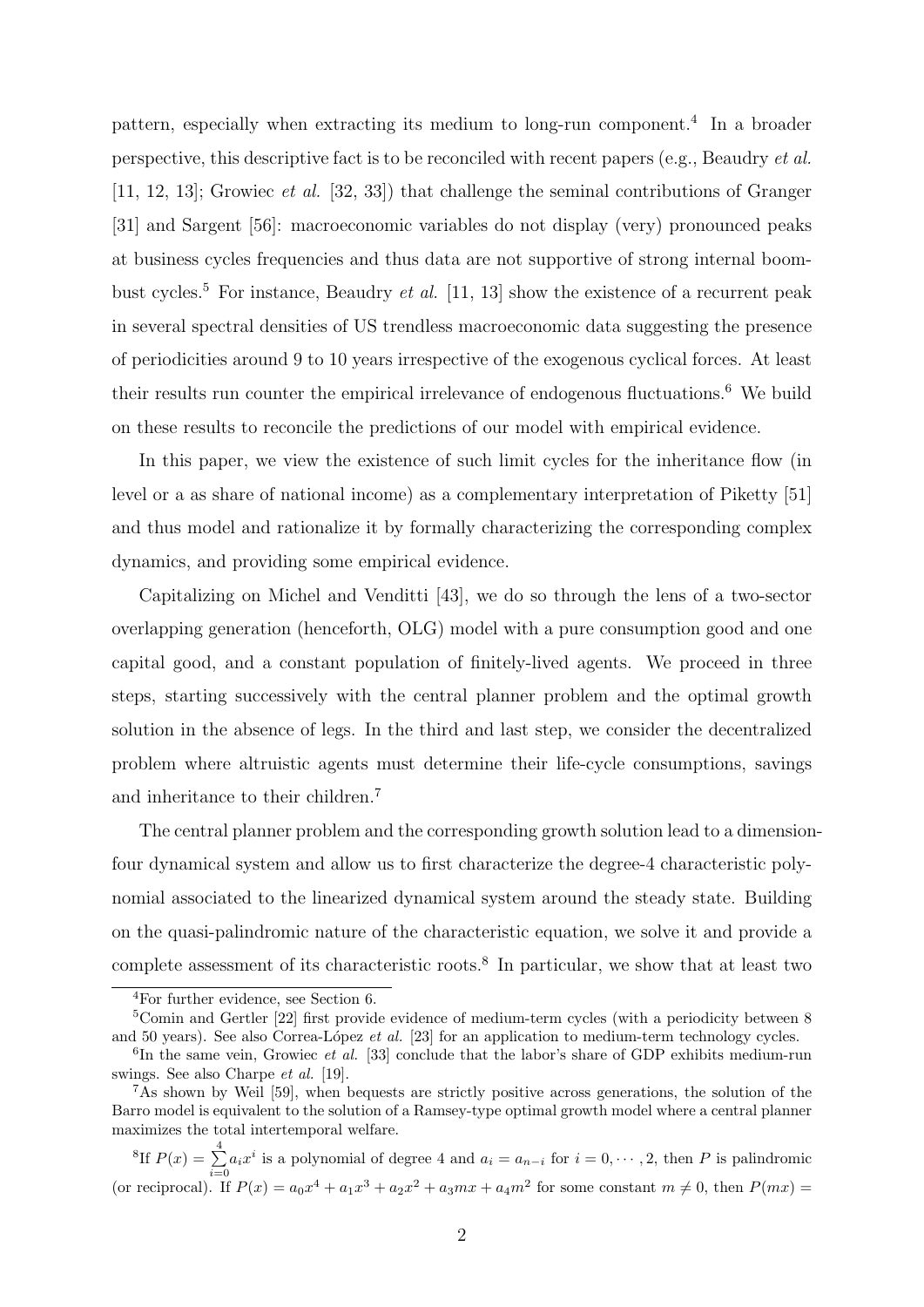pattern, especially when extracting its medium to long-run component.[4] In a broader perspective, this descriptive fact is to be reconciled with recent papers (e.g., Beaudry *et al.* [11, 12, 13]; Growiec *et al.* [32, 33]) that challenge the seminal contributions of Granger [31] and Sargent [56]: macroeconomic variables do not display (very) pronounced peaks at business cycles frequencies and thus data are not supportive of strong internal boom-bust cycles.[5] For instance, Beaudry *et al.* [11, 13] show the existence of a recurrent peak in several spectral densities of US trendless macroeconomic data suggesting the presence of periodicities around 9 to 10 years irrespective of the exogenous cyclical forces. At least their results run counter the empirical irrelevance of endogenous fluctuations.[6] We build on these results to reconcile the predictions of our model with empirical evidence.

In this paper, we view the existence of such limit cycles for the inheritance flow (in level or a as share of national income) as a complementary interpretation of Piketty [51] and thus model and rationalize it by formally characterizing the corresponding complex dynamics, and providing some empirical evidence.

Capitalizing on Michel and Venditti [43], we do so through the lens of a two-sector overlapping generation (henceforth, OLG) model with a pure consumption good and one capital good, and a constant population of finitely-lived agents. We proceed in three steps, starting successively with the central planner problem and the optimal growth solution in the absence of legs. In the third and last step, we consider the decentralized problem where altruistic agents must determine their life-cycle consumptions, savings and inheritance to their children.[7]

The central planner problem and the corresponding growth solution lead to a dimension-four dynamical system and allow us to first characterize the degree-4 characteristic polynomial associated to the linearized dynamical system around the steady state. Building on the quasi-palindromic nature of the characteristic equation, we solve it and provide a complete assessment of its characteristic roots.[8] In particular, we show that at least two

---

[4] For further evidence, see Section 6.

[5] Comin and Gertler [22] first provide evidence of medium-term cycles (with a periodicity between 8 and 50 years). See also Correa-López *et al.* [23] for an application to medium-term technology cycles.

[6] In the same vein, Growiec *et al.* [33] conclude that the labor's share of GDP exhibits medium-run swings. See also Charpe *et al.* [19].

[7] As shown by Weil [59], when bequests are strictly positive across generations, the solution of the Barro model is equivalent to the solution of a Ramsey-type optimal growth model where a central planner maximizes the total intertemporal welfare.

[8] If $P(x) = \sum_{i=0}^{4} a_i x^i$ is a polynomial of degree 4 and $a_i = a_{n-i}$ for $i = 0, \cdots, 2$, then $P$ is palindromic (or reciprocal). If $P(x) = a_0x^4 + a_1x^3 + a_2x^2 + a_3mx + a_4m^2$ for some constant $m \neq 0$, then $P(mx) =$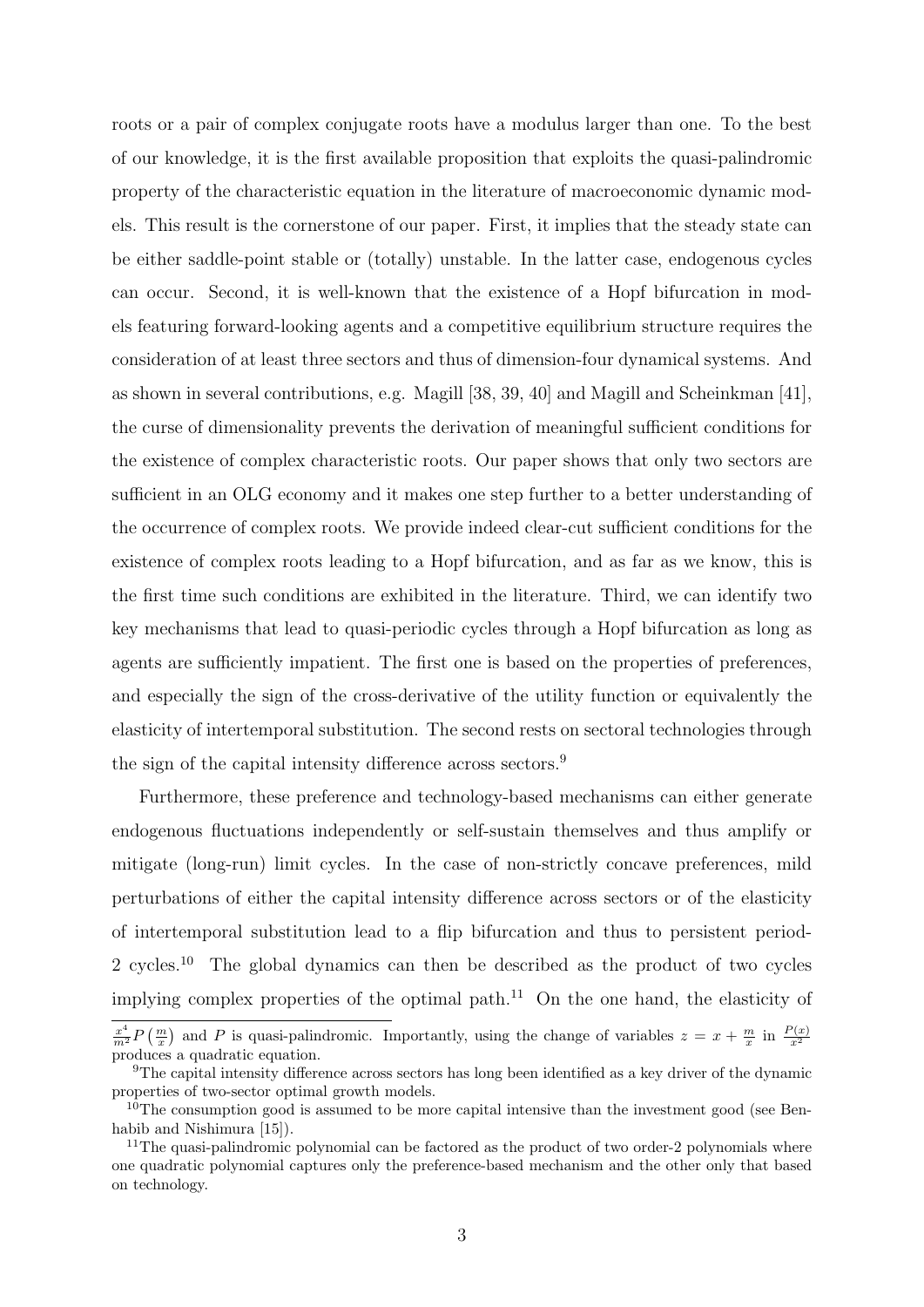roots or a pair of complex conjugate roots have a modulus larger than one. To the best of our knowledge, it is the first available proposition that exploits the quasi-palindromic property of the characteristic equation in the literature of macroeconomic dynamic models. This result is the cornerstone of our paper. First, it implies that the steady state can be either saddle-point stable or (totally) unstable. In the latter case, endogenous cycles can occur. Second, it is well-known that the existence of a Hopf bifurcation in models featuring forward-looking agents and a competitive equilibrium structure requires the consideration of at least three sectors and thus of dimension-four dynamical systems. And as shown in several contributions, e.g. Magill [38, 39, 40] and Magill and Scheinkman [41], the curse of dimensionality prevents the derivation of meaningful sufficient conditions for the existence of complex characteristic roots. Our paper shows that only two sectors are sufficient in an OLG economy and it makes one step further to a better understanding of the occurrence of complex roots. We provide indeed clear-cut sufficient conditions for the existence of complex roots leading to a Hopf bifurcation, and as far as we know, this is the first time such conditions are exhibited in the literature. Third, we can identify two key mechanisms that lead to quasi-periodic cycles through a Hopf bifurcation as long as agents are sufficiently impatient. The first one is based on the properties of preferences, and especially the sign of the cross-derivative of the utility function or equivalently the elasticity of intertemporal substitution. The second rests on sectoral technologies through the sign of the capital intensity difference across sectors.[9]

Furthermore, these preference and technology-based mechanisms can either generate endogenous fluctuations independently or self-sustain themselves and thus amplify or mitigate (long-run) limit cycles. In the case of non-strictly concave preferences, mild perturbations of either the capital intensity difference across sectors or of the elasticity of intertemporal substitution lead to a flip bifurcation and thus to persistent period-2 cycles.[10] The global dynamics can then be described as the product of two cycles implying complex properties of the optimal path.[11] On the one hand, the elasticity of

$\frac{x^4}{m^2}P\left(\frac{m}{x}\right)$ and $P$ is quasi-palindromic. Importantly, using the change of variables $z = x + \frac{m}{x}$ in $\frac{P(x)}{x^2}$ produces a quadratic equation.

[9] The capital intensity difference across sectors has long been identified as a key driver of the dynamic properties of two-sector optimal growth models.

[10] The consumption good is assumed to be more capital intensive than the investment good (see Benhabib and Nishimura [15]).

[11] The quasi-palindromic polynomial can be factored as the product of two order-2 polynomials where one quadratic polynomial captures only the preference-based mechanism and the other only that based on technology.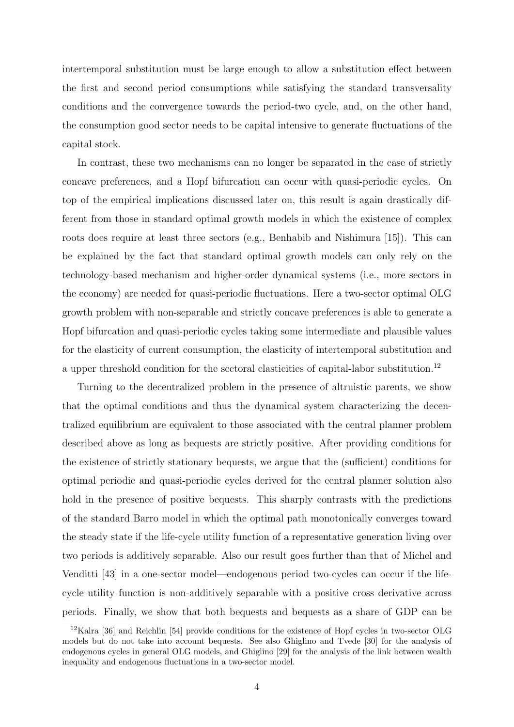intertemporal substitution must be large enough to allow a substitution effect between the first and second period consumptions while satisfying the standard transversality conditions and the convergence towards the period-two cycle, and, on the other hand, the consumption good sector needs to be capital intensive to generate fluctuations of the capital stock.

In contrast, these two mechanisms can no longer be separated in the case of strictly concave preferences, and a Hopf bifurcation can occur with quasi-periodic cycles. On top of the empirical implications discussed later on, this result is again drastically different from those in standard optimal growth models in which the existence of complex roots does require at least three sectors (e.g., Benhabib and Nishimura [15]). This can be explained by the fact that standard optimal growth models can only rely on the technology-based mechanism and higher-order dynamical systems (i.e., more sectors in the economy) are needed for quasi-periodic fluctuations. Here a two-sector optimal OLG growth problem with non-separable and strictly concave preferences is able to generate a Hopf bifurcation and quasi-periodic cycles taking some intermediate and plausible values for the elasticity of current consumption, the elasticity of intertemporal substitution and a upper threshold condition for the sectoral elasticities of capital-labor substitution.[12]

Turning to the decentralized problem in the presence of altruistic parents, we show that the optimal conditions and thus the dynamical system characterizing the decentralized equilibrium are equivalent to those associated with the central planner problem described above as long as bequests are strictly positive. After providing conditions for the existence of strictly stationary bequests, we argue that the (sufficient) conditions for optimal periodic and quasi-periodic cycles derived for the central planner solution also hold in the presence of positive bequests. This sharply contrasts with the predictions of the standard Barro model in which the optimal path monotonically converges toward the steady state if the life-cycle utility function of a representative generation living over two periods is additively separable. Also our result goes further than that of Michel and Venditti [43] in a one-sector model—endogenous period two-cycles can occur if the life-cycle utility function is non-additively separable with a positive cross derivative across periods. Finally, we show that both bequests and bequests as a share of GDP can be

[12] Kalra [36] and Reichlin [54] provide conditions for the existence of Hopf cycles in two-sector OLG models but do not take into account bequests. See also Ghiglino and Tvede [30] for the analysis of endogenous cycles in general OLG models, and Ghiglino [29] for the analysis of the link between wealth inequality and endogenous fluctuations in a two-sector model.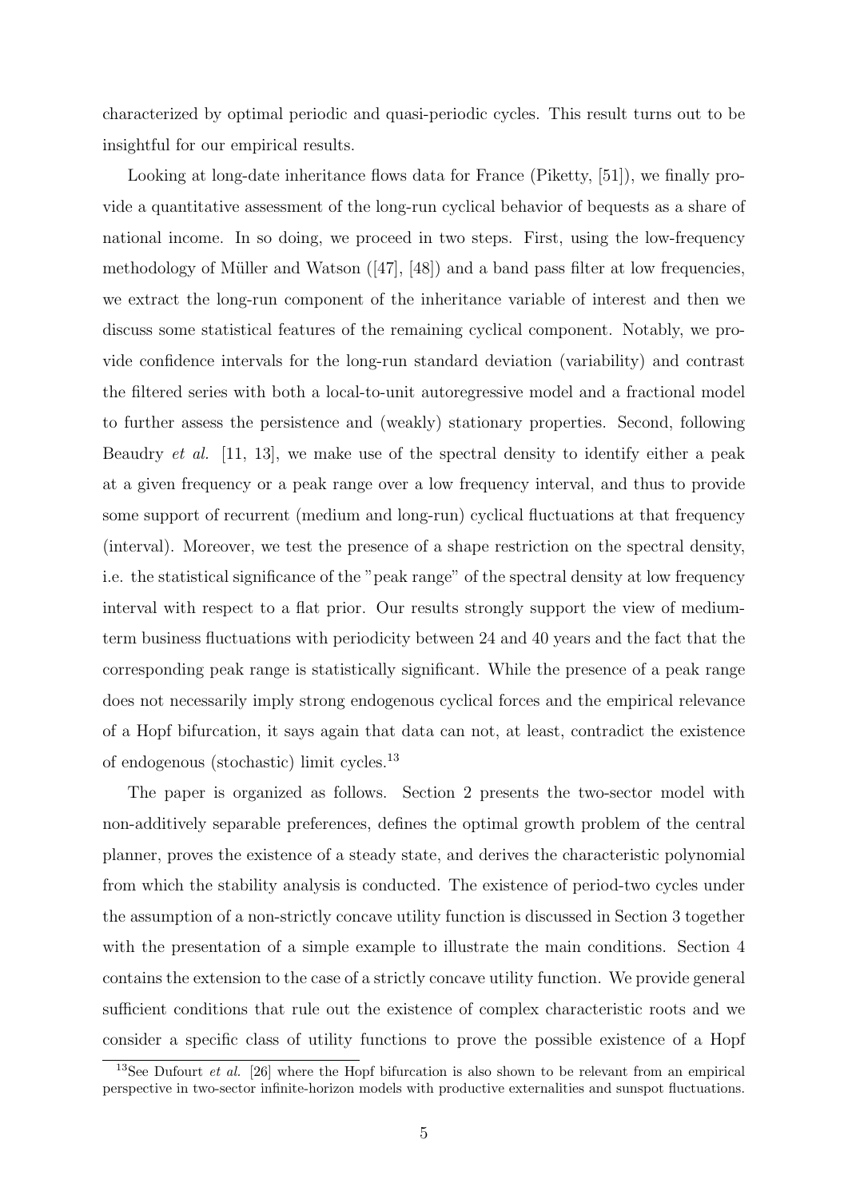characterized by optimal periodic and quasi-periodic cycles. This result turns out to be insightful for our empirical results.

Looking at long-date inheritance flows data for France (Piketty, [51]), we finally provide a quantitative assessment of the long-run cyclical behavior of bequests as a share of national income. In so doing, we proceed in two steps. First, using the low-frequency methodology of Müller and Watson ([47], [48]) and a band pass filter at low frequencies, we extract the long-run component of the inheritance variable of interest and then we discuss some statistical features of the remaining cyclical component. Notably, we provide confidence intervals for the long-run standard deviation (variability) and contrast the filtered series with both a local-to-unit autoregressive model and a fractional model to further assess the persistence and (weakly) stationary properties. Second, following Beaudry *et al.* [11, 13], we make use of the spectral density to identify either a peak at a given frequency or a peak range over a low frequency interval, and thus to provide some support of recurrent (medium and long-run) cyclical fluctuations at that frequency (interval). Moreover, we test the presence of a shape restriction on the spectral density, i.e. the statistical significance of the "peak range" of the spectral density at low frequency interval with respect to a flat prior. Our results strongly support the view of medium-term business fluctuations with periodicity between 24 and 40 years and the fact that the corresponding peak range is statistically significant. While the presence of a peak range does not necessarily imply strong endogenous cyclical forces and the empirical relevance of a Hopf bifurcation, it says again that data can not, at least, contradict the existence of endogenous (stochastic) limit cycles.[13]

The paper is organized as follows. Section 2 presents the two-sector model with non-additively separable preferences, defines the optimal growth problem of the central planner, proves the existence of a steady state, and derives the characteristic polynomial from which the stability analysis is conducted. The existence of period-two cycles under the assumption of a non-strictly concave utility function is discussed in Section 3 together with the presentation of a simple example to illustrate the main conditions. Section 4 contains the extension to the case of a strictly concave utility function. We provide general sufficient conditions that rule out the existence of complex characteristic roots and we consider a specific class of utility functions to prove the possible existence of a Hopf

[13] See Dufourt *et al.* [26] where the Hopf bifurcation is also shown to be relevant from an empirical perspective in two-sector infinite-horizon models with productive externalities and sunspot fluctuations.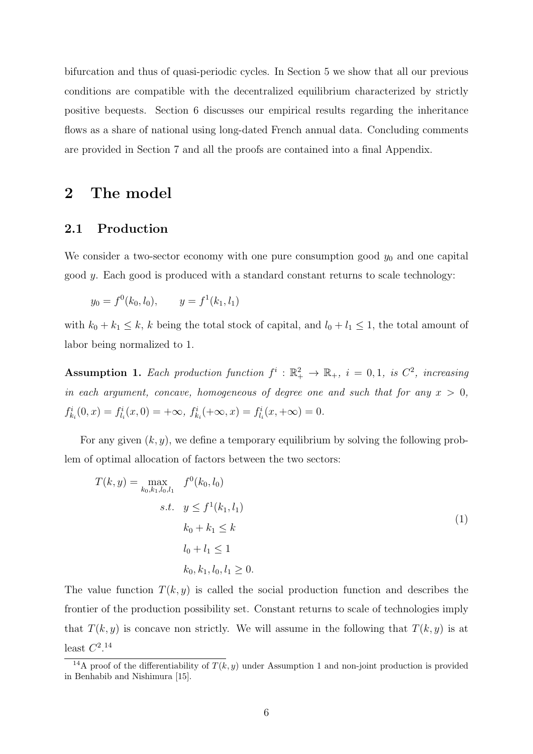bifurcation and thus of quasi-periodic cycles. In Section 5 we show that all our previous conditions are compatible with the decentralized equilibrium characterized by strictly positive bequests. Section 6 discusses our empirical results regarding the inheritance flows as a share of national using long-dated French annual data. Concluding comments are provided in Section 7 and all the proofs are contained into a final Appendix.

## 2 The model

### 2.1 Production

We consider a two-sector economy with one pure consumption good $y_0$ and one capital good $y$. Each good is produced with a standard constant returns to scale technology:

$$y_0 = f^0(k_0, l_0), \qquad y = f^1(k_1, l_1)$$

with $k_0 + k_1 \leq k$, $k$ being the total stock of capital, and $l_0 + l_1 \leq 1$, the total amount of labor being normalized to 1.

**Assumption 1.** *Each production function $f^i : \mathbb{R}^2_+ \to \mathbb{R}_+$, $i = 0, 1$, is $C^2$, increasing in each argument, concave, homogeneous of degree one and such that for any $x > 0$, $f^i_{k_i}(0, x) = f^i_{l_i}(x, 0) = +\infty$, $f^i_{k_i}(+\infty, x) = f^i_{l_i}(x, +\infty) = 0$.*

For any given $(k, y)$, we define a temporary equilibrium by solving the following problem of optimal allocation of factors between the two sectors:

$$\begin{aligned} T(k, y) = \max_{k_0, k_1, l_0, l_1} \quad & f^0(k_0, l_0) \\ s.t. \quad & y \leq f^1(k_1, l_1) \\ & k_0 + k_1 \leq k \\ & l_0 + l_1 \leq 1 \\ & k_0, k_1, l_0, l_1 \geq 0. \end{aligned} \tag{1}$$

The value function $T(k, y)$ is called the social production function and describes the frontier of the production possibility set. Constant returns to scale of technologies imply that $T(k, y)$ is concave non strictly. We will assume in the following that $T(k, y)$ is at least $C^2$.[14]

[14] A proof of the differentiability of $T(k, y)$ under Assumption 1 and non-joint production is provided in Benhabib and Nishimura [15].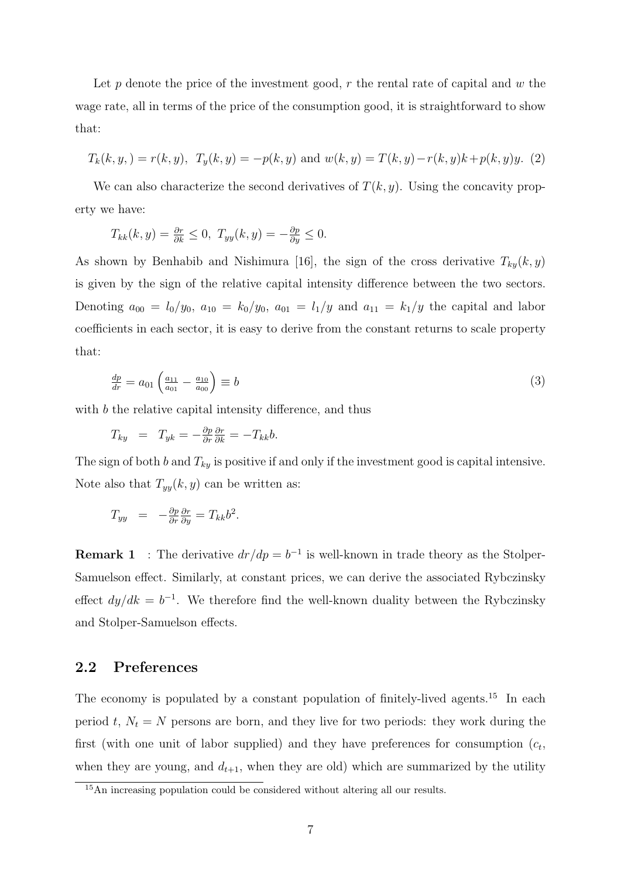Let $p$ denote the price of the investment good, $r$ the rental rate of capital and $w$ the wage rate, all in terms of the price of the consumption good, it is straightforward to show that:

$$T_k(k, y, ) = r(k, y), \;\; T_y(k, y) = -p(k, y) \text{ and } w(k, y) = T(k, y) - r(k, y)k + p(k, y)y. \tag{2}$$

We can also characterize the second derivatives of $T(k, y)$. Using the concavity property we have:

$$T_{kk}(k, y) = \frac{\partial r}{\partial k} \leq 0, \;\; T_{yy}(k, y) = -\frac{\partial p}{\partial y} \leq 0.$$

As shown by Benhabib and Nishimura [16], the sign of the cross derivative $T_{ky}(k, y)$ is given by the sign of the relative capital intensity difference between the two sectors. Denoting $a_{00} = l_0/y_0$, $a_{10} = k_0/y_0$, $a_{01} = l_1/y$ and $a_{11} = k_1/y$ the capital and labor coefficients in each sector, it is easy to derive from the constant returns to scale property that:

$$\frac{dp}{dr} = a_{01}\left(\frac{a_{11}}{a_{01}} - \frac{a_{10}}{a_{00}}\right) \equiv b \tag{3}$$

with $b$ the relative capital intensity difference, and thus

$$T_{ky} \;\; = \;\; T_{yk} = -\frac{\partial p}{\partial r}\frac{\partial r}{\partial k} = -T_{kk}b.$$

The sign of both $b$ and $T_{ky}$ is positive if and only if the investment good is capital intensive. Note also that $T_{yy}(k, y)$ can be written as:

$$T_{yy} \;\; = \;\; -\frac{\partial p}{\partial r}\frac{\partial r}{\partial y} = T_{kk}b^2.$$

**Remark 1** : The derivative $dr/dp = b^{-1}$ is well-known in trade theory as the Stolper-Samuelson effect. Similarly, at constant prices, we can derive the associated Rybczinsky effect $dy/dk = b^{-1}$. We therefore find the well-known duality between the Rybczinsky and Stolper-Samuelson effects.

## 2.2 Preferences

The economy is populated by a constant population of finitely-lived agents.[15] In each period $t$, $N_t = N$ persons are born, and they live for two periods: they work during the first (with one unit of labor supplied) and they have preferences for consumption ($c_t$, when they are young, and $d_{t+1}$, when they are old) which are summarized by the utility

[15] An increasing population could be considered without altering all our results.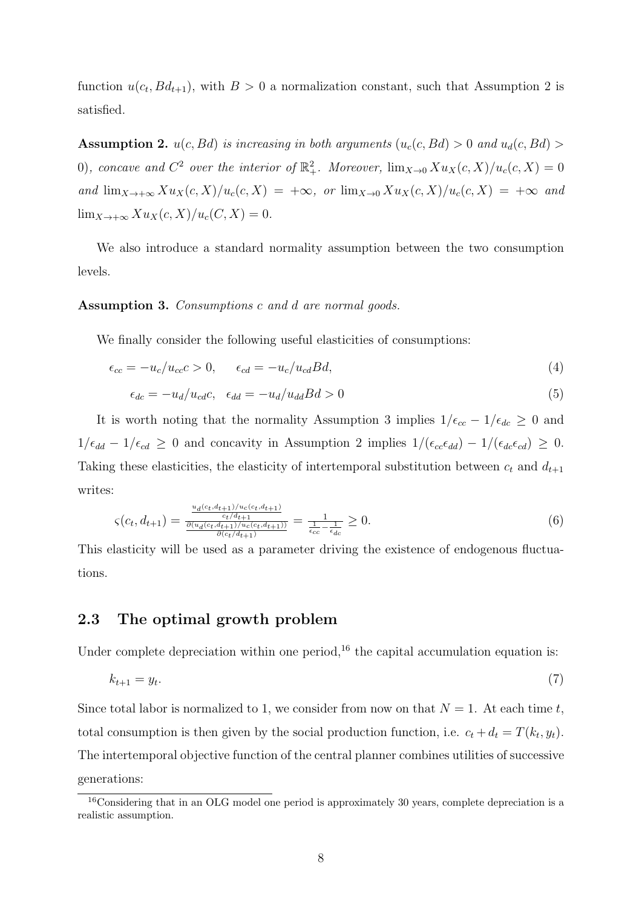function $u(c_t, Bd_{t+1})$, with $B > 0$ a normalization constant, such that Assumption 2 is satisfied.

**Assumption 2.** *$u(c, Bd)$ is increasing in both arguments ($u_c(c, Bd) > 0$ and $u_d(c, Bd) > 0$), concave and $C^2$ over the interior of $\mathbb{R}_+^2$. Moreover, $\lim_{X\to 0} Xu_X(c, X)/u_c(c, X) = 0$ and $\lim_{X\to +\infty} Xu_X(c, X)/u_c(c, X) = +\infty$, or $\lim_{X\to 0} Xu_X(c, X)/u_c(c, X) = +\infty$ and $\lim_{X\to +\infty} Xu_X(c, X)/u_c(C, X) = 0$.*

We also introduce a standard normality assumption between the two consumption levels.

**Assumption 3.** *Consumptions $c$ and $d$ are normal goods.*

We finally consider the following useful elasticities of consumptions:

$$\epsilon_{cc} = -u_c/u_{cc}c > 0, \qquad \epsilon_{cd} = -u_c/u_{cd}Bd, \tag{4}$$

$$\epsilon_{dc} = -u_d/u_{cd}c, \quad \epsilon_{dd} = -u_d/u_{dd}Bd > 0 \tag{5}$$

It is worth noting that the normality Assumption 3 implies $1/\epsilon_{cc} - 1/\epsilon_{dc} \geq 0$ and $1/\epsilon_{dd} - 1/\epsilon_{cd} \geq 0$ and concavity in Assumption 2 implies $1/(\epsilon_{cc}\epsilon_{dd}) - 1/(\epsilon_{dc}\epsilon_{cd}) \geq 0$. Taking these elasticities, the elasticity of intertemporal substitution between $c_t$ and $d_{t+1}$ writes:

$$\varsigma(c_t, d_{t+1}) = \frac{\frac{u_d(c_t,d_{t+1})/u_c(c_t,d_{t+1})}{c_t/d_{t+1}}}{\frac{\partial(u_d(c_t,d_{t+1})/u_c(c_t,d_{t+1}))}{\partial(c_t/d_{t+1})}} = \frac{1}{\frac{1}{\epsilon_{cc}} - \frac{1}{\epsilon_{dc}}} \geq 0. \tag{6}$$

This elasticity will be used as a parameter driving the existence of endogenous fluctuations.

## 2.3 The optimal growth problem

Under complete depreciation within one period,[16] the capital accumulation equation is:

$$k_{t+1} = y_t. \tag{7}$$

Since total labor is normalized to 1, we consider from now on that $N = 1$. At each time $t$, total consumption is then given by the social production function, i.e. $c_t + d_t = T(k_t, y_t)$. The intertemporal objective function of the central planner combines utilities of successive generations:

[16] Considering that in an OLG model one period is approximately 30 years, complete depreciation is a realistic assumption.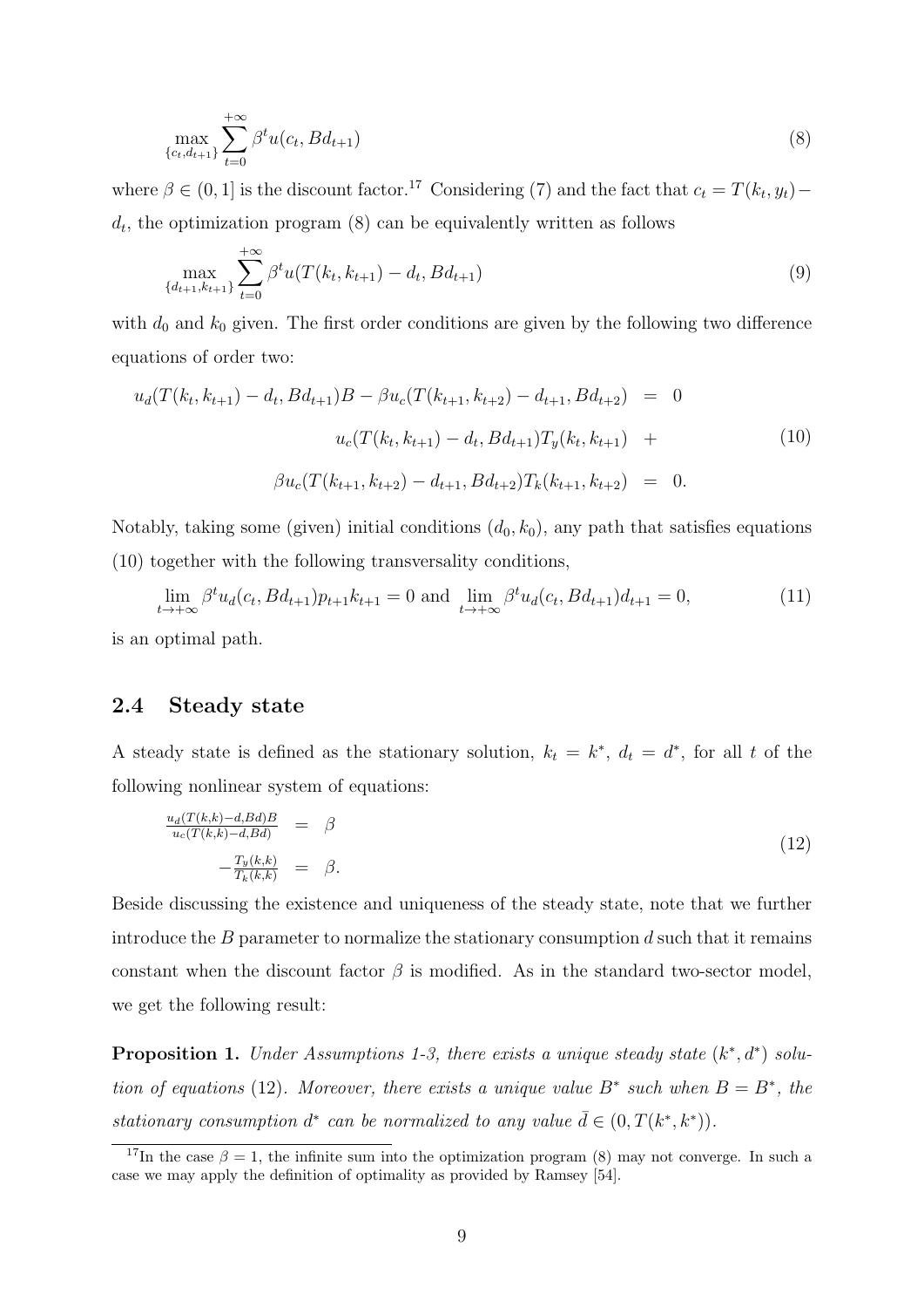$$\max_{\{c_t, d_{t+1}\}} \sum_{t=0}^{+\infty} \beta^t u(c_t, Bd_{t+1}) \tag{8}$$

where $\beta \in (0, 1]$ is the discount factor.[17] Considering (7) and the fact that $c_t = T(k_t, y_t) - d_t$, the optimization program (8) can be equivalently written as follows

$$\max_{\{d_{t+1}, k_{t+1}\}} \sum_{t=0}^{+\infty} \beta^t u(T(k_t, k_{t+1}) - d_t, Bd_{t+1}) \tag{9}$$

with $d_0$ and $k_0$ given. The first order conditions are given by the following two difference equations of order two:

$$\begin{aligned} u_d(T(k_t, k_{t+1}) - d_t, Bd_{t+1})B - \beta u_c(T(k_{t+1}, k_{t+2}) - d_{t+1}, Bd_{t+2}) &= 0 \\ u_c(T(k_t, k_{t+1}) - d_t, Bd_{t+1})T_y(k_t, k_{t+1}) &+ \\ \beta u_c(T(k_{t+1}, k_{t+2}) - d_{t+1}, Bd_{t+2})T_k(k_{t+1}, k_{t+2}) &= 0. \end{aligned} \tag{10}$$

Notably, taking some (given) initial conditions $(d_0, k_0)$, any path that satisfies equations (10) together with the following transversality conditions,

$$\lim_{t \to +\infty} \beta^t u_d(c_t, Bd_{t+1}) p_{t+1} k_{t+1} = 0 \text{ and } \lim_{t \to +\infty} \beta^t u_d(c_t, Bd_{t+1}) d_{t+1} = 0, \tag{11}$$

is an optimal path.

## 2.4 Steady state

A steady state is defined as the stationary solution, $k_t = k^*$, $d_t = d^*$, for all $t$ of the following nonlinear system of equations:

$$\begin{aligned} \frac{u_d(T(k,k)-d, Bd)B}{u_c(T(k,k)-d, Bd)} &= \beta \\ -\frac{T_y(k,k)}{T_k(k,k)} &= \beta. \end{aligned} \tag{12}$$

Beside discussing the existence and uniqueness of the steady state, note that we further introduce the $B$ parameter to normalize the stationary consumption $d$ such that it remains constant when the discount factor $\beta$ is modified. As in the standard two-sector model, we get the following result:

**Proposition 1.** *Under Assumptions 1-3, there exists a unique steady state $(k^*, d^*)$ solution of equations* (12)*. Moreover, there exists a unique value $B^*$ such when $B = B^*$, the stationary consumption $d^*$ can be normalized to any value $\bar{d} \in (0, T(k^*, k^*))$.*

[17] In the case $\beta = 1$, the infinite sum into the optimization program (8) may not converge. In such a case we may apply the definition of optimality as provided by Ramsey [54].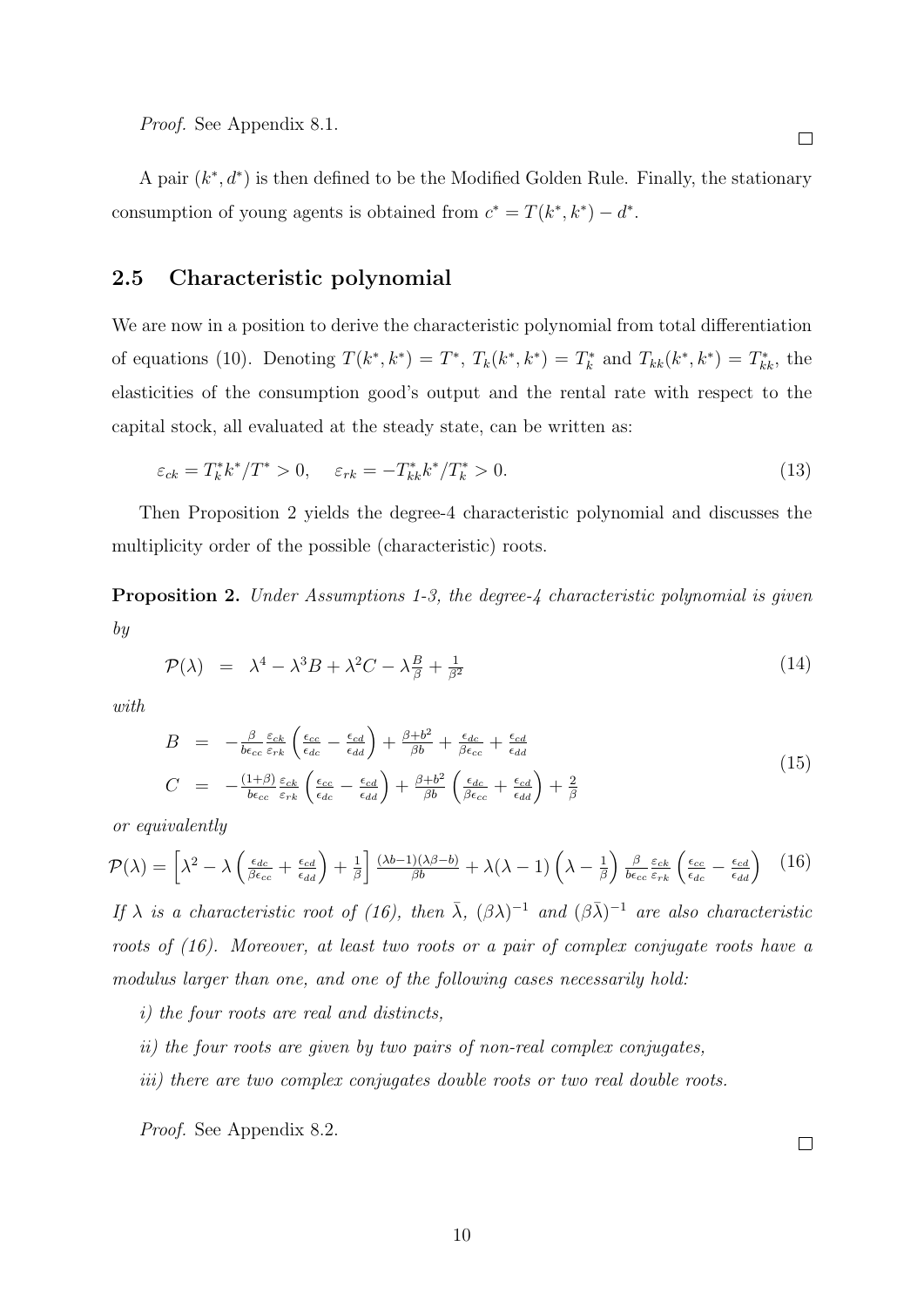*Proof.* See Appendix 8.1. □

A pair $(k^*, d^*)$ is then defined to be the Modified Golden Rule. Finally, the stationary consumption of young agents is obtained from $c^* = T(k^*, k^*) - d^*$.

## 2.5 Characteristic polynomial

We are now in a position to derive the characteristic polynomial from total differentiation of equations (10). Denoting $T(k^*, k^*) = T^*$, $T_k(k^*, k^*) = T_k^*$ and $T_{kk}(k^*, k^*) = T_{kk}^*$, the elasticities of the consumption good's output and the rental rate with respect to the capital stock, all evaluated at the steady state, can be written as:

$$\varepsilon_{ck} = T_k^* k^*/T^* > 0, \quad \varepsilon_{rk} = -T_{kk}^* k^*/T_k^* > 0. \tag{13}$$

Then Proposition 2 yields the degree-4 characteristic polynomial and discusses the multiplicity order of the possible (characteristic) roots.

**Proposition 2.** *Under Assumptions 1-3, the degree-4 characteristic polynomial is given by*

$$\mathcal{P}(\lambda) \;=\; \lambda^4 - \lambda^3 B + \lambda^2 C - \lambda \tfrac{B}{\beta} + \tfrac{1}{\beta^2} \tag{14}$$

*with*

$$\begin{aligned} B &= -\tfrac{\beta}{b\epsilon_{cc}} \tfrac{\varepsilon_{ck}}{\varepsilon_{rk}} \left( \tfrac{\epsilon_{cc}}{\epsilon_{dc}} - \tfrac{\epsilon_{cd}}{\epsilon_{dd}} \right) + \tfrac{\beta + b^2}{\beta b} + \tfrac{\epsilon_{dc}}{\beta \epsilon_{cc}} + \tfrac{\epsilon_{cd}}{\epsilon_{dd}} \\ C &= -\tfrac{(1+\beta)}{b\epsilon_{cc}} \tfrac{\varepsilon_{ck}}{\varepsilon_{rk}} \left( \tfrac{\epsilon_{cc}}{\epsilon_{dc}} - \tfrac{\epsilon_{cd}}{\epsilon_{dd}} \right) + \tfrac{\beta + b^2}{\beta b} \left( \tfrac{\epsilon_{dc}}{\beta \epsilon_{cc}} + \tfrac{\epsilon_{cd}}{\epsilon_{dd}} \right) + \tfrac{2}{\beta} \end{aligned} \tag{15}$$

*or equivalently*

$$\mathcal{P}(\lambda) = \left[ \lambda^2 - \lambda \left( \tfrac{\epsilon_{dc}}{\beta \epsilon_{cc}} + \tfrac{\epsilon_{cd}}{\epsilon_{dd}} \right) + \tfrac{1}{\beta} \right] \tfrac{(\lambda b - 1)(\lambda \beta - b)}{\beta b} + \lambda(\lambda - 1)\left( \lambda - \tfrac{1}{\beta} \right) \tfrac{\beta}{b\epsilon_{cc}} \tfrac{\varepsilon_{ck}}{\varepsilon_{rk}} \left( \tfrac{\epsilon_{cc}}{\epsilon_{dc}} - \tfrac{\epsilon_{cd}}{\epsilon_{dd}} \right) \tag{16}$$

*If $\lambda$ is a characteristic root of (16), then $\bar{\lambda}$, $(\beta\lambda)^{-1}$ and $(\beta\bar{\lambda})^{-1}$ are also characteristic roots of (16). Moreover, at least two roots or a pair of complex conjugate roots have a modulus larger than one, and one of the following cases necessarily hold:*

*i) the four roots are real and distincts,*

*ii) the four roots are given by two pairs of non-real complex conjugates,*

*iii) there are two complex conjugates double roots or two real double roots.*

*Proof.* See Appendix 8.2. □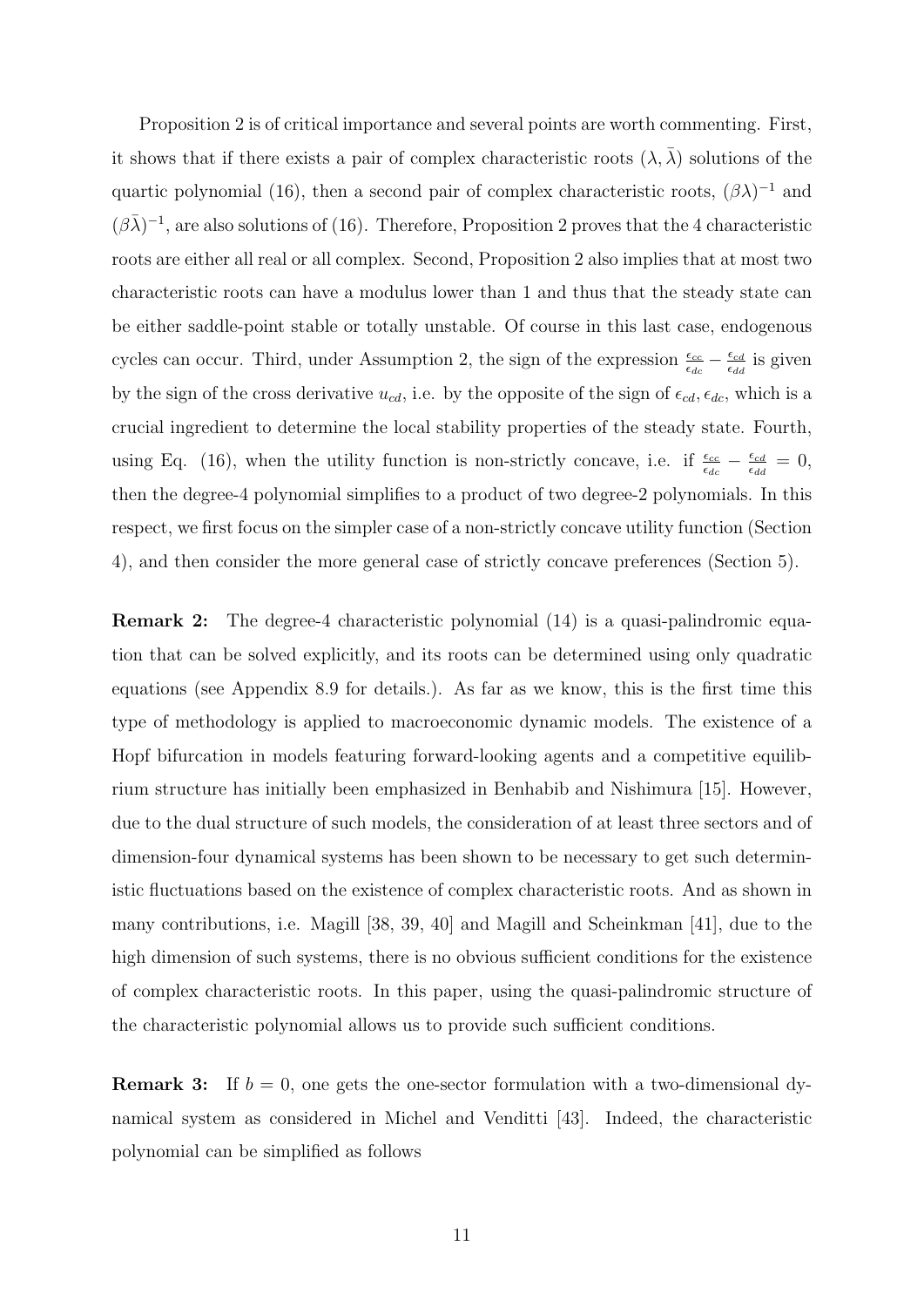Proposition 2 is of critical importance and several points are worth commenting. First, it shows that if there exists a pair of complex characteristic roots $(\lambda, \bar{\lambda})$ solutions of the quartic polynomial (16), then a second pair of complex characteristic roots, $(\beta\lambda)^{-1}$ and $(\beta\bar{\lambda})^{-1}$, are also solutions of (16). Therefore, Proposition 2 proves that the 4 characteristic roots are either all real or all complex. Second, Proposition 2 also implies that at most two characteristic roots can have a modulus lower than 1 and thus that the steady state can be either saddle-point stable or totally unstable. Of course in this last case, endogenous cycles can occur. Third, under Assumption 2, the sign of the expression $\frac{\epsilon_{cc}}{\epsilon_{dc}} - \frac{\epsilon_{cd}}{\epsilon_{dd}}$ is given by the sign of the cross derivative $u_{cd}$, i.e. by the opposite of the sign of $\epsilon_{cd}, \epsilon_{dc}$, which is a crucial ingredient to determine the local stability properties of the steady state. Fourth, using Eq. (16), when the utility function is non-strictly concave, i.e. if $\frac{\epsilon_{cc}}{\epsilon_{dc}} - \frac{\epsilon_{cd}}{\epsilon_{dd}} = 0$, then the degree-4 polynomial simplifies to a product of two degree-2 polynomials. In this respect, we first focus on the simpler case of a non-strictly concave utility function (Section 4), and then consider the more general case of strictly concave preferences (Section 5).

**Remark 2:** The degree-4 characteristic polynomial (14) is a quasi-palindromic equation that can be solved explicitly, and its roots can be determined using only quadratic equations (see Appendix 8.9 for details.). As far as we know, this is the first time this type of methodology is applied to macroeconomic dynamic models. The existence of a Hopf bifurcation in models featuring forward-looking agents and a competitive equilibrium structure has initially been emphasized in Benhabib and Nishimura [15]. However, due to the dual structure of such models, the consideration of at least three sectors and of dimension-four dynamical systems has been shown to be necessary to get such deterministic fluctuations based on the existence of complex characteristic roots. And as shown in many contributions, i.e. Magill [38, 39, 40] and Magill and Scheinkman [41], due to the high dimension of such systems, there is no obvious sufficient conditions for the existence of complex characteristic roots. In this paper, using the quasi-palindromic structure of the characteristic polynomial allows us to provide such sufficient conditions.

**Remark 3:** If $b = 0$, one gets the one-sector formulation with a two-dimensional dynamical system as considered in Michel and Venditti [43]. Indeed, the characteristic polynomial can be simplified as follows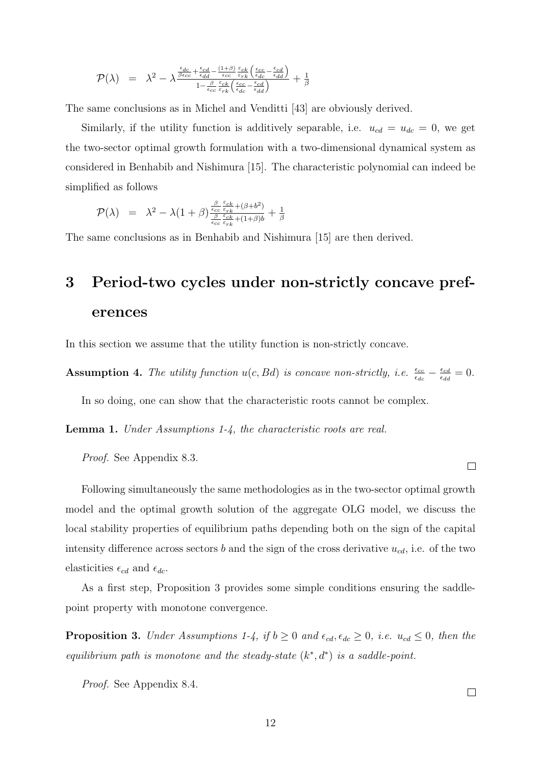$$\mathcal{P}(\lambda) \quad = \quad \lambda^2 - \lambda \frac{\frac{\epsilon_{dc}}{\beta \epsilon_{cc}} + \frac{\epsilon_{cd}}{\epsilon_{dd}} - \frac{(1+\beta)}{\epsilon_{cc}} \frac{\varepsilon_{ck}}{\varepsilon_{rk}} \left( \frac{\epsilon_{cc}}{\epsilon_{dc}} - \frac{\epsilon_{cd}}{\epsilon_{dd}} \right)}{1 - \frac{\beta}{\epsilon_{cc}} \frac{\varepsilon_{ck}}{\varepsilon_{rk}} \left( \frac{\epsilon_{cc}}{\epsilon_{dc}} - \frac{\epsilon_{cd}}{\epsilon_{dd}} \right)} + \frac{1}{\beta}$$

The same conclusions as in Michel and Venditti [43] are obviously derived.

Similarly, if the utility function is additively separable, i.e. $u_{cd} = u_{dc} = 0$, we get the two-sector optimal growth formulation with a two-dimensional dynamical system as considered in Benhabib and Nishimura [15]. The characteristic polynomial can indeed be simplified as follows

$$\mathcal{P}(\lambda) \quad = \quad \lambda^2 - \lambda(1+\beta) \frac{\frac{\beta}{\epsilon_{cc}} \frac{\varepsilon_{ck}}{\varepsilon_{rk}} + (\beta + b^2)}{\frac{\beta}{\epsilon_{cc}} \frac{\varepsilon_{ck}}{\varepsilon_{rk}} + (1+\beta) b} + \frac{1}{\beta}$$

The same conclusions as in Benhabib and Nishimura [15] are then derived.

# 3 Period-two cycles under non-strictly concave preferences

In this section we assume that the utility function is non-strictly concave.

**Assumption 4.** *The utility function $u(c, Bd)$ is concave non-strictly, i.e.* $\frac{\epsilon_{cc}}{\epsilon_{dc}} - \frac{\epsilon_{cd}}{\epsilon_{dd}} = 0$.

In so doing, one can show that the characteristic roots cannot be complex.

**Lemma 1.** *Under Assumptions 1-4, the characteristic roots are real.*

*Proof.* See Appendix 8.3. □

Following simultaneously the same methodologies as in the two-sector optimal growth model and the optimal growth solution of the aggregate OLG model, we discuss the local stability properties of equilibrium paths depending both on the sign of the capital intensity difference across sectors $b$ and the sign of the cross derivative $u_{cd}$, i.e. of the two elasticities $\epsilon_{cd}$ and $\epsilon_{dc}$.

As a first step, Proposition 3 provides some simple conditions ensuring the saddle-point property with monotone convergence.

**Proposition 3.** *Under Assumptions 1-4, if $b \geq 0$ and $\epsilon_{cd}, \epsilon_{dc} \geq 0$, i.e. $u_{cd} \leq 0$, then the equilibrium path is monotone and the steady-state $(k^*, d^*)$ is a saddle-point.*

*Proof.* See Appendix 8.4. □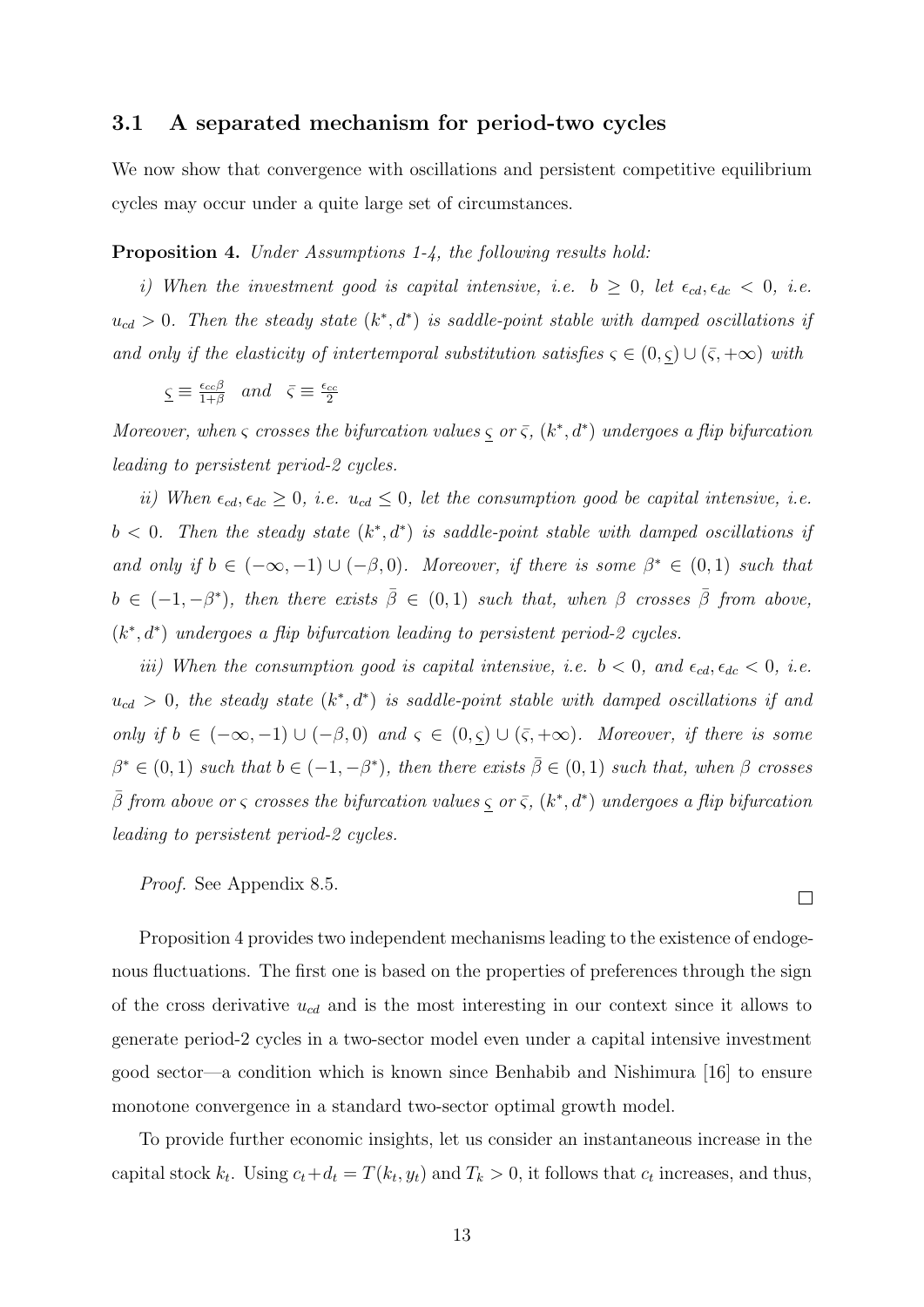### 3.1 A separated mechanism for period-two cycles

We now show that convergence with oscillations and persistent competitive equilibrium cycles may occur under a quite large set of circumstances.

**Proposition 4.** *Under Assumptions 1-4, the following results hold:*

*i) When the investment good is capital intensive, i.e. $b \geq 0$, let $\epsilon_{cd}, \epsilon_{dc} < 0$, i.e. $u_{cd} > 0$. Then the steady state $(k^*, d^*)$ is saddle-point stable with damped oscillations if and only if the elasticity of intertemporal substitution satisfies $\varsigma \in (0, \underline{\varsigma}) \cup (\bar{\varsigma}, +\infty)$ with*

$$\underline{\varsigma} \equiv \frac{\epsilon_{cc}\beta}{1+\beta} \quad \textit{and} \quad \bar{\varsigma} \equiv \frac{\epsilon_{cc}}{2}$$

*Moreover, when $\varsigma$ crosses the bifurcation values $\underline{\varsigma}$ or $\bar{\varsigma}$, $(k^*, d^*)$ undergoes a flip bifurcation leading to persistent period-2 cycles.*

*ii) When $\epsilon_{cd}, \epsilon_{dc} \geq 0$, i.e. $u_{cd} \leq 0$, let the consumption good be capital intensive, i.e. $b < 0$. Then the steady state $(k^*, d^*)$ is saddle-point stable with damped oscillations if and only if $b \in (-\infty, -1) \cup (-\beta, 0)$. Moreover, if there is some $\beta^* \in (0, 1)$ such that $b \in (-1, -\beta^*)$, then there exists $\bar{\beta} \in (0, 1)$ such that, when $\beta$ crosses $\bar{\beta}$ from above, $(k^*, d^*)$ undergoes a flip bifurcation leading to persistent period-2 cycles.*

*iii) When the consumption good is capital intensive, i.e. $b < 0$, and $\epsilon_{cd}, \epsilon_{dc} < 0$, i.e. $u_{cd} > 0$, the steady state $(k^*, d^*)$ is saddle-point stable with damped oscillations if and only if $b \in (-\infty, -1) \cup (-\beta, 0)$ and $\varsigma \in (0, \underline{\varsigma}) \cup (\bar{\varsigma}, +\infty)$. Moreover, if there is some $\beta^* \in (0, 1)$ such that $b \in (-1, -\beta^*)$, then there exists $\bar{\beta} \in (0, 1)$ such that, when $\beta$ crosses $\bar{\beta}$ from above or $\varsigma$ crosses the bifurcation values $\underline{\varsigma}$ or $\bar{\varsigma}$, $(k^*, d^*)$ undergoes a flip bifurcation leading to persistent period-2 cycles.*

*Proof.* See Appendix 8.5. □

Proposition 4 provides two independent mechanisms leading to the existence of endogenous fluctuations. The first one is based on the properties of preferences through the sign of the cross derivative $u_{cd}$ and is the most interesting in our context since it allows to generate period-2 cycles in a two-sector model even under a capital intensive investment good sector—a condition which is known since Benhabib and Nishimura [16] to ensure monotone convergence in a standard two-sector optimal growth model.

To provide further economic insights, let us consider an instantaneous increase in the capital stock $k_t$. Using $c_t + d_t = T(k_t, y_t)$ and $T_k > 0$, it follows that $c_t$ increases, and thus,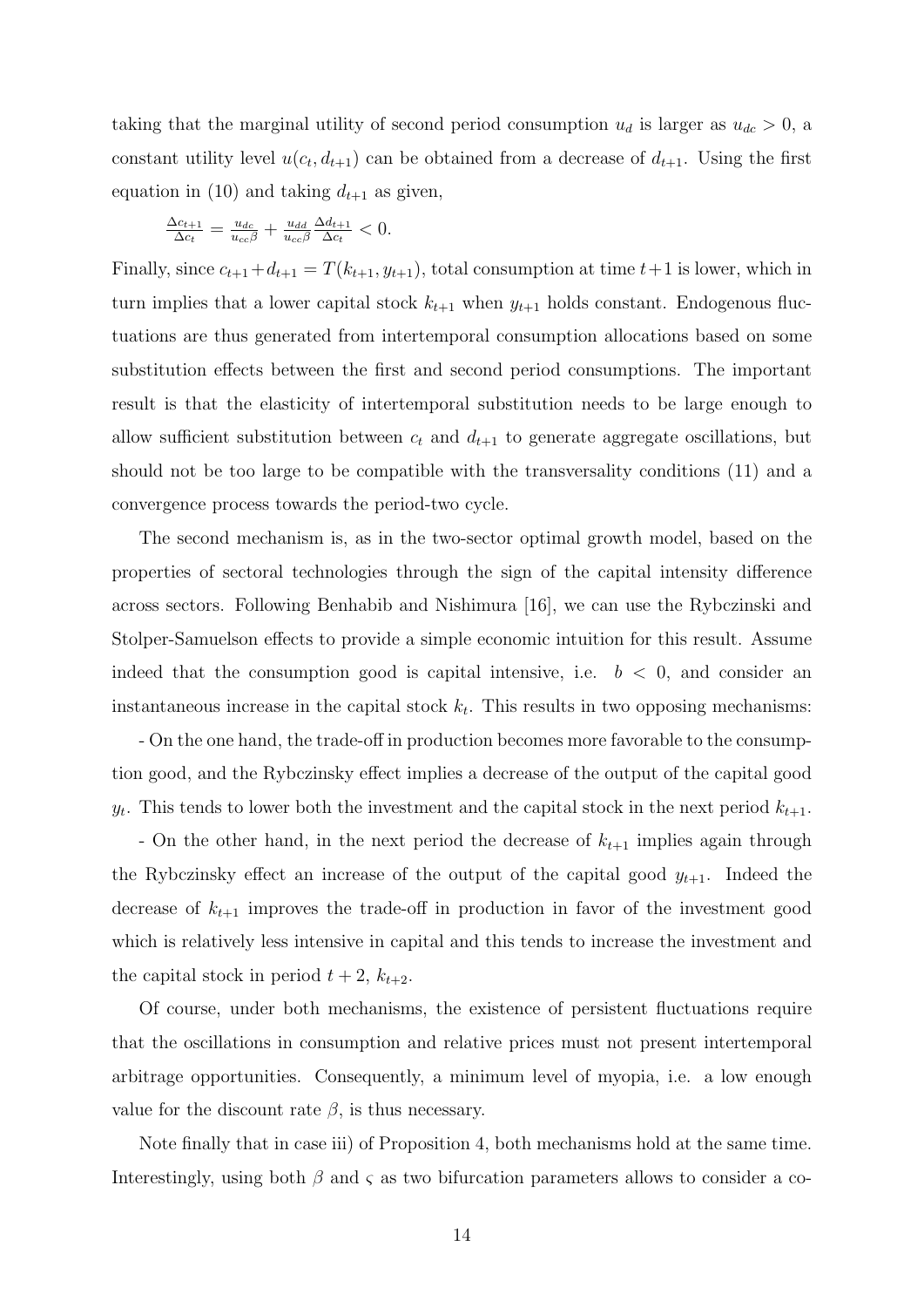taking that the marginal utility of second period consumption $u_d$ is larger as $u_{dc} > 0$, a constant utility level $u(c_t, d_{t+1})$ can be obtained from a decrease of $d_{t+1}$. Using the first equation in (10) and taking $d_{t+1}$ as given,

$$\frac{\Delta c_{t+1}}{\Delta c_t} = \frac{u_{dc}}{u_{cc}\beta} + \frac{u_{dd}}{u_{cc}\beta}\frac{\Delta d_{t+1}}{\Delta c_t} < 0.$$

Finally, since $c_{t+1} + d_{t+1} = T(k_{t+1}, y_{t+1})$, total consumption at time $t+1$ is lower, which in turn implies that a lower capital stock $k_{t+1}$ when $y_{t+1}$ holds constant. Endogenous fluctuations are thus generated from intertemporal consumption allocations based on some substitution effects between the first and second period consumptions. The important result is that the elasticity of intertemporal substitution needs to be large enough to allow sufficient substitution between $c_t$ and $d_{t+1}$ to generate aggregate oscillations, but should not be too large to be compatible with the transversality conditions (11) and a convergence process towards the period-two cycle.

The second mechanism is, as in the two-sector optimal growth model, based on the properties of sectoral technologies through the sign of the capital intensity difference across sectors. Following Benhabib and Nishimura [16], we can use the Rybczinski and Stolper-Samuelson effects to provide a simple economic intuition for this result. Assume indeed that the consumption good is capital intensive, i.e. $b < 0$, and consider an instantaneous increase in the capital stock $k_t$. This results in two opposing mechanisms:

- On the one hand, the trade-off in production becomes more favorable to the consumption good, and the Rybczinsky effect implies a decrease of the output of the capital good $y_t$. This tends to lower both the investment and the capital stock in the next period $k_{t+1}$.

- On the other hand, in the next period the decrease of $k_{t+1}$ implies again through the Rybczinsky effect an increase of the output of the capital good $y_{t+1}$. Indeed the decrease of $k_{t+1}$ improves the trade-off in production in favor of the investment good which is relatively less intensive in capital and this tends to increase the investment and the capital stock in period $t+2$, $k_{t+2}$.

Of course, under both mechanisms, the existence of persistent fluctuations require that the oscillations in consumption and relative prices must not present intertemporal arbitrage opportunities. Consequently, a minimum level of myopia, i.e. a low enough value for the discount rate $\beta$, is thus necessary.

Note finally that in case iii) of Proposition 4, both mechanisms hold at the same time. Interestingly, using both $\beta$ and $\varsigma$ as two bifurcation parameters allows to consider a co-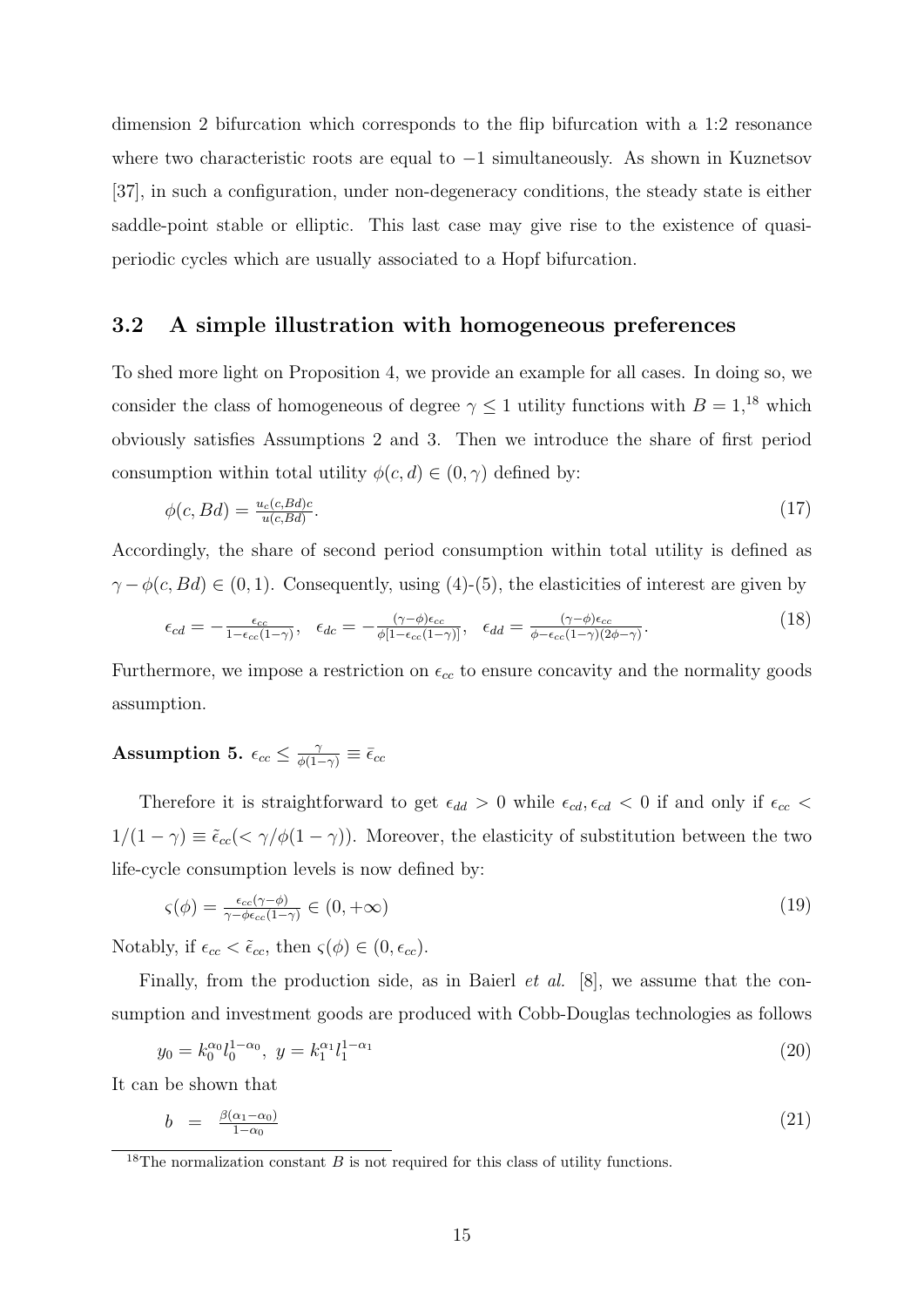dimension 2 bifurcation which corresponds to the flip bifurcation with a 1:2 resonance where two characteristic roots are equal to $-1$ simultaneously. As shown in Kuznetsov [37], in such a configuration, under non-degeneracy conditions, the steady state is either saddle-point stable or elliptic. This last case may give rise to the existence of quasi-periodic cycles which are usually associated to a Hopf bifurcation.

## 3.2 A simple illustration with homogeneous preferences

To shed more light on Proposition 4, we provide an example for all cases. In doing so, we consider the class of homogeneous of degree $\gamma \leq 1$ utility functions with $B = 1$,[18] which obviously satisfies Assumptions 2 and 3. Then we introduce the share of first period consumption within total utility $\phi(c, d) \in (0, \gamma)$ defined by:

$$\phi(c, Bd) = \frac{u_c(c,Bd)c}{u(c,Bd)}. \tag{17}$$

Accordingly, the share of second period consumption within total utility is defined as $\gamma - \phi(c, Bd) \in (0, 1)$. Consequently, using (4)-(5), the elasticities of interest are given by

$$\epsilon_{cd} = -\frac{\epsilon_{cc}}{1-\epsilon_{cc}(1-\gamma)}, \quad \epsilon_{dc} = -\frac{(\gamma-\phi)\epsilon_{cc}}{\phi[1-\epsilon_{cc}(1-\gamma)]}, \quad \epsilon_{dd} = \frac{(\gamma-\phi)\epsilon_{cc}}{\phi-\epsilon_{cc}(1-\gamma)(2\phi-\gamma)}. \tag{18}$$

Furthermore, we impose a restriction on $\epsilon_{cc}$ to ensure concavity and the normality goods assumption.

**Assumption 5.** $\epsilon_{cc} \leq \frac{\gamma}{\phi(1-\gamma)} \equiv \bar{\epsilon}_{cc}$

Therefore it is straightforward to get $\epsilon_{dd} > 0$ while $\epsilon_{cd}, \epsilon_{cd} < 0$ if and only if $\epsilon_{cc} < 1/(1-\gamma) \equiv \tilde{\epsilon}_{cc} (< \gamma/\phi(1-\gamma))$. Moreover, the elasticity of substitution between the two life-cycle consumption levels is now defined by:

$$\varsigma(\phi) = \frac{\epsilon_{cc}(\gamma-\phi)}{\gamma-\phi\epsilon_{cc}(1-\gamma)} \in (0, +\infty) \tag{19}$$

Notably, if $\epsilon_{cc} < \tilde{\epsilon}_{cc}$, then $\varsigma(\phi) \in (0, \epsilon_{cc})$.

Finally, from the production side, as in Baierl *et al.* [8], we assume that the consumption and investment goods are produced with Cobb-Douglas technologies as follows

$$y_0 = k_0^{\alpha_0} l_0^{1-\alpha_0}, \; y = k_1^{\alpha_1} l_1^{1-\alpha_1} \tag{20}$$

It can be shown that

$$b \;\; = \;\; \frac{\beta(\alpha_1-\alpha_0)}{1-\alpha_0} \tag{21}$$

[18] The normalization constant $B$ is not required for this class of utility functions.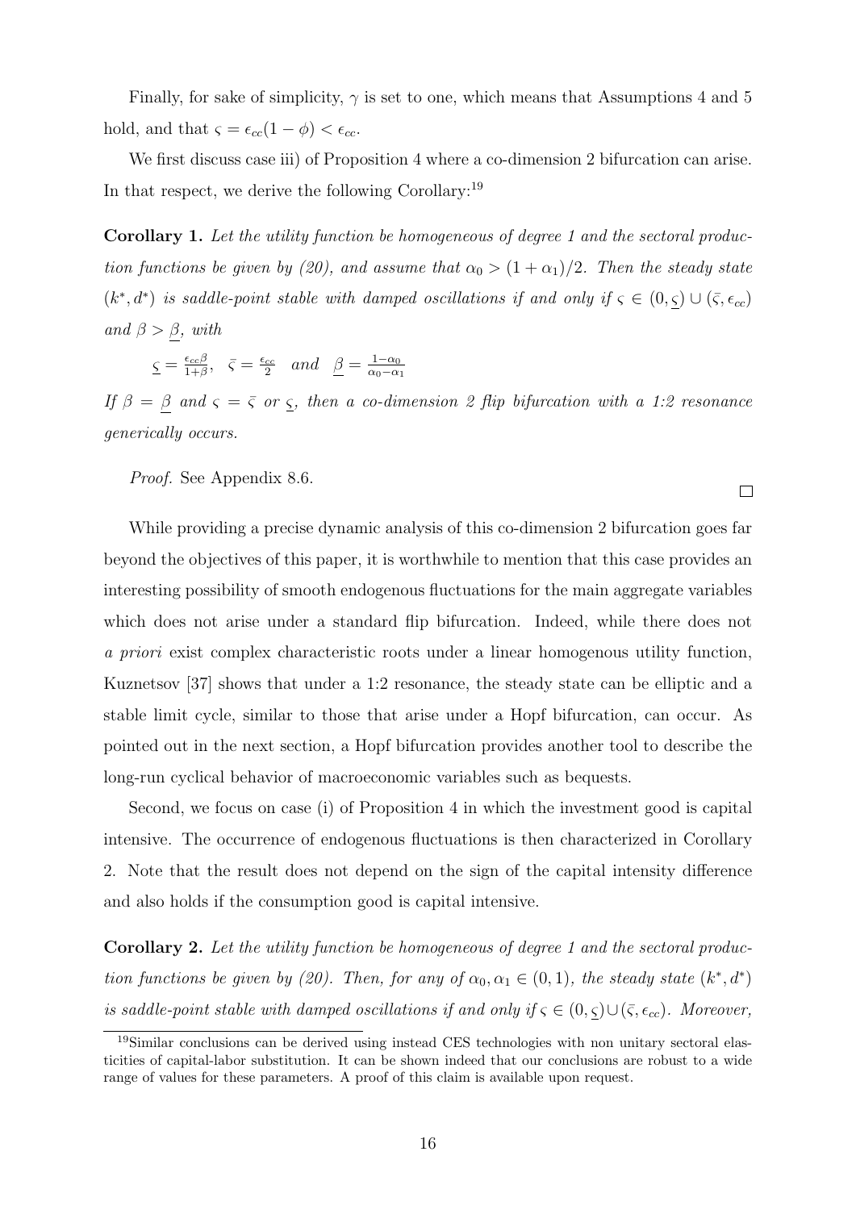Finally, for sake of simplicity, $\gamma$ is set to one, which means that Assumptions 4 and 5 hold, and that $\varsigma = \epsilon_{cc}(1-\phi) < \epsilon_{cc}$.

We first discuss case iii) of Proposition 4 where a co-dimension 2 bifurcation can arise. In that respect, we derive the following Corollary:[19]

**Corollary 1.** *Let the utility function be homogeneous of degree 1 and the sectoral production functions be given by (20), and assume that $\alpha_0 > (1+\alpha_1)/2$. Then the steady state $(k^*, d^*)$ is saddle-point stable with damped oscillations if and only if $\varsigma \in (0, \underline{\varsigma}) \cup (\bar{\varsigma}, \epsilon_{cc})$ and $\beta > \underline{\beta}$, with*

$\underline{\varsigma} = \frac{\epsilon_{cc}\beta}{1+\beta}, \quad \bar{\varsigma} = \frac{\epsilon_{cc}}{2} \quad and \quad \underline{\beta} = \frac{1-\alpha_0}{\alpha_0 - \alpha_1}$

*If $\beta = \underline{\beta}$ and $\varsigma = \bar{\varsigma}$ or $\underline{\varsigma}$, then a co-dimension 2 flip bifurcation with a 1:2 resonance generically occurs.*

*Proof.* See Appendix 8.6. □

While providing a precise dynamic analysis of this co-dimension 2 bifurcation goes far beyond the objectives of this paper, it is worthwhile to mention that this case provides an interesting possibility of smooth endogenous fluctuations for the main aggregate variables which does not arise under a standard flip bifurcation. Indeed, while there does not *a priori* exist complex characteristic roots under a linear homogenous utility function, Kuznetsov [37] shows that under a 1:2 resonance, the steady state can be elliptic and a stable limit cycle, similar to those that arise under a Hopf bifurcation, can occur. As pointed out in the next section, a Hopf bifurcation provides another tool to describe the long-run cyclical behavior of macroeconomic variables such as bequests.

Second, we focus on case (i) of Proposition 4 in which the investment good is capital intensive. The occurrence of endogenous fluctuations is then characterized in Corollary 2. Note that the result does not depend on the sign of the capital intensity difference and also holds if the consumption good is capital intensive.

**Corollary 2.** *Let the utility function be homogeneous of degree 1 and the sectoral production functions be given by (20). Then, for any of $\alpha_0, \alpha_1 \in (0,1)$, the steady state $(k^*, d^*)$ is saddle-point stable with damped oscillations if and only if $\varsigma \in (0, \underline{\varsigma}) \cup (\bar{\varsigma}, \epsilon_{cc})$. Moreover,*

[19] Similar conclusions can be derived using instead CES technologies with non unitary sectoral elasticities of capital-labor substitution. It can be shown indeed that our conclusions are robust to a wide range of values for these parameters. A proof of this claim is available upon request.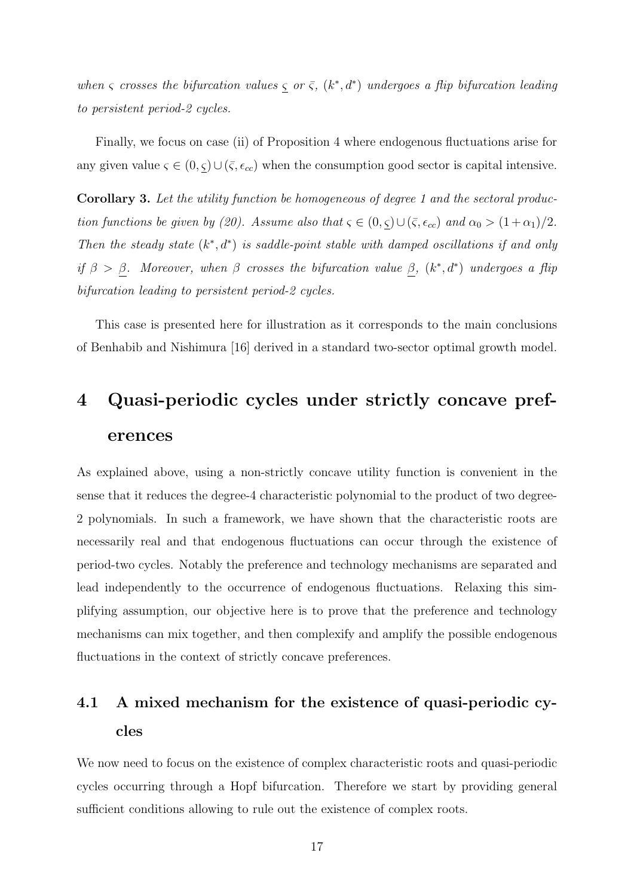*when $\varsigma$ crosses the bifurcation values $\underline{\varsigma}$ or $\bar{\varsigma}$, $(k^*, d^*)$ undergoes a flip bifurcation leading to persistent period-2 cycles.*

Finally, we focus on case (ii) of Proposition 4 where endogenous fluctuations arise for any given value $\varsigma \in (0, \underline{\varsigma}) \cup (\bar{\varsigma}, \epsilon_{cc})$ when the consumption good sector is capital intensive.

**Corollary 3.** *Let the utility function be homogeneous of degree 1 and the sectoral production functions be given by (20). Assume also that $\varsigma \in (0, \underline{\varsigma}) \cup (\bar{\varsigma}, \epsilon_{cc})$ and $\alpha_0 > (1 + \alpha_1)/2$. Then the steady state $(k^*, d^*)$ is saddle-point stable with damped oscillations if and only if $\beta > \underline{\beta}$. Moreover, when $\beta$ crosses the bifurcation value $\underline{\beta}$, $(k^*, d^*)$ undergoes a flip bifurcation leading to persistent period-2 cycles.*

This case is presented here for illustration as it corresponds to the main conclusions of Benhabib and Nishimura [16] derived in a standard two-sector optimal growth model.

# 4 Quasi-periodic cycles under strictly concave preferences

As explained above, using a non-strictly concave utility function is convenient in the sense that it reduces the degree-4 characteristic polynomial to the product of two degree-2 polynomials. In such a framework, we have shown that the characteristic roots are necessarily real and that endogenous fluctuations can occur through the existence of period-two cycles. Notably the preference and technology mechanisms are separated and lead independently to the occurrence of endogenous fluctuations. Relaxing this simplifying assumption, our objective here is to prove that the preference and technology mechanisms can mix together, and then complexify and amplify the possible endogenous fluctuations in the context of strictly concave preferences.

## 4.1 A mixed mechanism for the existence of quasi-periodic cycles

We now need to focus on the existence of complex characteristic roots and quasi-periodic cycles occurring through a Hopf bifurcation. Therefore we start by providing general sufficient conditions allowing to rule out the existence of complex roots.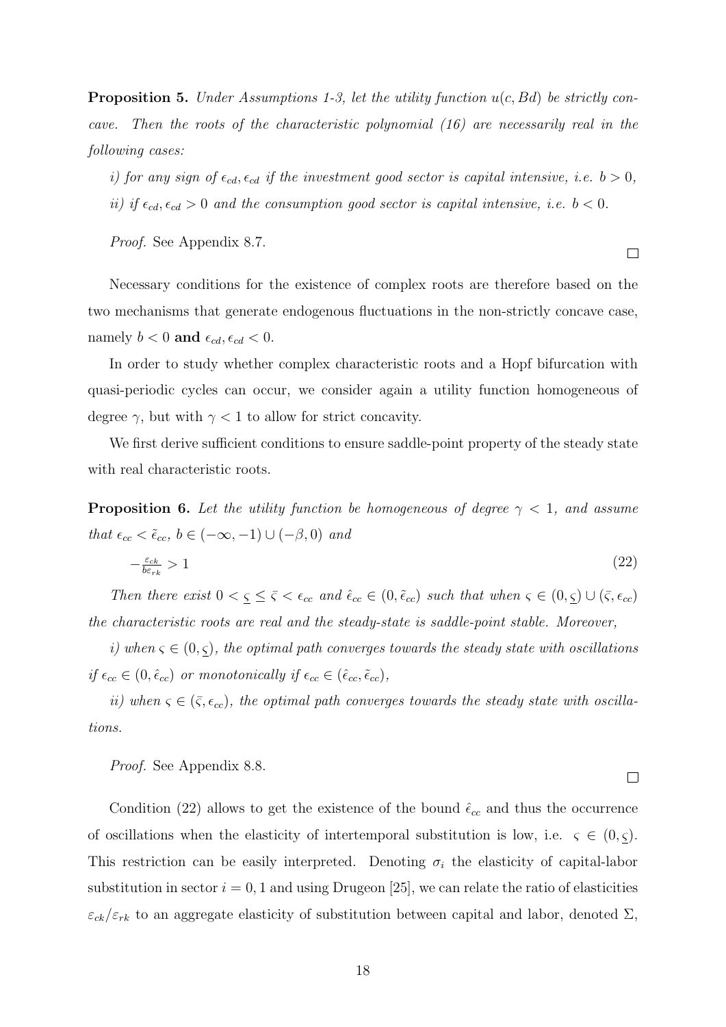**Proposition 5.** *Under Assumptions 1-3, let the utility function $u(c, Bd)$ be strictly concave. Then the roots of the characteristic polynomial (16) are necessarily real in the following cases:*

*i) for any sign of $\epsilon_{cd}, \epsilon_{cd}$ if the investment good sector is capital intensive, i.e. $b > 0$,*

*ii) if $\epsilon_{cd}, \epsilon_{cd} > 0$ and the consumption good sector is capital intensive, i.e. $b < 0$.*

*Proof.* See Appendix 8.7. □

Necessary conditions for the existence of complex roots are therefore based on the two mechanisms that generate endogenous fluctuations in the non-strictly concave case, namely $b < 0$ **and** $\epsilon_{cd}, \epsilon_{cd} < 0$.

In order to study whether complex characteristic roots and a Hopf bifurcation with quasi-periodic cycles can occur, we consider again a utility function homogeneous of degree $\gamma$, but with $\gamma < 1$ to allow for strict concavity.

We first derive sufficient conditions to ensure saddle-point property of the steady state with real characteristic roots.

**Proposition 6.** *Let the utility function be homogeneous of degree $\gamma < 1$, and assume that $\epsilon_{cc} < \tilde{\epsilon}_{cc}$, $b \in (-\infty, -1) \cup (-\beta, 0)$ and*

$$-\frac{\varepsilon_{ck}}{b\varepsilon_{rk}} > 1 \tag{22}$$

*Then there exist $0 < \underline{\varsigma} \leq \bar{\varsigma} < \epsilon_{cc}$ and $\hat{\epsilon}_{cc} \in (0, \tilde{\epsilon}_{cc})$ such that when $\varsigma \in (0, \underline{\varsigma}) \cup (\bar{\varsigma}, \epsilon_{cc})$ the characteristic roots are real and the steady-state is saddle-point stable. Moreover,*

*i) when $\varsigma \in (0, \underline{\varsigma})$, the optimal path converges towards the steady state with oscillations if $\epsilon_{cc} \in (0, \hat{\epsilon}_{cc})$ or monotonically if $\epsilon_{cc} \in (\hat{\epsilon}_{cc}, \tilde{\epsilon}_{cc})$,*

*ii) when $\varsigma \in (\bar{\varsigma}, \epsilon_{cc})$, the optimal path converges towards the steady state with oscillations.*

*Proof.* See Appendix 8.8. □

Condition (22) allows to get the existence of the bound $\hat{\epsilon}_{cc}$ and thus the occurrence of oscillations when the elasticity of intertemporal substitution is low, i.e. $\varsigma \in (0, \underline{\varsigma})$. This restriction can be easily interpreted. Denoting $\sigma_i$ the elasticity of capital-labor substitution in sector $i = 0, 1$ and using Drugeon [25], we can relate the ratio of elasticities $\varepsilon_{ck}/\varepsilon_{rk}$ to an aggregate elasticity of substitution between capital and labor, denoted $\Sigma$,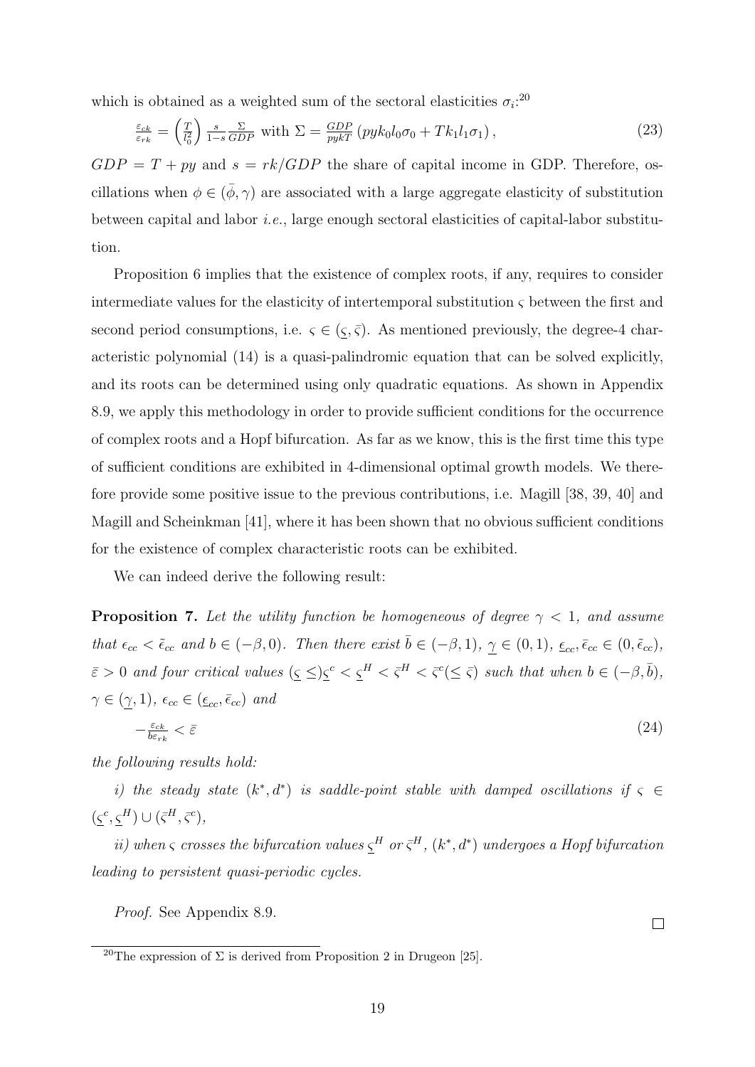which is obtained as a weighted sum of the sectoral elasticities $\sigma_i$:[20]

$$\frac{\varepsilon_{ck}}{\varepsilon_{rk}} = \left(\frac{T}{l_0^2}\right) \frac{s}{1-s} \frac{\Sigma}{GDP} \text{ with } \Sigma = \frac{GDP}{pykT} \left(pyk_0 l_0 \sigma_0 + Tk_1 l_1 \sigma_1\right), \tag{23}$$

$GDP = T + py$ and $s = rk/GDP$ the share of capital income in GDP. Therefore, oscillations when $\phi \in (\bar{\phi}, \gamma)$ are associated with a large aggregate elasticity of substitution between capital and labor *i.e.*, large enough sectoral elasticities of capital-labor substitution.

Proposition 6 implies that the existence of complex roots, if any, requires to consider intermediate values for the elasticity of intertemporal substitution $\varsigma$ between the first and second period consumptions, i.e. $\varsigma \in (\underline{\varsigma}, \bar{\varsigma})$. As mentioned previously, the degree-4 characteristic polynomial (14) is a quasi-palindromic equation that can be solved explicitly, and its roots can be determined using only quadratic equations. As shown in Appendix 8.9, we apply this methodology in order to provide sufficient conditions for the occurrence of complex roots and a Hopf bifurcation. As far as we know, this is the first time this type of sufficient conditions are exhibited in 4-dimensional optimal growth models. We therefore provide some positive issue to the previous contributions, i.e. Magill [38, 39, 40] and Magill and Scheinkman [41], where it has been shown that no obvious sufficient conditions for the existence of complex characteristic roots can be exhibited.

We can indeed derive the following result:

**Proposition 7.** *Let the utility function be homogeneous of degree $\gamma < 1$, and assume that $\epsilon_{cc} < \tilde{\epsilon}_{cc}$ and $b \in (-\beta, 0)$. Then there exist $\bar{b} \in (-\beta, 1)$, $\underline{\gamma} \in (0, 1)$, $\underline{\epsilon}_{cc}, \bar{\epsilon}_{cc} \in (0, \tilde{\epsilon}_{cc})$, $\bar{\varepsilon} > 0$ and four critical values $(\underline{\varsigma} \leq)\underline{\varsigma}^c < \underline{\varsigma}^H < \bar{\varsigma}^H < \bar{\varsigma}^c (\leq \bar{\varsigma})$ such that when $b \in (-\beta, \bar{b})$, $\gamma \in (\underline{\gamma}, 1)$, $\epsilon_{cc} \in (\underline{\epsilon}_{cc}, \bar{\epsilon}_{cc})$ and*

$$-\frac{\varepsilon_{ck}}{b\varepsilon_{rk}} < \bar{\varepsilon} \tag{24}$$

*the following results hold:*

*i) the steady state $(k^*, d^*)$ is saddle-point stable with damped oscillations if $\varsigma \in (\underline{\varsigma}^c, \underline{\varsigma}^H) \cup (\bar{\varsigma}^H, \bar{\varsigma}^c)$,*

*ii) when $\varsigma$ crosses the bifurcation values $\underline{\varsigma}^H$ or $\bar{\varsigma}^H$, $(k^*, d^*)$ undergoes a Hopf bifurcation leading to persistent quasi-periodic cycles.*

*Proof.* See Appendix 8.9. □

[20] The expression of $\Sigma$ is derived from Proposition 2 in Drugeon [25].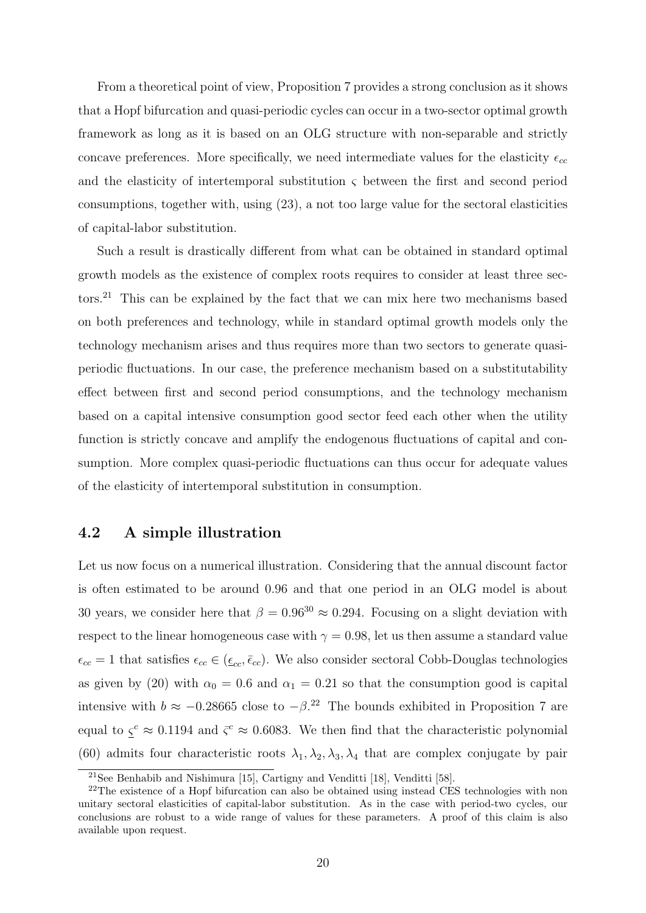From a theoretical point of view, Proposition 7 provides a strong conclusion as it shows that a Hopf bifurcation and quasi-periodic cycles can occur in a two-sector optimal growth framework as long as it is based on an OLG structure with non-separable and strictly concave preferences. More specifically, we need intermediate values for the elasticity $\epsilon_{cc}$ and the elasticity of intertemporal substitution $\varsigma$ between the first and second period consumptions, together with, using (23), a not too large value for the sectoral elasticities of capital-labor substitution.

Such a result is drastically different from what can be obtained in standard optimal growth models as the existence of complex roots requires to consider at least three sectors.[21] This can be explained by the fact that we can mix here two mechanisms based on both preferences and technology, while in standard optimal growth models only the technology mechanism arises and thus requires more than two sectors to generate quasi-periodic fluctuations. In our case, the preference mechanism based on a substitutability effect between first and second period consumptions, and the technology mechanism based on a capital intensive consumption good sector feed each other when the utility function is strictly concave and amplify the endogenous fluctuations of capital and consumption. More complex quasi-periodic fluctuations can thus occur for adequate values of the elasticity of intertemporal substitution in consumption.

### 4.2 A simple illustration

Let us now focus on a numerical illustration. Considering that the annual discount factor is often estimated to be around 0.96 and that one period in an OLG model is about 30 years, we consider here that $\beta = 0.96^{30} \approx 0.294$. Focusing on a slight deviation with respect to the linear homogeneous case with $\gamma = 0.98$, let us then assume a standard value $\epsilon_{cc} = 1$ that satisfies $\epsilon_{cc} \in (\underline{\epsilon}_{cc}, \bar{\epsilon}_{cc})$. We also consider sectoral Cobb-Douglas technologies as given by (20) with $\alpha_0 = 0.6$ and $\alpha_1 = 0.21$ so that the consumption good is capital intensive with $b \approx -0.28665$ close to $-\beta$.[22] The bounds exhibited in Proposition 7 are equal to $\underline{\varsigma}^c \approx 0.1194$ and $\bar{\varsigma}^c \approx 0.6083$. We then find that the characteristic polynomial (60) admits four characteristic roots $\lambda_1, \lambda_2, \lambda_3, \lambda_4$ that are complex conjugate by pair

[21] See Benhabib and Nishimura [15], Cartigny and Venditti [18], Venditti [58].

[22] The existence of a Hopf bifurcation can also be obtained using instead CES technologies with non unitary sectoral elasticities of capital-labor substitution. As in the case with period-two cycles, our conclusions are robust to a wide range of values for these parameters. A proof of this claim is also available upon request.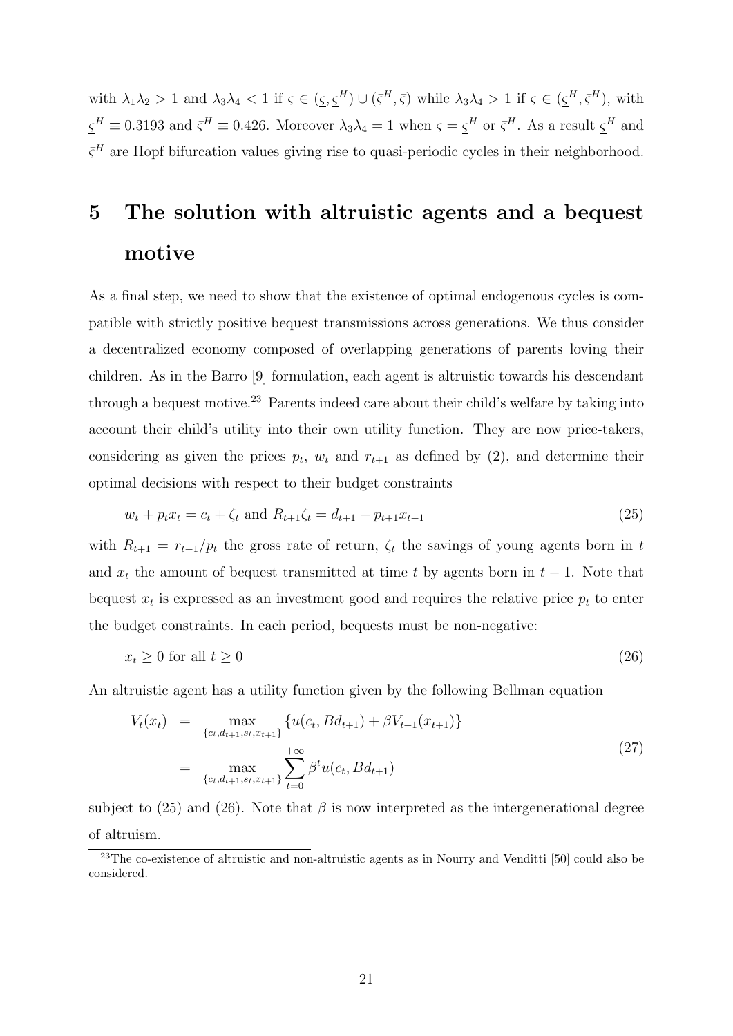with $\lambda_1\lambda_2 > 1$ and $\lambda_3\lambda_4 < 1$ if $\varsigma \in (\underline{\varsigma}, \underline{\varsigma}^H) \cup (\bar{\varsigma}^H, \bar{\varsigma})$ while $\lambda_3\lambda_4 > 1$ if $\varsigma \in (\underline{\varsigma}^H, \bar{\varsigma}^H)$, with $\underline{\varsigma}^H \equiv 0.3193$ and $\bar{\varsigma}^H \equiv 0.426$. Moreover $\lambda_3\lambda_4 = 1$ when $\varsigma = \underline{\varsigma}^H$ or $\bar{\varsigma}^H$. As a result $\underline{\varsigma}^H$ and $\bar{\varsigma}^H$ are Hopf bifurcation values giving rise to quasi-periodic cycles in their neighborhood.

# 5 The solution with altruistic agents and a bequest motive

As a final step, we need to show that the existence of optimal endogenous cycles is compatible with strictly positive bequest transmissions across generations. We thus consider a decentralized economy composed of overlapping generations of parents loving their children. As in the Barro [9] formulation, each agent is altruistic towards his descendant through a bequest motive.[23] Parents indeed care about their child's welfare by taking into account their child's utility into their own utility function. They are now price-takers, considering as given the prices $p_t$, $w_t$ and $r_{t+1}$ as defined by (2), and determine their optimal decisions with respect to their budget constraints

$$w_t + p_t x_t = c_t + \zeta_t \text{ and } R_{t+1}\zeta_t = d_{t+1} + p_{t+1}x_{t+1} \tag{25}$$

with $R_{t+1} = r_{t+1}/p_t$ the gross rate of return, $\zeta_t$ the savings of young agents born in $t$ and $x_t$ the amount of bequest transmitted at time $t$ by agents born in $t-1$. Note that bequest $x_t$ is expressed as an investment good and requires the relative price $p_t$ to enter the budget constraints. In each period, bequests must be non-negative:

$$x_t \geq 0 \text{ for all } t \geq 0 \tag{26}$$

An altruistic agent has a utility function given by the following Bellman equation

$$\begin{aligned} V_t(x_t) &= \max_{\{c_t, d_{t+1}, s_t, x_{t+1}\}} \{u(c_t, Bd_{t+1}) + \beta V_{t+1}(x_{t+1})\} \\ &= \max_{\{c_t, d_{t+1}, s_t, x_{t+1}\}} \sum_{t=0}^{+\infty} \beta^t u(c_t, Bd_{t+1}) \end{aligned} \tag{27}$$

subject to (25) and (26). Note that $\beta$ is now interpreted as the intergenerational degree of altruism.

[23] The co-existence of altruistic and non-altruistic agents as in Nourry and Venditti [50] could also be considered.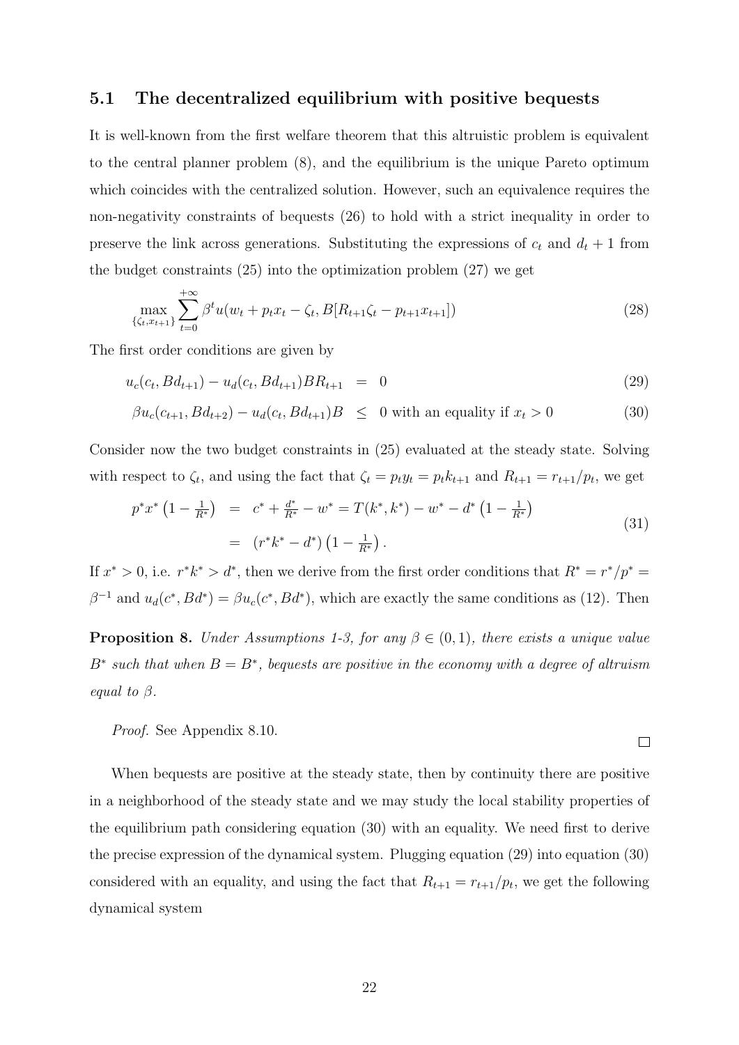### 5.1 The decentralized equilibrium with positive bequests

It is well-known from the first welfare theorem that this altruistic problem is equivalent to the central planner problem (8), and the equilibrium is the unique Pareto optimum which coincides with the centralized solution. However, such an equivalence requires the non-negativity constraints of bequests (26) to hold with a strict inequality in order to preserve the link across generations. Substituting the expressions of $c_t$ and $d_t + 1$ from the budget constraints (25) into the optimization problem (27) we get

$$\max_{\{\zeta_t, x_{t+1}\}} \sum_{t=0}^{+\infty} \beta^t u(w_t + p_t x_t - \zeta_t, B[R_{t+1}\zeta_t - p_{t+1}x_{t+1}]) \tag{28}$$

The first order conditions are given by

$$u_c(c_t, Bd_{t+1}) - u_d(c_t, Bd_{t+1})BR_{t+1} = 0 \tag{29}$$

$$\beta u_c(c_{t+1}, Bd_{t+2}) - u_d(c_t, Bd_{t+1})B \leq 0 \text{ with an equality if } x_t > 0 \tag{30}$$

Consider now the two budget constraints in (25) evaluated at the steady state. Solving with respect to $\zeta_t$, and using the fact that $\zeta_t = p_t y_t = p_t k_{t+1}$ and $R_{t+1} = r_{t+1}/p_t$, we get

$$\begin{aligned} p^* x^* \left(1 - \tfrac{1}{R^*}\right) &= c^* + \tfrac{d^*}{R^*} - w^* = T(k^*, k^*) - w^* - d^* \left(1 - \tfrac{1}{R^*}\right) \\ &= (r^* k^* - d^*)\left(1 - \tfrac{1}{R^*}\right). \end{aligned} \tag{31}$$

If $x^* > 0$, i.e. $r^* k^* > d^*$, then we derive from the first order conditions that $R^* = r^*/p^* = \beta^{-1}$ and $u_d(c^*, Bd^*) = \beta u_c(c^*, Bd^*)$, which are exactly the same conditions as (12). Then

**Proposition 8.** *Under Assumptions 1-3, for any $\beta \in (0,1)$, there exists a unique value $B^*$ such that when $B = B^*$, bequests are positive in the economy with a degree of altruism equal to $\beta$.*

*Proof.* See Appendix 8.10. □

When bequests are positive at the steady state, then by continuity there are positive in a neighborhood of the steady state and we may study the local stability properties of the equilibrium path considering equation (30) with an equality. We need first to derive the precise expression of the dynamical system. Plugging equation (29) into equation (30) considered with an equality, and using the fact that $R_{t+1} = r_{t+1}/p_t$, we get the following dynamical system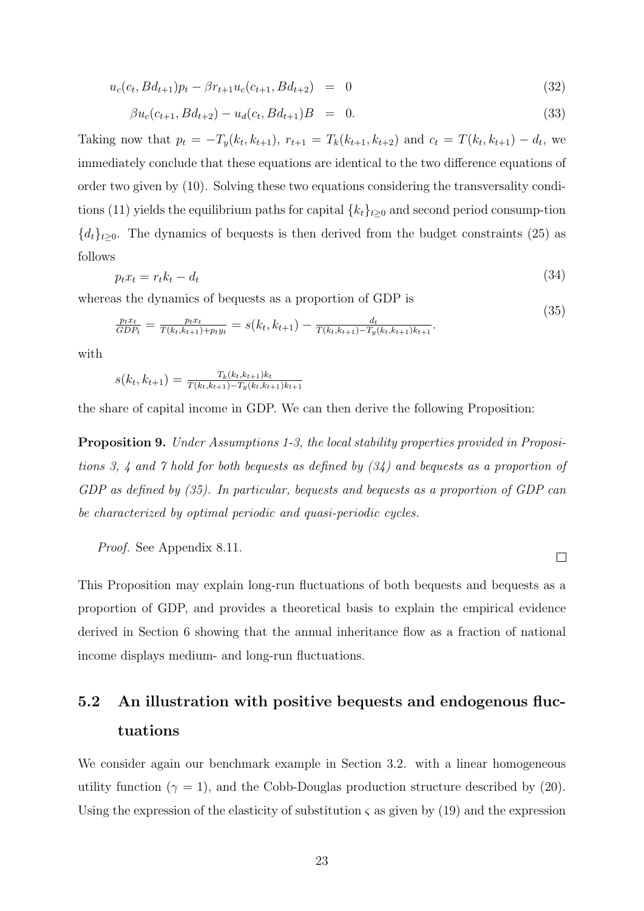$$u_c(c_t, Bd_{t+1})p_t - \beta r_{t+1} u_c(c_{t+1}, Bd_{t+2}) = 0 \tag{32}$$

$$\beta u_c(c_{t+1}, Bd_{t+2}) - u_d(c_t, Bd_{t+1})B = 0. \tag{33}$$

Taking now that $p_t = -T_y(k_t, k_{t+1})$, $r_{t+1} = T_k(k_{t+1}, k_{t+2})$ and $c_t = T(k_t, k_{t+1}) - d_t$, we immediately conclude that these equations are identical to the two difference equations of order two given by (10). Solving these two equations considering the transversality conditions (11) yields the equilibrium paths for capital $\{k_t\}_{t\geq 0}$ and second period consump-tion $\{d_t\}_{t\geq 0}$. The dynamics of bequests is then derived from the budget constraints (25) as follows

$$p_t x_t = r_t k_t - d_t \tag{34}$$

whereas the dynamics of bequests as a proportion of GDP is

$$\frac{p_t x_t}{GDP_t} = \frac{p_t x_t}{T(k_t, k_{t+1}) + p_t y_t} = s(k_t, k_{t+1}) - \frac{d_t}{T(k_t, k_{t+1}) - T_y(k_t, k_{t+1})k_{t+1}}. \tag{35}$$

with

$$s(k_t, k_{t+1}) = \frac{T_k(k_t, k_{t+1})k_t}{T(k_t, k_{t+1}) - T_y(k_t, k_{t+1})k_{t+1}}$$

the share of capital income in GDP. We can then derive the following Proposition:

**Proposition 9.** *Under Assumptions 1-3, the local stability properties provided in Propositions 3, 4 and 7 hold for both bequests as defined by (34) and bequests as a proportion of GDP as defined by (35). In particular, bequests and bequests as a proportion of GDP can be characterized by optimal periodic and quasi-periodic cycles.*

*Proof.* See Appendix 8.11. □

This Proposition may explain long-run fluctuations of both bequests and bequests as a proportion of GDP, and provides a theoretical basis to explain the empirical evidence derived in Section 6 showing that the annual inheritance flow as a fraction of national income displays medium- and long-run fluctuations.

## 5.2 An illustration with positive bequests and endogenous fluctuations

We consider again our benchmark example in Section 3.2. with a linear homogeneous utility function ($\gamma = 1$), and the Cobb-Douglas production structure described by (20). Using the expression of the elasticity of substitution $\varsigma$ as given by (19) and the expression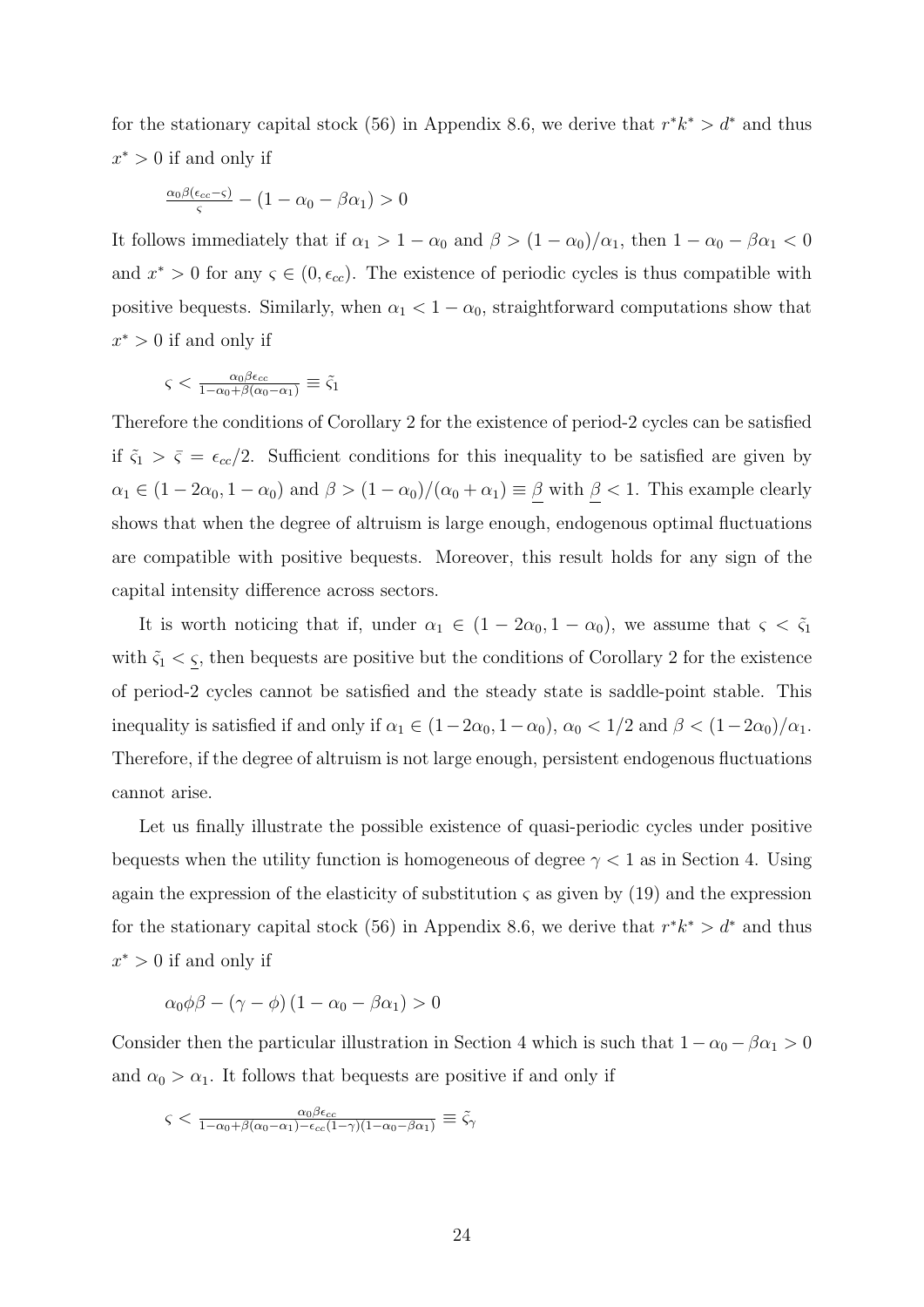for the stationary capital stock (56) in Appendix 8.6, we derive that $r^*k^* > d^*$ and thus $x^* > 0$ if and only if

$$\frac{\alpha_0\beta(\epsilon_{cc}-\varsigma)}{\varsigma} - (1-\alpha_0-\beta\alpha_1) > 0$$

It follows immediately that if $\alpha_1 > 1-\alpha_0$ and $\beta > (1-\alpha_0)/\alpha_1$, then $1-\alpha_0-\beta\alpha_1 < 0$ and $x^* > 0$ for any $\varsigma \in (0, \epsilon_{cc})$. The existence of periodic cycles is thus compatible with positive bequests. Similarly, when $\alpha_1 < 1-\alpha_0$, straightforward computations show that $x^* > 0$ if and only if

$$\varsigma < \frac{\alpha_0\beta\epsilon_{cc}}{1-\alpha_0+\beta(\alpha_0-\alpha_1)} \equiv \tilde{\varsigma}_1$$

Therefore the conditions of Corollary 2 for the existence of period-2 cycles can be satisfied if $\tilde{\varsigma}_1 > \bar{\varsigma} = \epsilon_{cc}/2$. Sufficient conditions for this inequality to be satisfied are given by $\alpha_1 \in (1-2\alpha_0, 1-\alpha_0)$ and $\beta > (1-\alpha_0)/(\alpha_0+\alpha_1) \equiv \underline{\beta}$ with $\underline{\beta} < 1$. This example clearly shows that when the degree of altruism is large enough, endogenous optimal fluctuations are compatible with positive bequests. Moreover, this result holds for any sign of the capital intensity difference across sectors.

It is worth noticing that if, under $\alpha_1 \in (1-2\alpha_0, 1-\alpha_0)$, we assume that $\varsigma < \tilde{\varsigma}_1$ with $\tilde{\varsigma}_1 < \underline{\varsigma}$, then bequests are positive but the conditions of Corollary 2 for the existence of period-2 cycles cannot be satisfied and the steady state is saddle-point stable. This inequality is satisfied if and only if $\alpha_1 \in (1-2\alpha_0, 1-\alpha_0)$, $\alpha_0 < 1/2$ and $\beta < (1-2\alpha_0)/\alpha_1$. Therefore, if the degree of altruism is not large enough, persistent endogenous fluctuations cannot arise.

Let us finally illustrate the possible existence of quasi-periodic cycles under positive bequests when the utility function is homogeneous of degree $\gamma < 1$ as in Section 4. Using again the expression of the elasticity of substitution $\varsigma$ as given by (19) and the expression for the stationary capital stock (56) in Appendix 8.6, we derive that $r^*k^* > d^*$ and thus $x^* > 0$ if and only if

$$\alpha_0\phi\beta - (\gamma-\phi)(1-\alpha_0-\beta\alpha_1) > 0$$

Consider then the particular illustration in Section 4 which is such that $1-\alpha_0-\beta\alpha_1 > 0$ and $\alpha_0 > \alpha_1$. It follows that bequests are positive if and only if

$$\varsigma < \frac{\alpha_0\beta\epsilon_{cc}}{1-\alpha_0+\beta(\alpha_0-\alpha_1)-\epsilon_{cc}(1-\gamma)(1-\alpha_0-\beta\alpha_1)} \equiv \tilde{\varsigma}_\gamma$$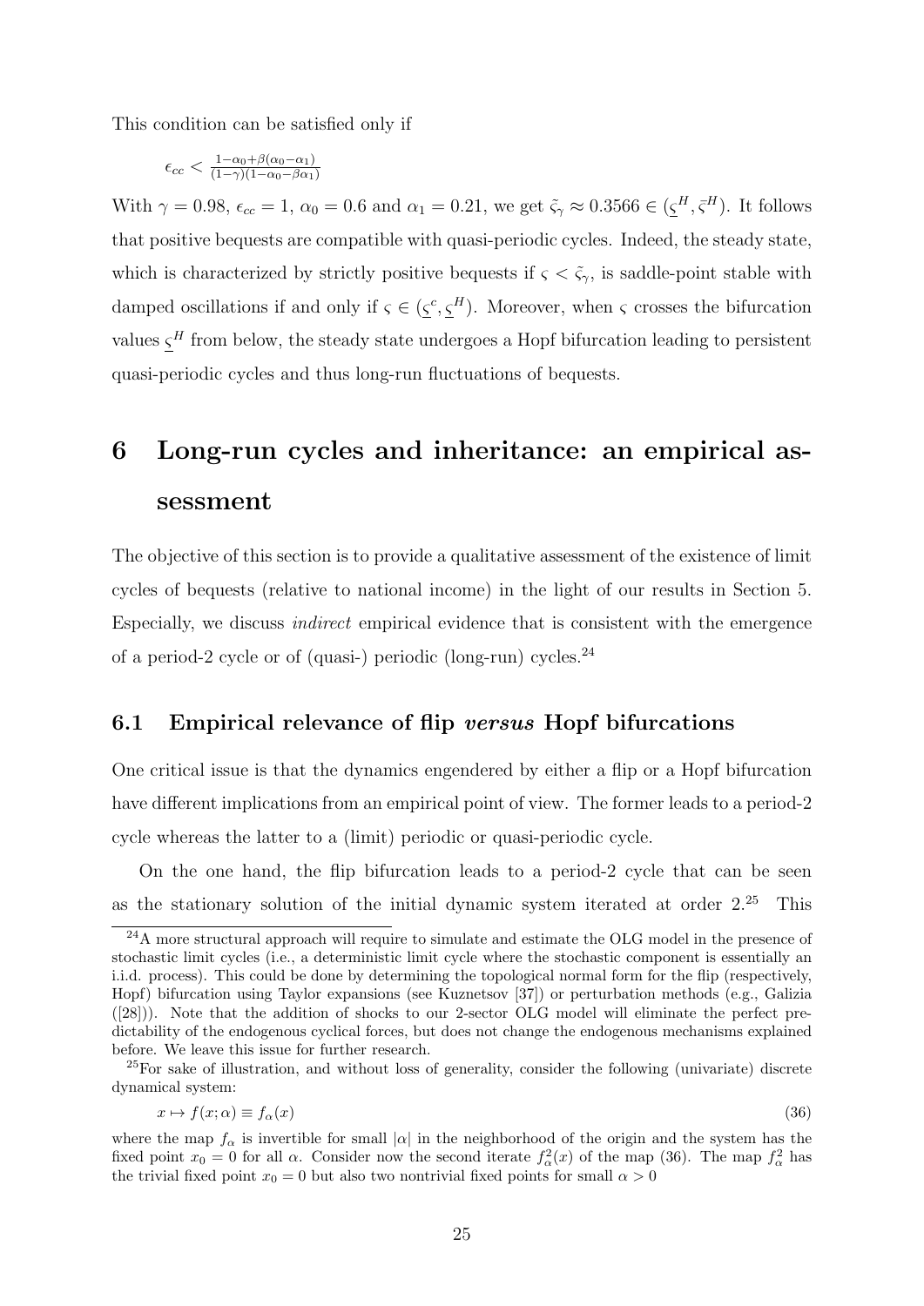This condition can be satisfied only if

$$\epsilon_{cc} < \frac{1-\alpha_0+\beta(\alpha_0-\alpha_1)}{(1-\gamma)(1-\alpha_0-\beta\alpha_1)}$$

With $\gamma = 0.98$, $\epsilon_{cc} = 1$, $\alpha_0 = 0.6$ and $\alpha_1 = 0.21$, we get $\tilde{\varsigma}_\gamma \approx 0.3566 \in (\underline{\varsigma}^H, \bar{\varsigma}^H)$. It follows that positive bequests are compatible with quasi-periodic cycles. Indeed, the steady state, which is characterized by strictly positive bequests if $\varsigma < \tilde{\varsigma}_\gamma$, is saddle-point stable with damped oscillations if and only if $\varsigma \in (\underline{\varsigma}^c, \underline{\varsigma}^H)$. Moreover, when $\varsigma$ crosses the bifurcation values $\underline{\varsigma}^H$ from below, the steady state undergoes a Hopf bifurcation leading to persistent quasi-periodic cycles and thus long-run fluctuations of bequests.

# 6 Long-run cycles and inheritance: an empirical assessment

The objective of this section is to provide a qualitative assessment of the existence of limit cycles of bequests (relative to national income) in the light of our results in Section 5. Especially, we discuss *indirect* empirical evidence that is consistent with the emergence of a period-2 cycle or of (quasi-) periodic (long-run) cycles.[24]

## 6.1 Empirical relevance of flip *versus* Hopf bifurcations

One critical issue is that the dynamics engendered by either a flip or a Hopf bifurcation have different implications from an empirical point of view. The former leads to a period-2 cycle whereas the latter to a (limit) periodic or quasi-periodic cycle.

On the one hand, the flip bifurcation leads to a period-2 cycle that can be seen as the stationary solution of the initial dynamic system iterated at order 2.[25] This

[24] A more structural approach will require to simulate and estimate the OLG model in the presence of stochastic limit cycles (i.e., a deterministic limit cycle where the stochastic component is essentially an i.i.d. process). This could be done by determining the topological normal form for the flip (respectively, Hopf) bifurcation using Taylor expansions (see Kuznetsov [37]) or perturbation methods (e.g., Galizia ([28])). Note that the addition of shocks to our 2-sector OLG model will eliminate the perfect predictability of the endogenous cyclical forces, but does not change the endogenous mechanisms explained before. We leave this issue for further research.

[25] For sake of illustration, and without loss of generality, consider the following (univariate) discrete dynamical system:

$$x \mapsto f(x;\alpha) \equiv f_\alpha(x) \tag{36}$$

where the map $f_\alpha$ is invertible for small $|\alpha|$ in the neighborhood of the origin and the system has the fixed point $x_0 = 0$ for all $\alpha$. Consider now the second iterate $f_\alpha^2(x)$ of the map (36). The map $f_\alpha^2$ has the trivial fixed point $x_0 = 0$ but also two nontrivial fixed points for small $\alpha > 0$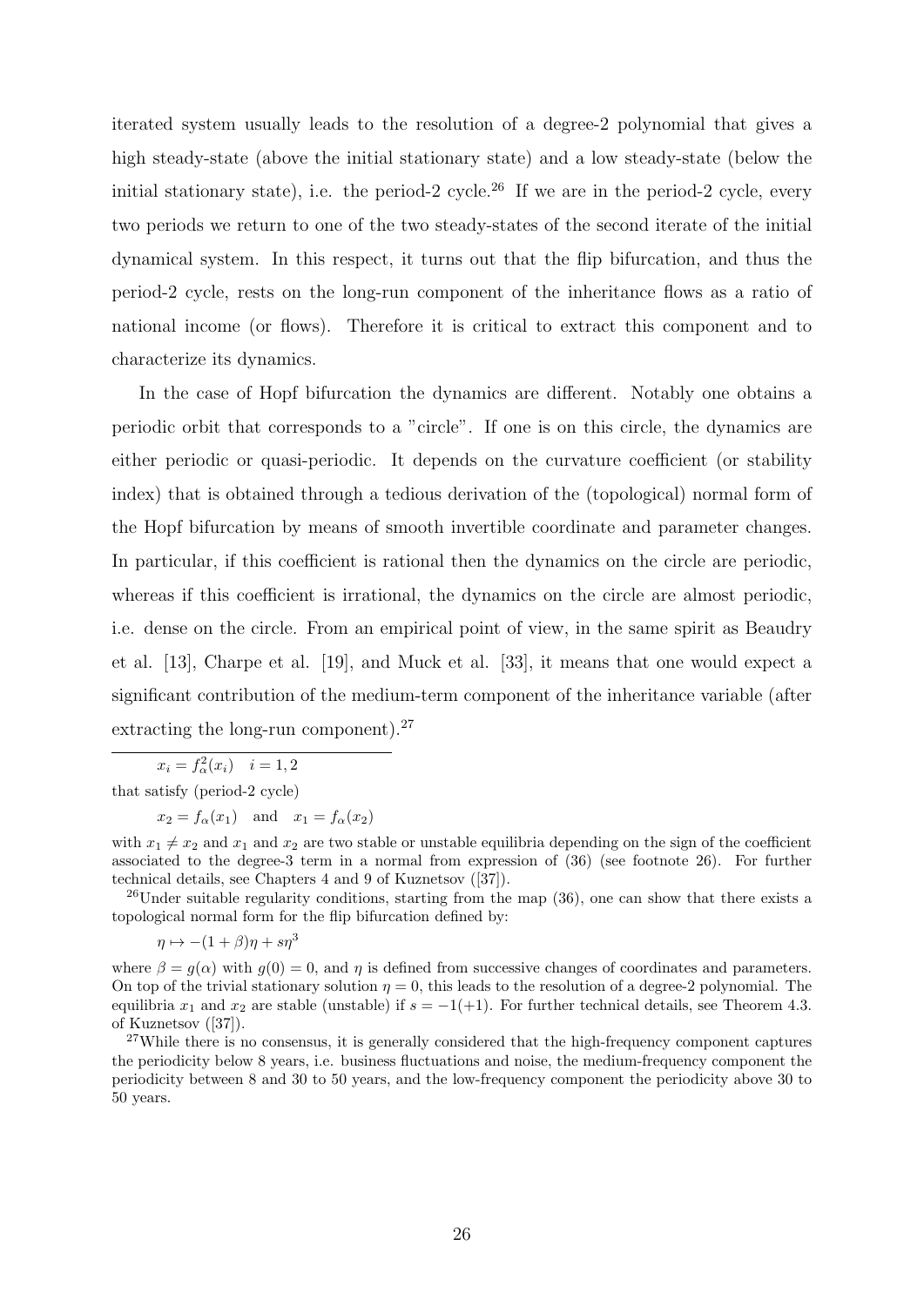iterated system usually leads to the resolution of a degree-2 polynomial that gives a high steady-state (above the initial stationary state) and a low steady-state (below the initial stationary state), i.e. the period-2 cycle.[26] If we are in the period-2 cycle, every two periods we return to one of the two steady-states of the second iterate of the initial dynamical system. In this respect, it turns out that the flip bifurcation, and thus the period-2 cycle, rests on the long-run component of the inheritance flows as a ratio of national income (or flows). Therefore it is critical to extract this component and to characterize its dynamics.

In the case of Hopf bifurcation the dynamics are different. Notably one obtains a periodic orbit that corresponds to a "circle". If one is on this circle, the dynamics are either periodic or quasi-periodic. It depends on the curvature coefficient (or stability index) that is obtained through a tedious derivation of the (topological) normal form of the Hopf bifurcation by means of smooth invertible coordinate and parameter changes. In particular, if this coefficient is rational then the dynamics on the circle are periodic, whereas if this coefficient is irrational, the dynamics on the circle are almost periodic, i.e. dense on the circle. From an empirical point of view, in the same spirit as Beaudry et al. [13], Charpe et al. [19], and Muck et al. [33], it means that one would expect a significant contribution of the medium-term component of the inheritance variable (after extracting the long-run component).[27]

---

$$x_i = f_\alpha^2(x_i) \quad i = 1, 2$$

that satisfy (period-2 cycle)

$$x_2 = f_\alpha(x_1) \quad \text{and} \quad x_1 = f_\alpha(x_2)$$

with $x_1 \neq x_2$ and $x_1$ and $x_2$ are two stable or unstable equilibria depending on the sign of the coefficient associated to the degree-3 term in a normal from expression of (36) (see footnote 26). For further technical details, see Chapters 4 and 9 of Kuznetsov ([37]).

[26] Under suitable regularity conditions, starting from the map (36), one can show that there exists a topological normal form for the flip bifurcation defined by:

$$\eta \mapsto -(1+\beta)\eta + s\eta^3$$

where $\beta = g(\alpha)$ with $g(0) = 0$, and $\eta$ is defined from successive changes of coordinates and parameters. On top of the trivial stationary solution $\eta = 0$, this leads to the resolution of a degree-2 polynomial. The equilibria $x_1$ and $x_2$ are stable (unstable) if $s = -1(+1)$. For further technical details, see Theorem 4.3. of Kuznetsov ([37]).

[27] While there is no consensus, it is generally considered that the high-frequency component captures the periodicity below 8 years, i.e. business fluctuations and noise, the medium-frequency component the periodicity between 8 and 30 to 50 years, and the low-frequency component the periodicity above 30 to 50 years.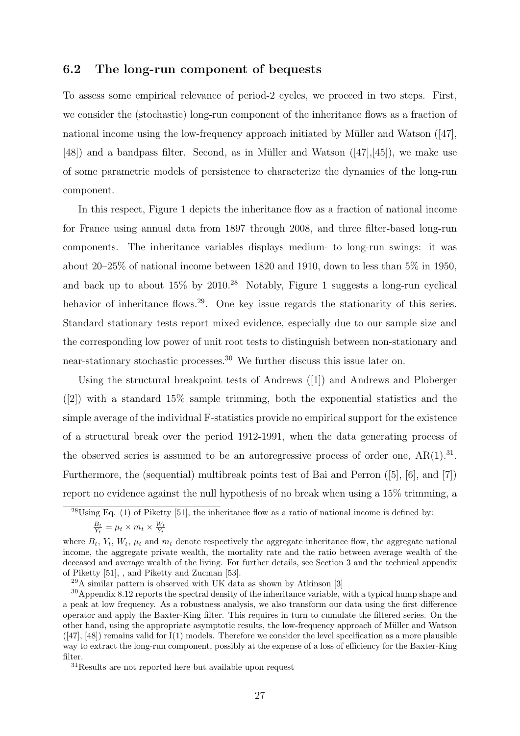## 6.2 The long-run component of bequests

To assess some empirical relevance of period-2 cycles, we proceed in two steps. First, we consider the (stochastic) long-run component of the inheritance flows as a fraction of national income using the low-frequency approach initiated by Müller and Watson ([47], [48]) and a bandpass filter. Second, as in Müller and Watson ([47],[45]), we make use of some parametric models of persistence to characterize the dynamics of the long-run component.

In this respect, Figure 1 depicts the inheritance flow as a fraction of national income for France using annual data from 1897 through 2008, and three filter-based long-run components. The inheritance variables displays medium- to long-run swings: it was about 20–25% of national income between 1820 and 1910, down to less than 5% in 1950, and back up to about 15% by 2010.[28] Notably, Figure 1 suggests a long-run cyclical behavior of inheritance flows.[29]. One key issue regards the stationarity of this series. Standard stationary tests report mixed evidence, especially due to our sample size and the corresponding low power of unit root tests to distinguish between non-stationary and near-stationary stochastic processes.[30] We further discuss this issue later on.

Using the structural breakpoint tests of Andrews ([1]) and Andrews and Ploberger ([2]) with a standard 15% sample trimming, both the exponential statistics and the simple average of the individual F-statistics provide no empirical support for the existence of a structural break over the period 1912-1991, when the data generating process of the observed series is assumed to be an autoregressive process of order one, AR(1).[31]. Furthermore, the (sequential) multibreak points test of Bai and Perron ([5], [6], and [7]) report no evidence against the null hypothesis of no break when using a 15% trimming, a

[28] Using Eq. (1) of Piketty [51], the inheritance flow as a ratio of national income is defined by:

$$\frac{B_t}{Y_t} = \mu_t \times m_t \times \frac{W_t}{Y_t}$$

where $B_t$, $Y_t$, $W_t$, $\mu_t$ and $m_t$ denote respectively the aggregate inheritance flow, the aggregate national income, the aggregate private wealth, the mortality rate and the ratio between average wealth of the deceased and average wealth of the living. For further details, see Section 3 and the technical appendix of Piketty [51], , and Piketty and Zucman [53].

[29] A similar pattern is observed with UK data as shown by Atkinson [3]

[30] Appendix 8.12 reports the spectral density of the inheritance variable, with a typical hump shape and a peak at low frequency. As a robustness analysis, we also transform our data using the first difference operator and apply the Baxter-King filter. This requires in turn to cumulate the filtered series. On the other hand, using the appropriate asymptotic results, the low-frequency approach of Müller and Watson ([47], [48]) remains valid for I(1) models. Therefore we consider the level specification as a more plausible way to extract the long-run component, possibly at the expense of a loss of efficiency for the Baxter-King filter.

[31] Results are not reported here but available upon request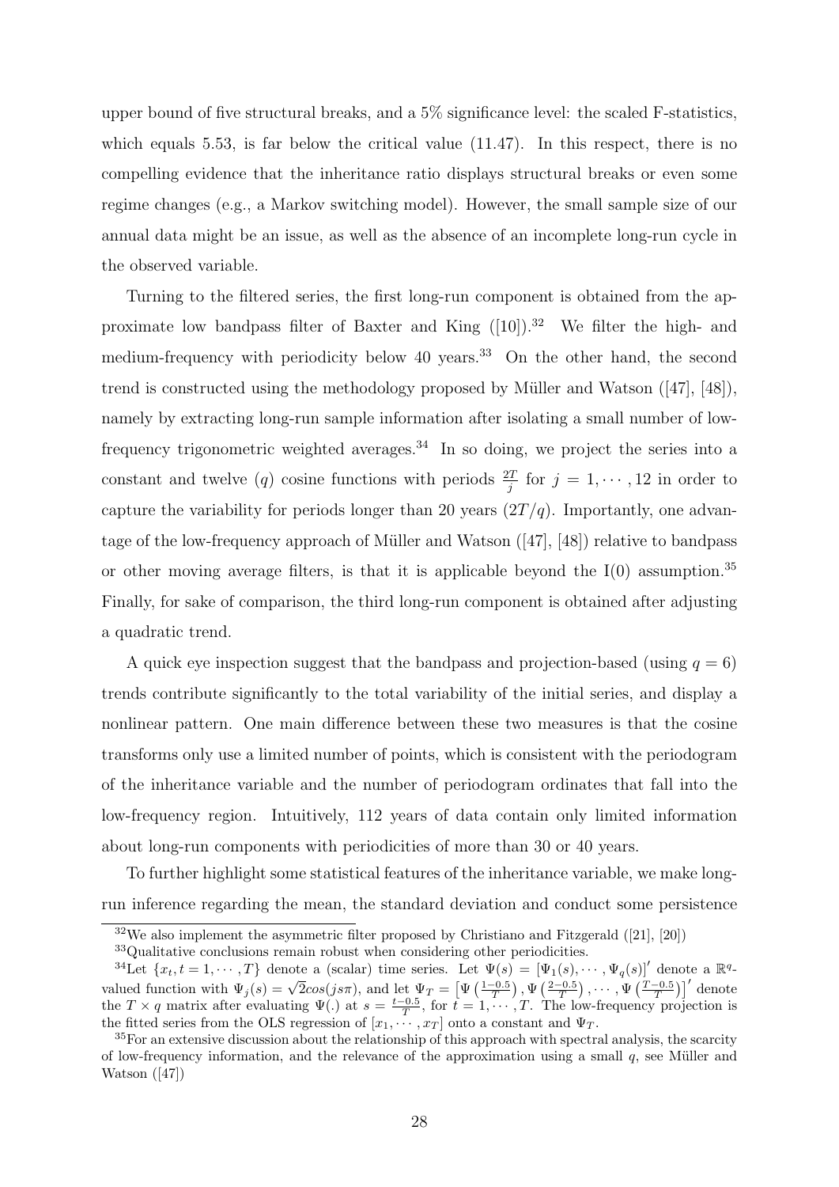upper bound of five structural breaks, and a 5% significance level: the scaled F-statistics, which equals 5.53, is far below the critical value (11.47). In this respect, there is no compelling evidence that the inheritance ratio displays structural breaks or even some regime changes (e.g., a Markov switching model). However, the small sample size of our annual data might be an issue, as well as the absence of an incomplete long-run cycle in the observed variable.

Turning to the filtered series, the first long-run component is obtained from the approximate low bandpass filter of Baxter and King ([10]).[32] We filter the high- and medium-frequency with periodicity below 40 years.[33] On the other hand, the second trend is constructed using the methodology proposed by Müller and Watson ([47], [48]), namely by extracting long-run sample information after isolating a small number of low-frequency trigonometric weighted averages.[34] In so doing, we project the series into a constant and twelve ($q$) cosine functions with periods $\frac{2T}{j}$ for $j = 1, \cdots, 12$ in order to capture the variability for periods longer than 20 years ($2T/q$). Importantly, one advantage of the low-frequency approach of Müller and Watson ([47], [48]) relative to bandpass or other moving average filters, is that it is applicable beyond the I(0) assumption.[35] Finally, for sake of comparison, the third long-run component is obtained after adjusting a quadratic trend.

A quick eye inspection suggest that the bandpass and projection-based (using $q = 6$) trends contribute significantly to the total variability of the initial series, and display a nonlinear pattern. One main difference between these two measures is that the cosine transforms only use a limited number of points, which is consistent with the periodogram of the inheritance variable and the number of periodogram ordinates that fall into the low-frequency region. Intuitively, 112 years of data contain only limited information about long-run components with periodicities of more than 30 or 40 years.

To further highlight some statistical features of the inheritance variable, we make long-run inference regarding the mean, the standard deviation and conduct some persistence

---

[32] We also implement the asymmetric filter proposed by Christiano and Fitzgerald ([21], [20])

[33] Qualitative conclusions remain robust when considering other periodicities.

[34] Let $\{x_t, t = 1, \cdots, T\}$ denote a (scalar) time series. Let $\Psi(s) = [\Psi_1(s), \cdots, \Psi_q(s)]'$ denote a $\mathbb{R}^q$-valued function with $\Psi_j(s) = \sqrt{2}cos(js\pi)$, and let $\Psi_T = \left[\Psi\left(\frac{1-0.5}{T}\right), \Psi\left(\frac{2-0.5}{T}\right), \cdots, \Psi\left(\frac{T-0.5}{T}\right)\right]'$ denote the $T \times q$ matrix after evaluating $\Psi(.)$ at $s = \frac{t-0.5}{T}$, for $t = 1, \cdots, T$. The low-frequency projection is the fitted series from the OLS regression of $[x_1, \cdots, x_T]$ onto a constant and $\Psi_T$.

[35] For an extensive discussion about the relationship of this approach with spectral analysis, the scarcity of low-frequency information, and the relevance of the approximation using a small $q$, see Müller and Watson ([47])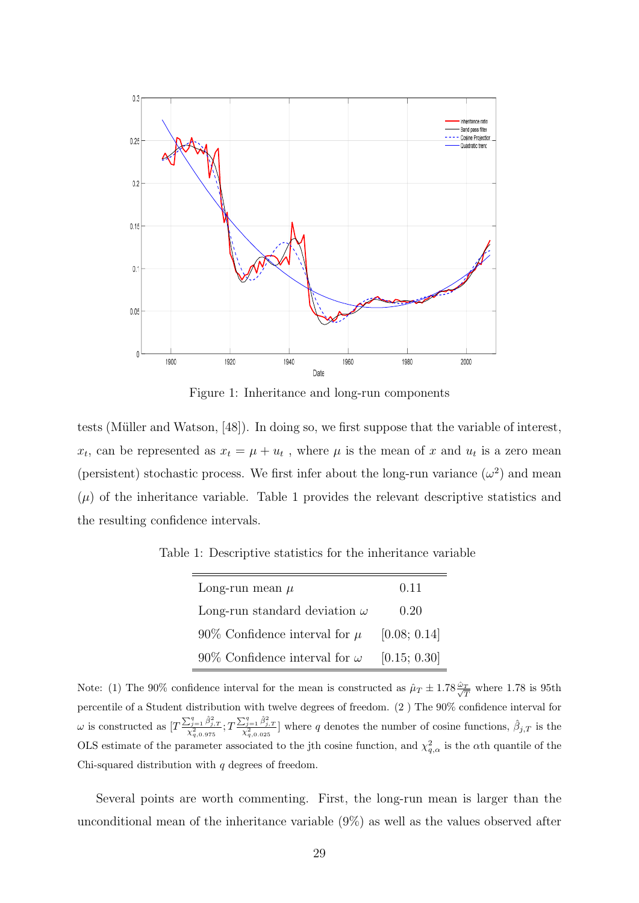Figure 1: Inheritance and long-run components

tests (Müller and Watson, [48]). In doing so, we first suppose that the variable of interest, $x_t$, can be represented as $x_t = \mu + u_t$ , where $\mu$ is the mean of $x$ and $u_t$ is a zero mean (persistent) stochastic process. We first infer about the long-run variance ($\omega^2$) and mean ($\mu$) of the inheritance variable. Table 1 provides the relevant descriptive statistics and the resulting confidence intervals.

Table 1: Descriptive statistics for the inheritance variable

| | |
|---|---|
| Long-run mean $\mu$ | 0.11 |
| Long-run standard deviation $\omega$ | 0.20 |
| 90% Confidence interval for $\mu$ | [0.08; 0.14] |
| 90% Confidence interval for $\omega$ | [0.15; 0.30] |

Note: (1) The 90% confidence interval for the mean is constructed as $\hat{\mu}_T \pm 1.78 \frac{\hat{\omega}_T}{\sqrt{T}}$ where 1.78 is 95th percentile of a Student distribution with twelve degrees of freedom. (2 ) The 90% confidence interval for $\omega$ is constructed as $[T \frac{\sum_{j=1}^{q} \hat{\beta}_{j,T}^2}{\chi^2_{q,0.975}}; T \frac{\sum_{j=1}^{q} \hat{\beta}_{j,T}^2}{\chi^2_{q,0.025}}]$ where $q$ denotes the number of cosine functions, $\hat{\beta}_{j,T}$ is the OLS estimate of the parameter associated to the jth cosine function, and $\chi^2_{q,\alpha}$ is the $\alpha$th quantile of the Chi-squared distribution with $q$ degrees of freedom.

Several points are worth commenting. First, the long-run mean is larger than the unconditional mean of the inheritance variable (9%) as well as the values observed after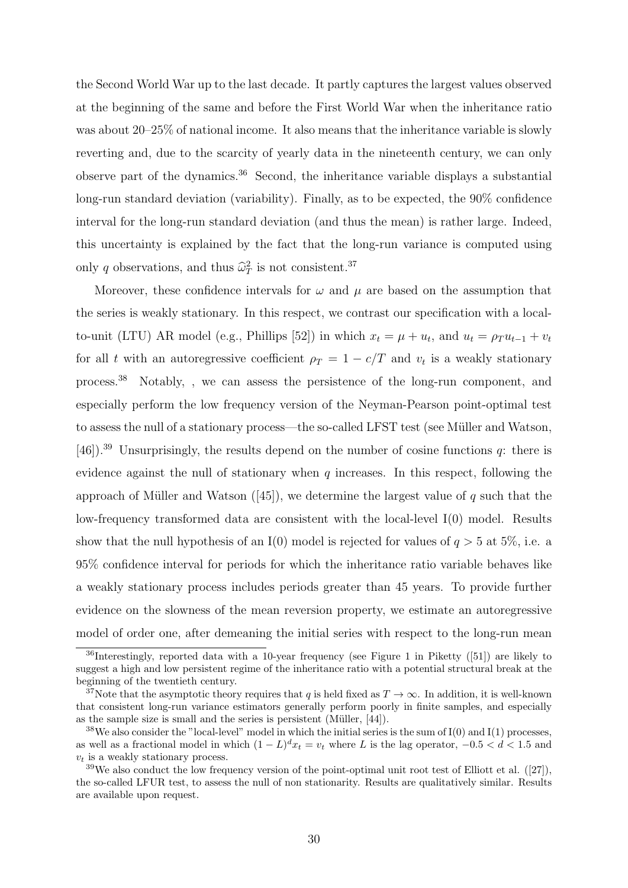the Second World War up to the last decade. It partly captures the largest values observed at the beginning of the same and before the First World War when the inheritance ratio was about 20–25% of national income. It also means that the inheritance variable is slowly reverting and, due to the scarcity of yearly data in the nineteenth century, we can only observe part of the dynamics.[36] Second, the inheritance variable displays a substantial long-run standard deviation (variability). Finally, as to be expected, the 90% confidence interval for the long-run standard deviation (and thus the mean) is rather large. Indeed, this uncertainty is explained by the fact that the long-run variance is computed using only $q$ observations, and thus $\widehat{\omega}_T^2$ is not consistent.[37]

Moreover, these confidence intervals for $\omega$ and $\mu$ are based on the assumption that the series is weakly stationary. In this respect, we contrast our specification with a local-to-unit (LTU) AR model (e.g., Phillips [52]) in which $x_t = \mu + u_t$, and $u_t = \rho_T u_{t-1} + v_t$ for all $t$ with an autoregressive coefficient $\rho_T = 1 - c/T$ and $v_t$ is a weakly stationary process.[38] Notably, , we can assess the persistence of the long-run component, and especially perform the low frequency version of the Neyman-Pearson point-optimal test to assess the null of a stationary process—the so-called LFST test (see Müller and Watson, [46]).[39] Unsurprisingly, the results depend on the number of cosine functions $q$: there is evidence against the null of stationary when $q$ increases. In this respect, following the approach of Müller and Watson ([45]), we determine the largest value of $q$ such that the low-frequency transformed data are consistent with the local-level I(0) model. Results show that the null hypothesis of an I(0) model is rejected for values of $q > 5$ at 5%, i.e. a 95% confidence interval for periods for which the inheritance ratio variable behaves like a weakly stationary process includes periods greater than 45 years. To provide further evidence on the slowness of the mean reversion property, we estimate an autoregressive model of order one, after demeaning the initial series with respect to the long-run mean

---

[36] Interestingly, reported data with a 10-year frequency (see Figure 1 in Piketty ([51]) are likely to suggest a high and low persistent regime of the inheritance ratio with a potential structural break at the beginning of the twentieth century.

[37] Note that the asymptotic theory requires that $q$ is held fixed as $T \to \infty$. In addition, it is well-known that consistent long-run variance estimators generally perform poorly in finite samples, and especially as the sample size is small and the series is persistent (Müller, [44]).

[38] We also consider the "local-level" model in which the initial series is the sum of I(0) and I(1) processes, as well as a fractional model in which $(1 - L)^d x_t = v_t$ where $L$ is the lag operator, $-0.5 < d < 1.5$ and $v_t$ is a weakly stationary process.

[39] We also conduct the low frequency version of the point-optimal unit root test of Elliott et al. ([27]), the so-called LFUR test, to assess the null of non stationarity. Results are qualitatively similar. Results are available upon request.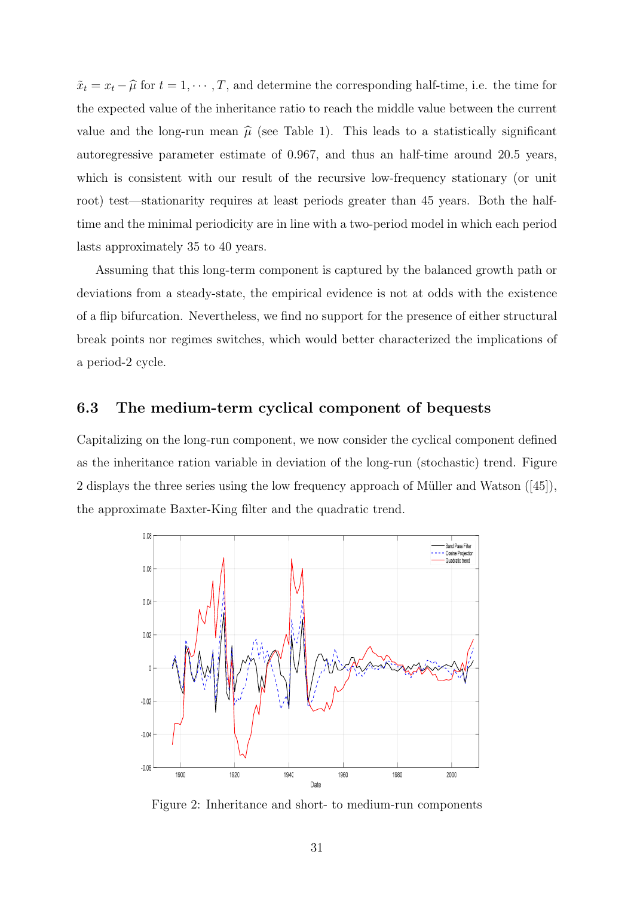$\tilde{x}_t = x_t - \widehat{\mu}$ for $t = 1, \cdots, T$, and determine the corresponding half-time, i.e. the time for the expected value of the inheritance ratio to reach the middle value between the current value and the long-run mean $\widehat{\mu}$ (see Table 1). This leads to a statistically significant autoregressive parameter estimate of 0.967, and thus an half-time around 20.5 years, which is consistent with our result of the recursive low-frequency stationary (or unit root) test—stationarity requires at least periods greater than 45 years. Both the half-time and the minimal periodicity are in line with a two-period model in which each period lasts approximately 35 to 40 years.

Assuming that this long-term component is captured by the balanced growth path or deviations from a steady-state, the empirical evidence is not at odds with the existence of a flip bifurcation. Nevertheless, we find no support for the presence of either structural break points nor regimes switches, which would better characterized the implications of a period-2 cycle.

### 6.3 The medium-term cyclical component of bequests

Capitalizing on the long-run component, we now consider the cyclical component defined as the inheritance ration variable in deviation of the long-run (stochastic) trend. Figure 2 displays the three series using the low frequency approach of Müller and Watson ([45]), the approximate Baxter-King filter and the quadratic trend.

Figure 2: Inheritance and short- to medium-run components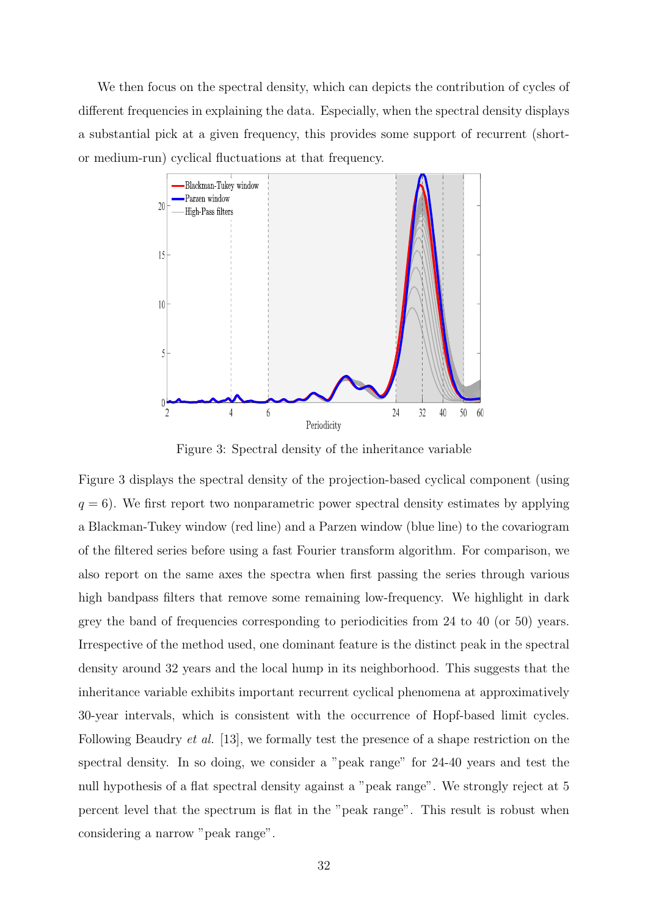We then focus on the spectral density, which can depicts the contribution of cycles of different frequencies in explaining the data. Especially, when the spectral density displays a substantial pick at a given frequency, this provides some support of recurrent (short- or medium-run) cyclical fluctuations at that frequency.

Figure 3: Spectral density of the inheritance variable

Figure 3 displays the spectral density of the projection-based cyclical component (using $q = 6$). We first report two nonparametric power spectral density estimates by applying a Blackman-Tukey window (red line) and a Parzen window (blue line) to the covariogram of the filtered series before using a fast Fourier transform algorithm. For comparison, we also report on the same axes the spectra when first passing the series through various high bandpass filters that remove some remaining low-frequency. We highlight in dark grey the band of frequencies corresponding to periodicities from 24 to 40 (or 50) years. Irrespective of the method used, one dominant feature is the distinct peak in the spectral density around 32 years and the local hump in its neighborhood. This suggests that the inheritance variable exhibits important recurrent cyclical phenomena at approximatively 30-year intervals, which is consistent with the occurrence of Hopf-based limit cycles. Following Beaudry *et al.* [13], we formally test the presence of a shape restriction on the spectral density. In so doing, we consider a "peak range" for 24-40 years and test the null hypothesis of a flat spectral density against a "peak range". We strongly reject at 5 percent level that the spectrum is flat in the "peak range". This result is robust when considering a narrow "peak range".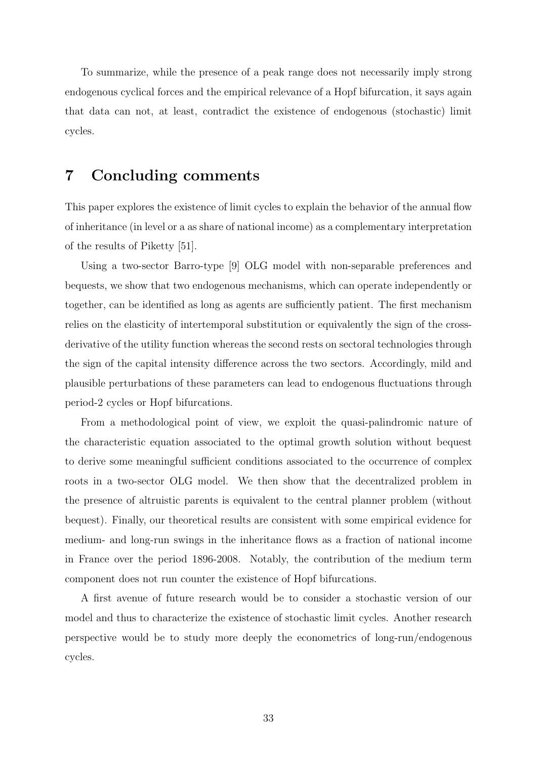To summarize, while the presence of a peak range does not necessarily imply strong endogenous cyclical forces and the empirical relevance of a Hopf bifurcation, it says again that data can not, at least, contradict the existence of endogenous (stochastic) limit cycles.

# 7 Concluding comments

This paper explores the existence of limit cycles to explain the behavior of the annual flow of inheritance (in level or a as share of national income) as a complementary interpretation of the results of Piketty [51].

Using a two-sector Barro-type [9] OLG model with non-separable preferences and bequests, we show that two endogenous mechanisms, which can operate independently or together, can be identified as long as agents are sufficiently patient. The first mechanism relies on the elasticity of intertemporal substitution or equivalently the sign of the cross-derivative of the utility function whereas the second rests on sectoral technologies through the sign of the capital intensity difference across the two sectors. Accordingly, mild and plausible perturbations of these parameters can lead to endogenous fluctuations through period-2 cycles or Hopf bifurcations.

From a methodological point of view, we exploit the quasi-palindromic nature of the characteristic equation associated to the optimal growth solution without bequest to derive some meaningful sufficient conditions associated to the occurrence of complex roots in a two-sector OLG model. We then show that the decentralized problem in the presence of altruistic parents is equivalent to the central planner problem (without bequest). Finally, our theoretical results are consistent with some empirical evidence for medium- and long-run swings in the inheritance flows as a fraction of national income in France over the period 1896-2008. Notably, the contribution of the medium term component does not run counter the existence of Hopf bifurcations.

A first avenue of future research would be to consider a stochastic version of our model and thus to characterize the existence of stochastic limit cycles. Another research perspective would be to study more deeply the econometrics of long-run/endogenous cycles.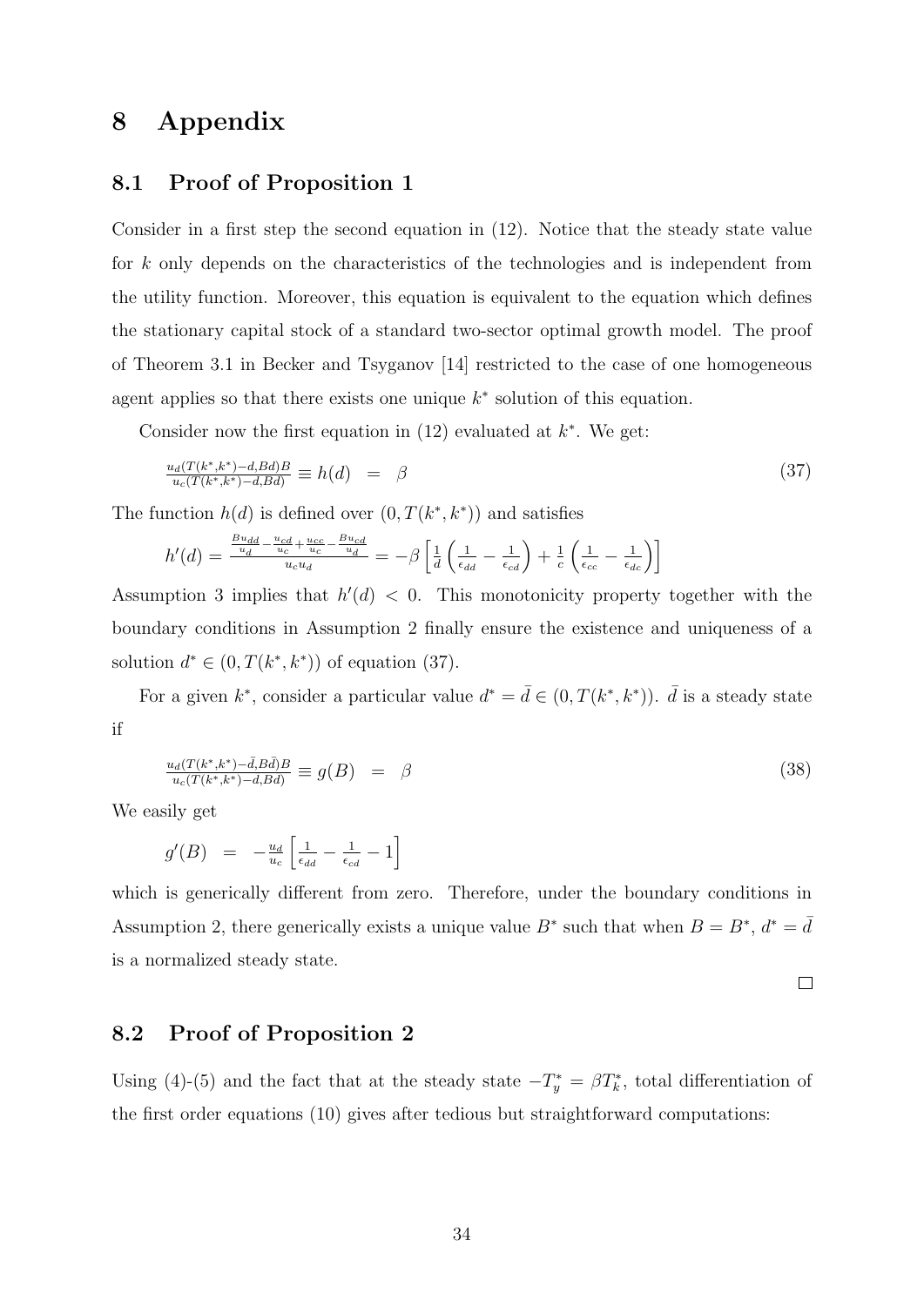# 8 Appendix

## 8.1 Proof of Proposition 1

Consider in a first step the second equation in (12). Notice that the steady state value for $k$ only depends on the characteristics of the technologies and is independent from the utility function. Moreover, this equation is equivalent to the equation which defines the stationary capital stock of a standard two-sector optimal growth model. The proof of Theorem 3.1 in Becker and Tsyganov [14] restricted to the case of one homogeneous agent applies so that there exists one unique $k^*$ solution of this equation.

Consider now the first equation in (12) evaluated at $k^*$. We get:

$$\frac{u_d(T(k^*,k^*)-d,Bd)B}{u_c(T(k^*,k^*)-d,Bd)} \equiv h(d) \;\; = \;\; \beta \tag{37}$$

The function $h(d)$ is defined over $(0, T(k^*, k^*))$ and satisfies

$$h'(d) = \frac{\frac{Bu_{dd}}{u_d} - \frac{u_{cd}}{u_c} + \frac{u_{cc}}{u_c} - \frac{Bu_{cd}}{u_d}}{u_c u_d} = -\beta\left[\frac{1}{d}\left(\frac{1}{\epsilon_{dd}} - \frac{1}{\epsilon_{cd}}\right) + \frac{1}{c}\left(\frac{1}{\epsilon_{cc}} - \frac{1}{\epsilon_{dc}}\right)\right]$$

Assumption 3 implies that $h'(d) < 0$. This monotonicity property together with the boundary conditions in Assumption 2 finally ensure the existence and uniqueness of a solution $d^* \in (0, T(k^*, k^*))$ of equation (37).

For a given $k^*$, consider a particular value $d^* = \bar{d} \in (0, T(k^*, k^*))$. $\bar{d}$ is a steady state if

$$\frac{u_d(T(k^*,k^*)-\bar{d},B\bar{d})B}{u_c(T(k^*,k^*)-d,Bd)} \equiv g(B) \;\; = \;\; \beta \tag{38}$$

We easily get

$$g'(B) \;\; = \;\; -\frac{u_d}{u_c}\left[\frac{1}{\epsilon_{dd}} - \frac{1}{\epsilon_{cd}} - 1\right]$$

which is generically different from zero. Therefore, under the boundary conditions in Assumption 2, there generically exists a unique value $B^*$ such that when $B = B^*$, $d^* = \bar{d}$ is a normalized steady state.

□

## 8.2 Proof of Proposition 2

Using (4)-(5) and the fact that at the steady state $-T_y^* = \beta T_k^*$, total differentiation of the first order equations (10) gives after tedious but straightforward computations: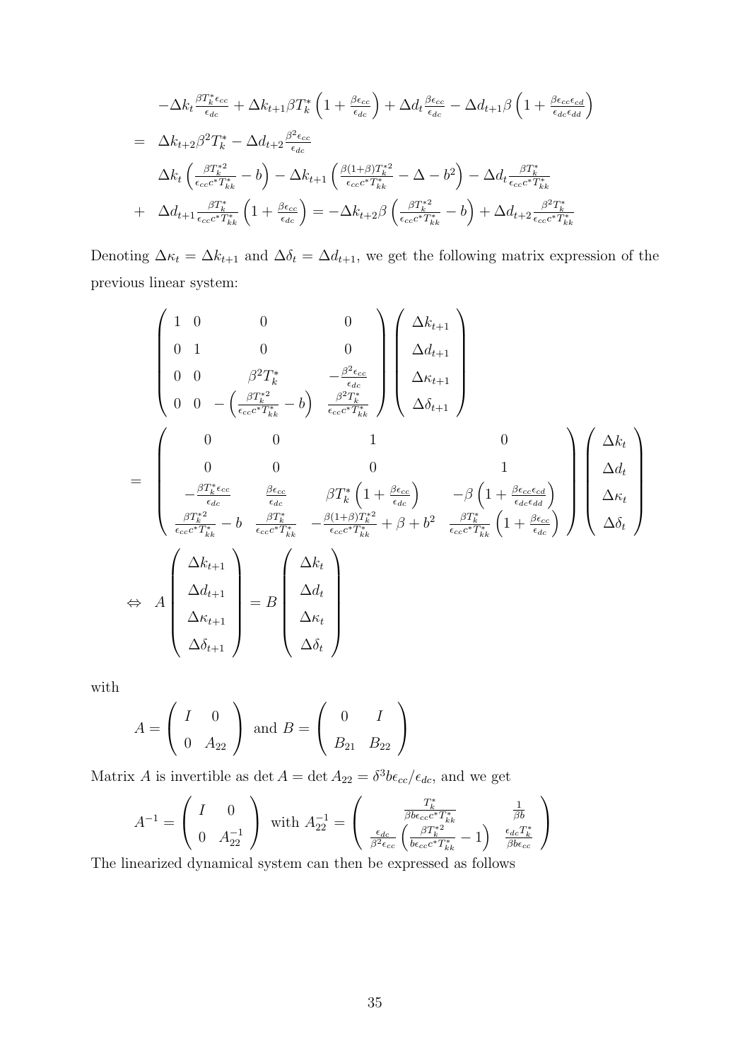$$
\begin{aligned}
& -\Delta k_t \frac{\beta T_k^* \epsilon_{cc}}{\epsilon_{dc}} + \Delta k_{t+1} \beta T_k^* \left(1 + \frac{\beta \epsilon_{cc}}{\epsilon_{dc}}\right) + \Delta d_t \frac{\beta \epsilon_{cc}}{\epsilon_{dc}} - \Delta d_{t+1} \beta \left(1 + \frac{\beta \epsilon_{cc} \epsilon_{cd}}{\epsilon_{dc} \epsilon_{dd}}\right) \\
= \;& \Delta k_{t+2} \beta^2 T_k^* - \Delta d_{t+2} \frac{\beta^2 \epsilon_{cc}}{\epsilon_{dc}} \\
& \Delta k_t \left(\frac{\beta T_k^{*2}}{\epsilon_{cc} c^* T_{kk}^*} - b\right) - \Delta k_{t+1} \left(\frac{\beta(1+\beta) T_k^{*2}}{\epsilon_{cc} c^* T_{kk}^*} - \Delta - b^2\right) - \Delta d_t \frac{\beta T_k^*}{\epsilon_{cc} c^* T_{kk}^*} \\
+ \;& \Delta d_{t+1} \frac{\beta T_k^*}{\epsilon_{cc} c^* T_{kk}^*} \left(1 + \frac{\beta \epsilon_{cc}}{\epsilon_{dc}}\right) = -\Delta k_{t+2} \beta \left(\frac{\beta T_k^{*2}}{\epsilon_{cc} c^* T_{kk}^*} - b\right) + \Delta d_{t+2} \frac{\beta^2 T_k^*}{\epsilon_{cc} c^* T_{kk}^*}
\end{aligned}
$$

Denoting $\Delta \kappa_t = \Delta k_{t+1}$ and $\Delta \delta_t = \Delta d_{t+1}$, we get the following matrix expression of the previous linear system:

$$
\begin{aligned}
& \begin{pmatrix} 1 & 0 & 0 & 0 \\ 0 & 1 & 0 & 0 \\ 0 & 0 & \beta^2 T_k^* & -\frac{\beta^2 \epsilon_{cc}}{\epsilon_{dc}} \\ 0 & 0 & -\left(\frac{\beta T_k^{*2}}{\epsilon_{cc} c^* T_{kk}^*} - b\right) & \frac{\beta^2 T_k^*}{\epsilon_{cc} c^* T_{kk}^*} \end{pmatrix} \begin{pmatrix} \Delta k_{t+1} \\ \Delta d_{t+1} \\ \Delta \kappa_{t+1} \\ \Delta \delta_{t+1} \end{pmatrix} \\
= & \begin{pmatrix} 0 & 0 & 1 & 0 \\ 0 & 0 & 0 & 1 \\ -\frac{\beta T_k^* \epsilon_{cc}}{\epsilon_{dc}} & \frac{\beta \epsilon_{cc}}{\epsilon_{dc}} & \beta T_k^* \left(1 + \frac{\beta \epsilon_{cc}}{\epsilon_{dc}}\right) & -\beta \left(1 + \frac{\beta \epsilon_{cc} \epsilon_{cd}}{\epsilon_{dc} \epsilon_{dd}}\right) \\ \frac{\beta T_k^{*2}}{\epsilon_{cc} c^* T_{kk}^*} - b & \frac{\beta T_k^*}{\epsilon_{cc} c^* T_{kk}^*} & -\frac{\beta(1+\beta) T_k^{*2}}{\epsilon_{cc} c^* T_{kk}^*} + \beta + b^2 & \frac{\beta T_k^*}{\epsilon_{cc} c^* T_{kk}^*} \left(1 + \frac{\beta \epsilon_{cc}}{\epsilon_{dc}}\right) \end{pmatrix} \begin{pmatrix} \Delta k_t \\ \Delta d_t \\ \Delta \kappa_t \\ \Delta \delta_t \end{pmatrix} \\
\Leftrightarrow \;\; & A \begin{pmatrix} \Delta k_{t+1} \\ \Delta d_{t+1} \\ \Delta \kappa_{t+1} \\ \Delta \delta_{t+1} \end{pmatrix} = B \begin{pmatrix} \Delta k_t \\ \Delta d_t \\ \Delta \kappa_t \\ \Delta \delta_t \end{pmatrix}
\end{aligned}
$$

with

$$
A = \begin{pmatrix} I & 0 \\ 0 & A_{22} \end{pmatrix} \text{ and } B = \begin{pmatrix} 0 & I \\ B_{21} & B_{22} \end{pmatrix}
$$

Matrix $A$ is invertible as $\det A = \det A_{22} = \delta^3 b \epsilon_{cc}/\epsilon_{dc}$, and we get

$$
A^{-1} = \begin{pmatrix} I & 0 \\ 0 & A_{22}^{-1} \end{pmatrix} \text{ with } A_{22}^{-1} = \begin{pmatrix} \frac{T_k^*}{\beta b \epsilon_{cc} c^* T_{kk}^*} & \frac{1}{\beta b} \\ \frac{\epsilon_{dc}}{\beta^2 \epsilon_{cc}} \left(\frac{\beta T_k^{*2}}{b \epsilon_{cc} c^* T_{kk}^*} - 1\right) & \frac{\epsilon_{dc} T_k^*}{\beta b \epsilon_{cc}} \end{pmatrix}
$$

The linearized dynamical system can then be expressed as follows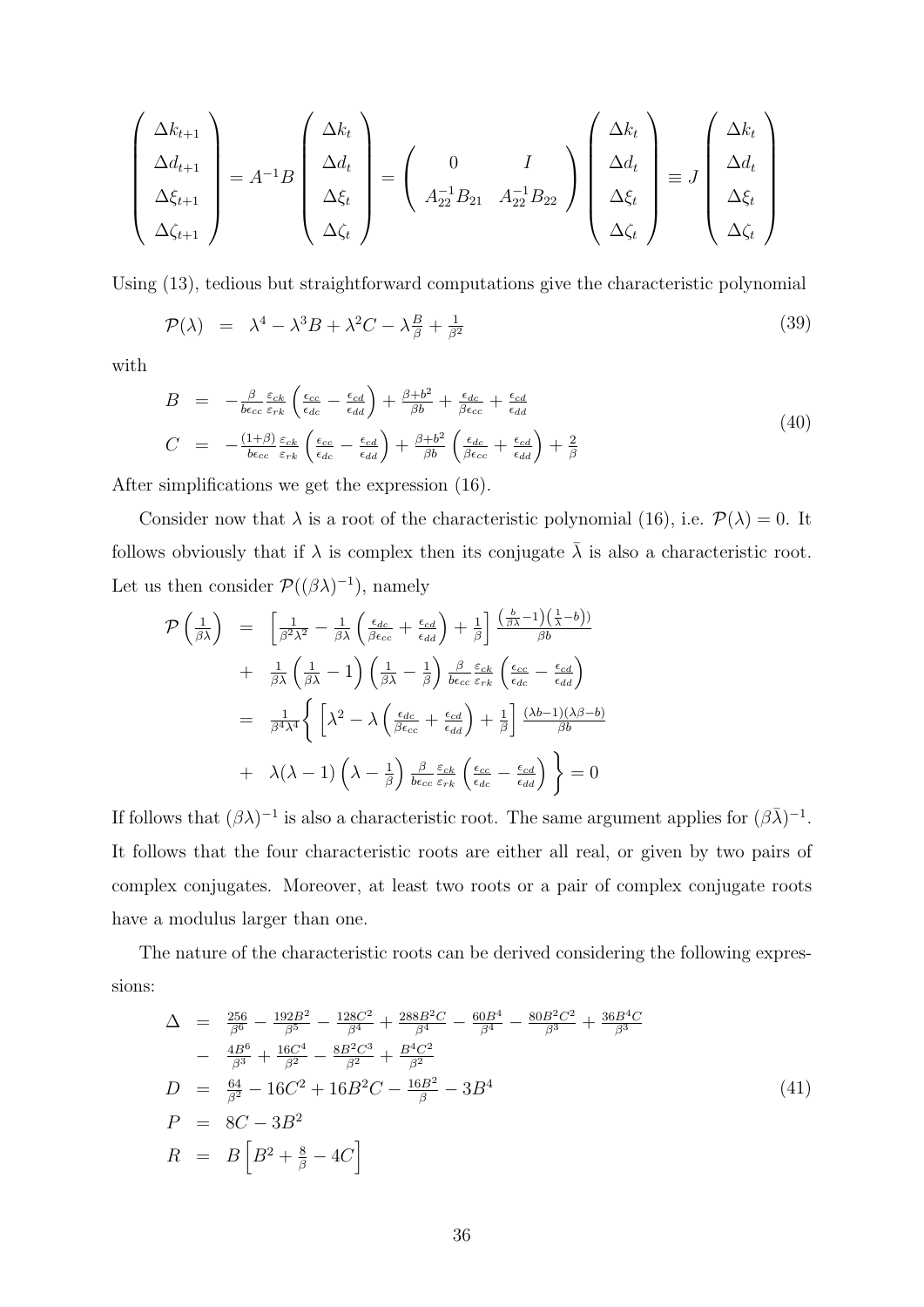$$
\begin{pmatrix} \Delta k_{t+1} \\ \Delta d_{t+1} \\ \Delta \xi_{t+1} \\ \Delta \zeta_{t+1} \end{pmatrix} = A^{-1}B \begin{pmatrix} \Delta k_t \\ \Delta d_t \\ \Delta \xi_t \\ \Delta \zeta_t \end{pmatrix} = \begin{pmatrix} 0 & I \\ A_{22}^{-1}B_{21} & A_{22}^{-1}B_{22} \end{pmatrix} \begin{pmatrix} \Delta k_t \\ \Delta d_t \\ \Delta \xi_t \\ \Delta \zeta_t \end{pmatrix} \equiv J \begin{pmatrix} \Delta k_t \\ \Delta d_t \\ \Delta \xi_t \\ \Delta \zeta_t \end{pmatrix}
$$

Using (13), tedious but straightforward computations give the characteristic polynomial

$$
\mathcal{P}(\lambda) \;=\; \lambda^4 - \lambda^3 B + \lambda^2 C - \lambda \tfrac{B}{\beta} + \tfrac{1}{\beta^2} \tag{39}
$$

with

$$
\begin{aligned}
B &= -\tfrac{\beta}{b\epsilon_{cc}} \tfrac{\varepsilon_{ck}}{\varepsilon_{rk}} \left( \tfrac{\epsilon_{cc}}{\epsilon_{dc}} - \tfrac{\epsilon_{cd}}{\epsilon_{dd}} \right) + \tfrac{\beta + b^2}{\beta b} + \tfrac{\epsilon_{dc}}{\beta \epsilon_{cc}} + \tfrac{\epsilon_{cd}}{\epsilon_{dd}} \\
C &= -\tfrac{(1+\beta)}{b\epsilon_{cc}} \tfrac{\varepsilon_{ck}}{\varepsilon_{rk}} \left( \tfrac{\epsilon_{cc}}{\epsilon_{dc}} - \tfrac{\epsilon_{cd}}{\epsilon_{dd}} \right) + \tfrac{\beta + b^2}{\beta b} \left( \tfrac{\epsilon_{dc}}{\beta \epsilon_{cc}} + \tfrac{\epsilon_{cd}}{\epsilon_{dd}} \right) + \tfrac{2}{\beta}
\end{aligned} \tag{40}
$$

After simplifications we get the expression (16).

Consider now that $\lambda$ is a root of the characteristic polynomial (16), i.e. $\mathcal{P}(\lambda) = 0$. It follows obviously that if $\lambda$ is complex then its conjugate $\bar{\lambda}$ is also a characteristic root. Let us then consider $\mathcal{P}((\beta\lambda)^{-1})$, namely

$$
\begin{aligned}
\mathcal{P}\left(\tfrac{1}{\beta\lambda}\right) &= \left[ \tfrac{1}{\beta^2\lambda^2} - \tfrac{1}{\beta\lambda} \left( \tfrac{\epsilon_{dc}}{\beta\epsilon_{cc}} + \tfrac{\epsilon_{cd}}{\epsilon_{dd}} \right) + \tfrac{1}{\beta} \right] \tfrac{\left(\frac{b}{\beta\lambda} - 1\right)\left(\frac{1}{\lambda} - b\right))}{\beta b} \\
&+ \tfrac{1}{\beta\lambda} \left( \tfrac{1}{\beta\lambda} - 1 \right) \left( \tfrac{1}{\beta\lambda} - \tfrac{1}{\beta} \right) \tfrac{\beta}{b\epsilon_{cc}} \tfrac{\varepsilon_{ck}}{\varepsilon_{rk}} \left( \tfrac{\epsilon_{cc}}{\epsilon_{dc}} - \tfrac{\epsilon_{cd}}{\epsilon_{dd}} \right) \\
&= \tfrac{1}{\beta^4\lambda^4} \Bigg\{ \left[ \lambda^2 - \lambda \left( \tfrac{\epsilon_{dc}}{\beta\epsilon_{cc}} + \tfrac{\epsilon_{cd}}{\epsilon_{dd}} \right) + \tfrac{1}{\beta} \right] \tfrac{(\lambda b - 1)(\lambda\beta - b)}{\beta b} \\
&+ \lambda(\lambda - 1) \left( \lambda - \tfrac{1}{\beta} \right) \tfrac{\beta}{b\epsilon_{cc}} \tfrac{\varepsilon_{ck}}{\varepsilon_{rk}} \left( \tfrac{\epsilon_{cc}}{\epsilon_{dc}} - \tfrac{\epsilon_{cd}}{\epsilon_{dd}} \right) \Bigg\} = 0
\end{aligned}
$$

If follows that $(\beta\lambda)^{-1}$ is also a characteristic root. The same argument applies for $(\beta\bar{\lambda})^{-1}$. It follows that the four characteristic roots are either all real, or given by two pairs of complex conjugates. Moreover, at least two roots or a pair of complex conjugate roots have a modulus larger than one.

The nature of the characteristic roots can be derived considering the following expressions:

$$
\begin{aligned}
\Delta &= \tfrac{256}{\beta^6} - \tfrac{192B^2}{\beta^5} - \tfrac{128C^2}{\beta^4} + \tfrac{288B^2C}{\beta^4} - \tfrac{60B^4}{\beta^4} - \tfrac{80B^2C^2}{\beta^3} + \tfrac{36B^4C}{\beta^3} \\
&- \tfrac{4B^6}{\beta^3} + \tfrac{16C^4}{\beta^2} - \tfrac{8B^2C^3}{\beta^2} + \tfrac{B^4C^2}{\beta^2} \\
D &= \tfrac{64}{\beta^2} - 16C^2 + 16B^2C - \tfrac{16B^2}{\beta} - 3B^4 \\
P &= 8C - 3B^2 \\
R &= B\left[ B^2 + \tfrac{8}{\beta} - 4C \right]
\end{aligned} \tag{41}
$$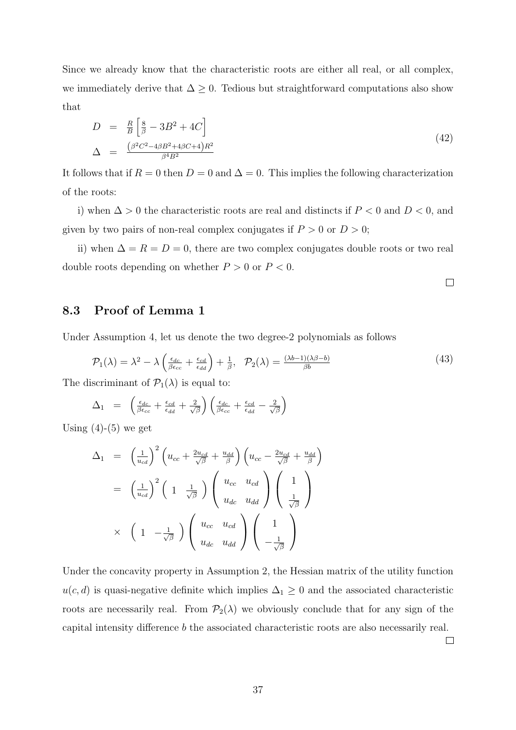Since we already know that the characteristic roots are either all real, or all complex, we immediately derive that $\Delta \geq 0$. Tedious but straightforward computations also show that

$$
\begin{array}{rcl}
D & = & \frac{R}{B}\left[\frac{8}{\beta} - 3B^2 + 4C\right] \\
\Delta & = & \frac{\left(\beta^2 C^2 - 4\beta B^2 + 4\beta C + 4\right)R^2}{\beta^4 B^2}
\end{array}
\tag{42}
$$

It follows that if $R = 0$ then $D = 0$ and $\Delta = 0$. This implies the following characterization of the roots:

i) when $\Delta > 0$ the characteristic roots are real and distincts if $P < 0$ and $D < 0$, and given by two pairs of non-real complex conjugates if $P > 0$ or $D > 0$;

ii) when $\Delta = R = D = 0$, there are two complex conjugates double roots or two real double roots depending on whether $P > 0$ or $P < 0$.

□

## 8.3 Proof of Lemma 1

Under Assumption 4, let us denote the two degree-2 polynomials as follows

$$
\mathcal{P}_1(\lambda) = \lambda^2 - \lambda\left(\frac{\epsilon_{dc}}{\beta\epsilon_{cc}} + \frac{\epsilon_{cd}}{\epsilon_{dd}}\right) + \frac{1}{\beta}, \quad \mathcal{P}_2(\lambda) = \frac{(\lambda b - 1)(\lambda\beta - b)}{\beta b}
\tag{43}
$$

The discriminant of $\mathcal{P}_1(\lambda)$ is equal to:

$$
\Delta_1 \;=\; \left(\frac{\epsilon_{dc}}{\beta\epsilon_{cc}} + \frac{\epsilon_{cd}}{\epsilon_{dd}} + \frac{2}{\sqrt{\beta}}\right)\left(\frac{\epsilon_{dc}}{\beta\epsilon_{cc}} + \frac{\epsilon_{cd}}{\epsilon_{dd}} - \frac{2}{\sqrt{\beta}}\right)
$$

Using (4)-(5) we get

$$
\begin{array}{rcl}
\Delta_1 & = & \left(\frac{1}{u_{cd}}\right)^2\left(u_{cc} + \frac{2u_{cd}}{\sqrt{\beta}} + \frac{u_{dd}}{\beta}\right)\left(u_{cc} - \frac{2u_{cd}}{\sqrt{\beta}} + \frac{u_{dd}}{\beta}\right) \\
& = & \left(\frac{1}{u_{cd}}\right)^2 \begin{pmatrix} 1 & \frac{1}{\sqrt{\beta}} \end{pmatrix} \begin{pmatrix} u_{cc} & u_{cd} \\ u_{dc} & u_{dd} \end{pmatrix} \begin{pmatrix} 1 \\ \frac{1}{\sqrt{\beta}} \end{pmatrix} \\
& \times & \begin{pmatrix} 1 & -\frac{1}{\sqrt{\beta}} \end{pmatrix} \begin{pmatrix} u_{cc} & u_{cd} \\ u_{dc} & u_{dd} \end{pmatrix} \begin{pmatrix} 1 \\ -\frac{1}{\sqrt{\beta}} \end{pmatrix}
\end{array}
$$

Under the concavity property in Assumption 2, the Hessian matrix of the utility function $u(c, d)$ is quasi-negative definite which implies $\Delta_1 \geq 0$ and the associated characteristic roots are necessarily real. From $\mathcal{P}_2(\lambda)$ we obviously conclude that for any sign of the capital intensity difference $b$ the associated characteristic roots are also necessarily real.

□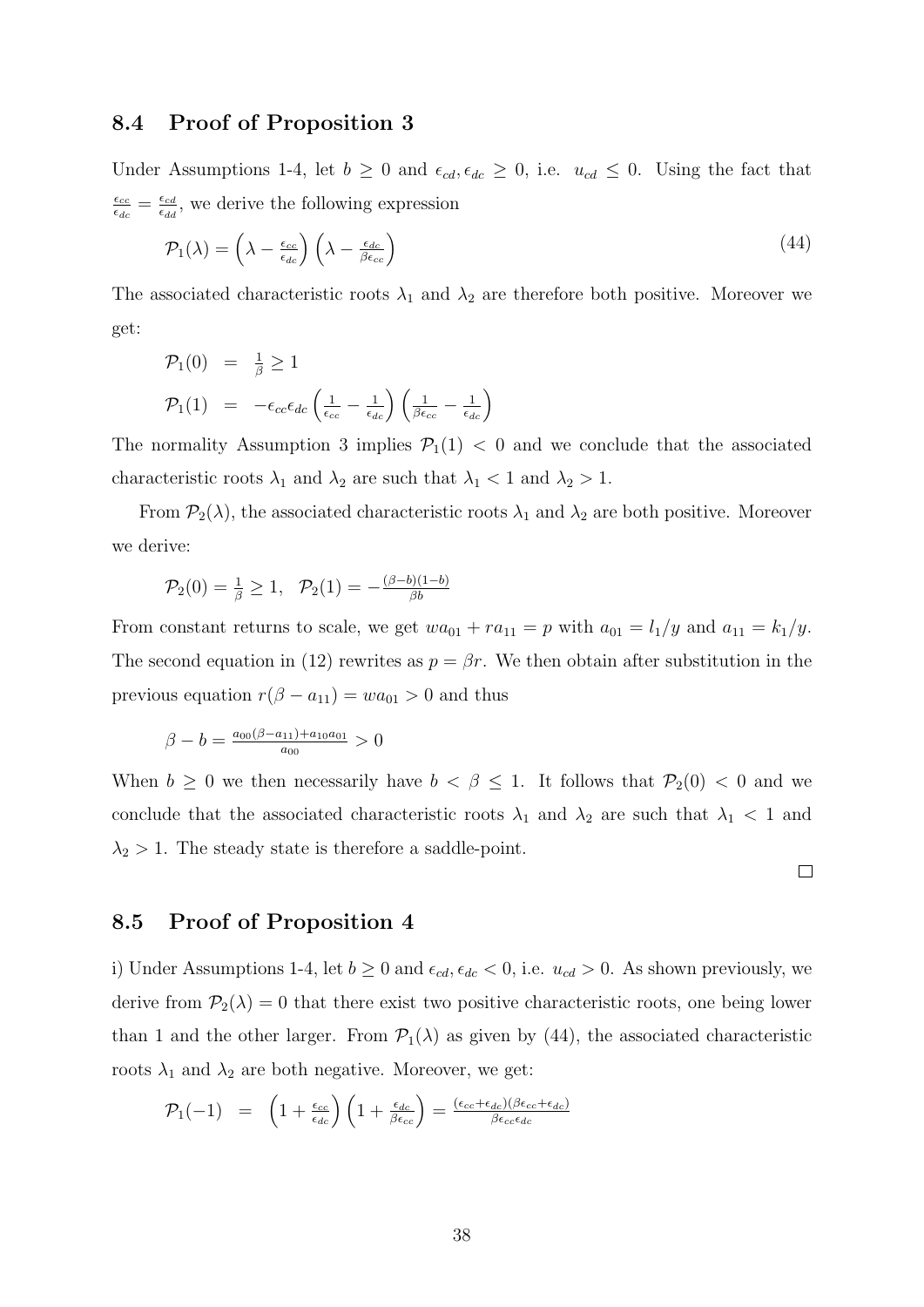## 8.4 Proof of Proposition 3

Under Assumptions 1-4, let $b \geq 0$ and $\epsilon_{cd}, \epsilon_{dc} \geq 0$, i.e. $u_{cd} \leq 0$. Using the fact that $\frac{\epsilon_{cc}}{\epsilon_{dc}} = \frac{\epsilon_{cd}}{\epsilon_{dd}}$, we derive the following expression

$$\mathcal{P}_1(\lambda) = \left(\lambda - \tfrac{\epsilon_{cc}}{\epsilon_{dc}}\right)\left(\lambda - \tfrac{\epsilon_{dc}}{\beta \epsilon_{cc}}\right) \tag{44}$$

The associated characteristic roots $\lambda_1$ and $\lambda_2$ are therefore both positive. Moreover we get:

$$\begin{aligned}
\mathcal{P}_1(0) &= \tfrac{1}{\beta} \geq 1 \\
\mathcal{P}_1(1) &= -\epsilon_{cc}\epsilon_{dc}\left(\tfrac{1}{\epsilon_{cc}} - \tfrac{1}{\epsilon_{dc}}\right)\left(\tfrac{1}{\beta\epsilon_{cc}} - \tfrac{1}{\epsilon_{dc}}\right)
\end{aligned}$$

The normality Assumption 3 implies $\mathcal{P}_1(1) < 0$ and we conclude that the associated characteristic roots $\lambda_1$ and $\lambda_2$ are such that $\lambda_1 < 1$ and $\lambda_2 > 1$.

From $\mathcal{P}_2(\lambda)$, the associated characteristic roots $\lambda_1$ and $\lambda_2$ are both positive. Moreover we derive:

$$\mathcal{P}_2(0) = \tfrac{1}{\beta} \geq 1, \quad \mathcal{P}_2(1) = -\tfrac{(\beta - b)(1-b)}{\beta b}$$

From constant returns to scale, we get $wa_{01} + ra_{11} = p$ with $a_{01} = l_1/y$ and $a_{11} = k_1/y$. The second equation in (12) rewrites as $p = \beta r$. We then obtain after substitution in the previous equation $r(\beta - a_{11}) = wa_{01} > 0$ and thus

$$\beta - b = \tfrac{a_{00}(\beta - a_{11}) + a_{10}a_{01}}{a_{00}} > 0$$

When $b \geq 0$ we then necessarily have $b < \beta \leq 1$. It follows that $\mathcal{P}_2(0) < 0$ and we conclude that the associated characteristic roots $\lambda_1$ and $\lambda_2$ are such that $\lambda_1 < 1$ and $\lambda_2 > 1$. The steady state is therefore a saddle-point.

□

## 8.5 Proof of Proposition 4

i) Under Assumptions 1-4, let $b \geq 0$ and $\epsilon_{cd}, \epsilon_{dc} < 0$, i.e. $u_{cd} > 0$. As shown previously, we derive from $\mathcal{P}_2(\lambda) = 0$ that there exist two positive characteristic roots, one being lower than 1 and the other larger. From $\mathcal{P}_1(\lambda)$ as given by (44), the associated characteristic roots $\lambda_1$ and $\lambda_2$ are both negative. Moreover, we get:

$$\mathcal{P}_1(-1) = \left(1 + \tfrac{\epsilon_{cc}}{\epsilon_{dc}}\right)\left(1 + \tfrac{\epsilon_{dc}}{\beta\epsilon_{cc}}\right) = \tfrac{(\epsilon_{cc} + \epsilon_{dc})(\beta\epsilon_{cc} + \epsilon_{dc})}{\beta\epsilon_{cc}\epsilon_{dc}}$$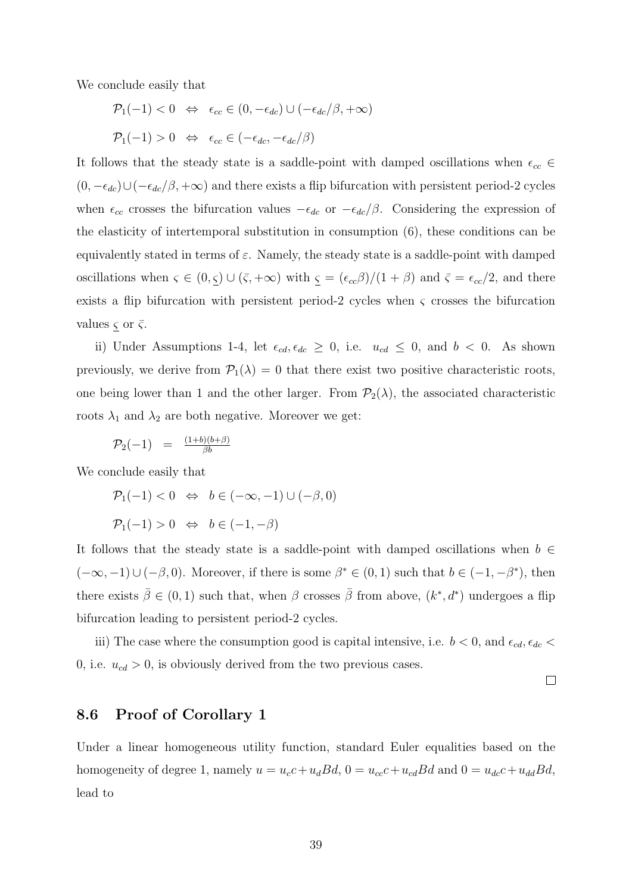We conclude easily that

$$\mathcal{P}_1(-1) < 0 \;\;\Leftrightarrow\;\; \epsilon_{cc} \in (0, -\epsilon_{dc}) \cup (-\epsilon_{dc}/\beta, +\infty)$$

$$\mathcal{P}_1(-1) > 0 \;\;\Leftrightarrow\;\; \epsilon_{cc} \in (-\epsilon_{dc}, -\epsilon_{dc}/\beta)$$

It follows that the steady state is a saddle-point with damped oscillations when $\epsilon_{cc} \in (0, -\epsilon_{dc}) \cup (-\epsilon_{dc}/\beta, +\infty)$ and there exists a flip bifurcation with persistent period-2 cycles when $\epsilon_{cc}$ crosses the bifurcation values $-\epsilon_{dc}$ or $-\epsilon_{dc}/\beta$. Considering the expression of the elasticity of intertemporal substitution in consumption (6), these conditions can be equivalently stated in terms of $\varepsilon$. Namely, the steady state is a saddle-point with damped oscillations when $\varsigma \in (0, \underline{\varsigma}) \cup (\bar{\varsigma}, +\infty)$ with $\underline{\varsigma} = (\epsilon_{cc}\beta)/(1+\beta)$ and $\bar{\varsigma} = \epsilon_{cc}/2$, and there exists a flip bifurcation with persistent period-2 cycles when $\varsigma$ crosses the bifurcation values $\underline{\varsigma}$ or $\bar{\varsigma}$.

ii) Under Assumptions 1-4, let $\epsilon_{cd}, \epsilon_{dc} \geq 0$, i.e. $u_{cd} \leq 0$, and $b < 0$. As shown previously, we derive from $\mathcal{P}_1(\lambda) = 0$ that there exist two positive characteristic roots, one being lower than 1 and the other larger. From $\mathcal{P}_2(\lambda)$, the associated characteristic roots $\lambda_1$ and $\lambda_2$ are both negative. Moreover we get:

$$\mathcal{P}_2(-1) \;=\; \frac{(1+b)(b+\beta)}{\beta b}$$

We conclude easily that

$$\mathcal{P}_1(-1) < 0 \;\;\Leftrightarrow\;\; b \in (-\infty, -1) \cup (-\beta, 0)$$

$$\mathcal{P}_1(-1) > 0 \;\;\Leftrightarrow\;\; b \in (-1, -\beta)$$

It follows that the steady state is a saddle-point with damped oscillations when $b \in (-\infty, -1) \cup (-\beta, 0)$. Moreover, if there is some $\beta^* \in (0,1)$ such that $b \in (-1, -\beta^*)$, then there exists $\bar{\beta} \in (0,1)$ such that, when $\beta$ crosses $\bar{\beta}$ from above, $(k^*, d^*)$ undergoes a flip bifurcation leading to persistent period-2 cycles.

iii) The case where the consumption good is capital intensive, i.e. $b < 0$, and $\epsilon_{cd}, \epsilon_{dc} < 0$, i.e. $u_{cd} > 0$, is obviously derived from the two previous cases.

□

## 8.6 Proof of Corollary 1

Under a linear homogeneous utility function, standard Euler equalities based on the homogeneity of degree 1, namely $u = u_c c + u_d B d$, $0 = u_{cc} c + u_{cd} B d$ and $0 = u_{dc} c + u_{dd} B d$, lead to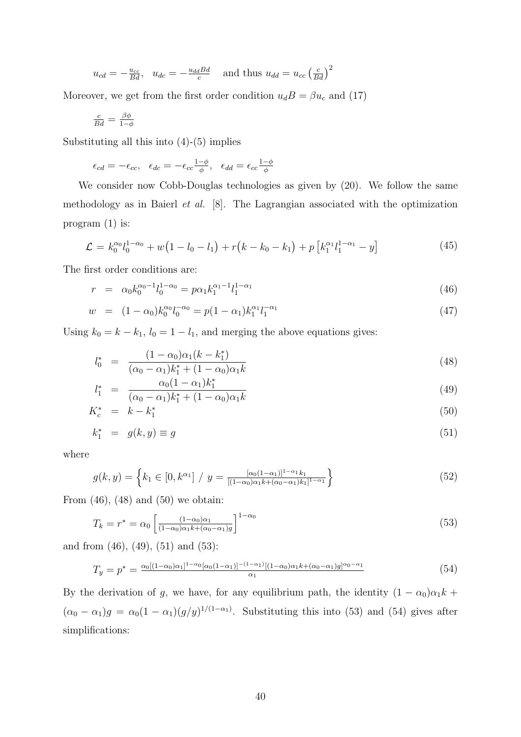$$u_{cd} = -\frac{u_{cc}}{Bd}, \quad u_{dc} = -\frac{u_{dd}Bd}{c} \quad \text{and thus } u_{dd} = u_{cc}\left(\frac{c}{Bd}\right)^2$$

Moreover, we get from the first order condition $u_d B = \beta u_c$ and (17)

$$\frac{c}{Bd} = \frac{\beta\phi}{1-\phi}$$

Substituting all this into (4)-(5) implies

$$\epsilon_{cd} = -\epsilon_{cc}, \quad \epsilon_{dc} = -\epsilon_{cc}\frac{1-\phi}{\phi}, \quad \epsilon_{dd} = \epsilon_{cc}\frac{1-\phi}{\phi}$$

We consider now Cobb-Douglas technologies as given by (20). We follow the same methodology as in Baierl *et al.* [8]. The Lagrangian associated with the optimization program (1) is:

$$\mathcal{L} = k_0^{\alpha_0} l_0^{1-\alpha_0} + w\big(1 - l_0 - l_1\big) + r\big(k - k_0 - k_1\big) + p\left[k_1^{\alpha_1} l_1^{1-\alpha_1} - y\right] \tag{45}$$

The first order conditions are:

$$r = \alpha_0 k_0^{\alpha_0 - 1} l_0^{1-\alpha_0} = p\alpha_1 k_1^{\alpha_1 - 1} l_1^{1-\alpha_1} \tag{46}$$

$$w = (1-\alpha_0) k_0^{\alpha_0} l_0^{-\alpha_0} = p(1-\alpha_1) k_1^{\alpha_1} l_1^{-\alpha_1} \tag{47}$$

Using $k_0 = k - k_1$, $l_0 = 1 - l_1$, and merging the above equations gives:

$$l_0^* = \frac{(1-\alpha_0)\alpha_1(k - k_1^*)}{(\alpha_0 - \alpha_1)k_1^* + (1-\alpha_0)\alpha_1 k} \tag{48}$$

$$l_1^* = \frac{\alpha_0(1-\alpha_1)k_1^*}{(\alpha_0 - \alpha_1)k_1^* + (1-\alpha_0)\alpha_1 k} \tag{49}$$

$$K_c^* = k - k_1^* \tag{50}$$

$$k_1^* = g(k, y) \equiv g \tag{51}$$

where

$$g(k, y) = \left\{ k_1 \in [0, k^{\alpha_1}] \ / \ y = \frac{[\alpha_0(1-\alpha_1)]^{1-\alpha_1} k_1}{[(1-\alpha_0)\alpha_1 k + (\alpha_0 - \alpha_1)k_1]^{1-\alpha_1}} \right\} \tag{52}$$

From (46), (48) and (50) we obtain:

$$T_k = r^* = \alpha_0 \left[\frac{(1-\alpha_0)\alpha_1}{(1-\alpha_0)\alpha_1 k + (\alpha_0 - \alpha_1)g}\right]^{1-\alpha_0} \tag{53}$$

and from (46), (49), (51) and (53):

$$T_y = p^* = \frac{\alpha_0[(1-\alpha_0)\alpha_1]^{1-\alpha_0}[\alpha_0(1-\alpha_1)]^{-(1-\alpha_1)}[(1-\alpha_0)\alpha_1 k + (\alpha_0-\alpha_1)g]^{\alpha_0 - \alpha_1}}{\alpha_1} \tag{54}$$

By the derivation of $g$, we have, for any equilibrium path, the identity $(1-\alpha_0)\alpha_1 k + (\alpha_0 - \alpha_1)g = \alpha_0(1-\alpha_1)(g/y)^{1/(1-\alpha_1)}$. Substituting this into (53) and (54) gives after simplifications: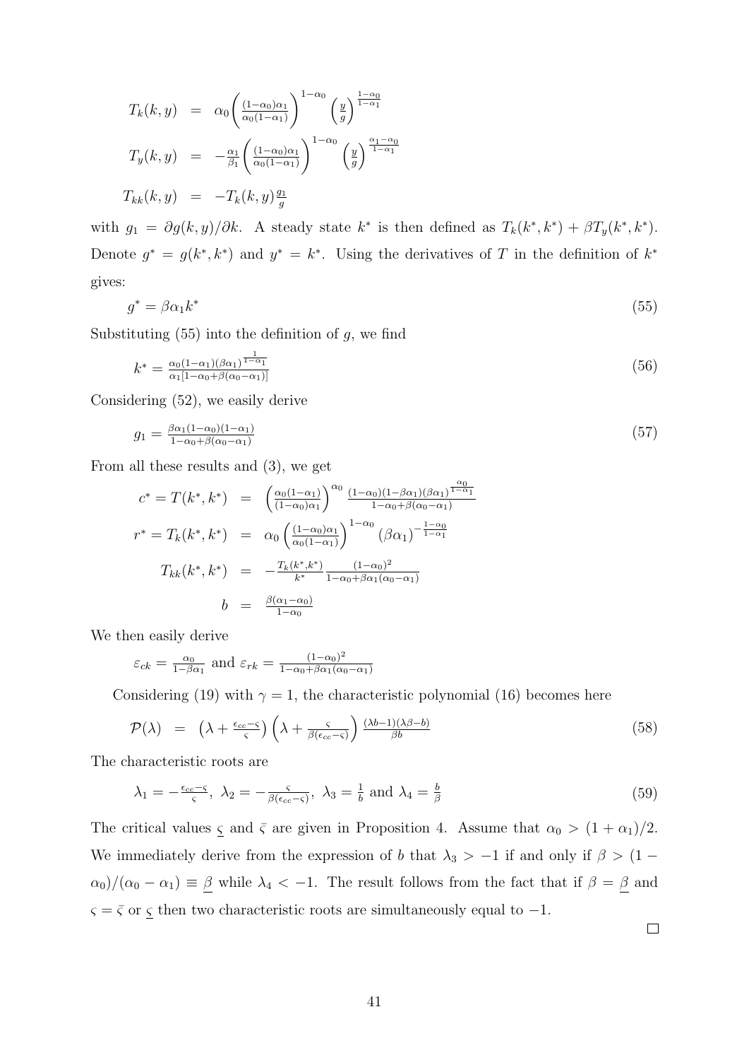$$\begin{aligned}
T_k(k,y) &= \alpha_0 \left( \tfrac{(1-\alpha_0)\alpha_1}{\alpha_0(1-\alpha_1)} \right)^{1-\alpha_0} \left( \tfrac{y}{g} \right)^{\frac{1-\alpha_0}{1-\alpha_1}} \\
T_y(k,y) &= -\tfrac{\alpha_1}{\beta_1} \left( \tfrac{(1-\alpha_0)\alpha_1}{\alpha_0(1-\alpha_1)} \right)^{1-\alpha_0} \left( \tfrac{y}{g} \right)^{\frac{\alpha_1-\alpha_0}{1-\alpha_1}} \\
T_{kk}(k,y) &= -T_k(k,y)\tfrac{g_1}{g}
\end{aligned}$$

with $g_1 = \partial g(k,y)/\partial k$. A steady state $k^*$ is then defined as $T_k(k^*, k^*) + \beta T_y(k^*, k^*)$. Denote $g^* = g(k^*, k^*)$ and $y^* = k^*$. Using the derivatives of $T$ in the definition of $k^*$ gives:

$$g^* = \beta\alpha_1 k^* \tag{55}$$

Substituting (55) into the definition of $g$, we find

$$k^* = \tfrac{\alpha_0(1-\alpha_1)(\beta\alpha_1)^{\frac{1}{1-\alpha_1}}}{\alpha_1[1-\alpha_0+\beta(\alpha_0-\alpha_1)]} \tag{56}$$

Considering (52), we easily derive

$$g_1 = \tfrac{\beta\alpha_1(1-\alpha_0)(1-\alpha_1)}{1-\alpha_0+\beta(\alpha_0-\alpha_1)} \tag{57}$$

From all these results and (3), we get

$$\begin{aligned}
c^* = T(k^*, k^*) &= \left( \tfrac{\alpha_0(1-\alpha_1)}{(1-\alpha_0)\alpha_1} \right)^{\alpha_0} \tfrac{(1-\alpha_0)(1-\beta\alpha_1)(\beta\alpha_1)^{\frac{\alpha_0}{1-\alpha_1}}}{1-\alpha_0+\beta(\alpha_0-\alpha_1)} \\
r^* = T_k(k^*, k^*) &= \alpha_0 \left( \tfrac{(1-\alpha_0)\alpha_1}{\alpha_0(1-\alpha_1)} \right)^{1-\alpha_0} (\beta\alpha_1)^{-\frac{1-\alpha_0}{1-\alpha_1}} \\
T_{kk}(k^*, k^*) &= -\tfrac{T_k(k^*,k^*)}{k^*} \tfrac{(1-\alpha_0)^2}{1-\alpha_0+\beta\alpha_1(\alpha_0-\alpha_1)} \\
b &= \tfrac{\beta(\alpha_1-\alpha_0)}{1-\alpha_0}
\end{aligned}$$

We then easily derive

$$\varepsilon_{ck} = \tfrac{\alpha_0}{1-\beta\alpha_1} \text{ and } \varepsilon_{rk} = \tfrac{(1-\alpha_0)^2}{1-\alpha_0+\beta\alpha_1(\alpha_0-\alpha_1)}$$

Considering (19) with $\gamma = 1$, the characteristic polynomial (16) becomes here

$$\mathcal{P}(\lambda) = \left(\lambda + \tfrac{\epsilon_{cc}-\varsigma}{\varsigma}\right)\left(\lambda + \tfrac{\varsigma}{\beta(\epsilon_{cc}-\varsigma)}\right)\tfrac{(\lambda b-1)(\lambda\beta-b)}{\beta b} \tag{58}$$

The characteristic roots are

$$\lambda_1 = -\tfrac{\epsilon_{cc}-\varsigma}{\varsigma},\ \lambda_2 = -\tfrac{\varsigma}{\beta(\epsilon_{cc}-\varsigma)},\ \lambda_3 = \tfrac{1}{b} \text{ and } \lambda_4 = \tfrac{b}{\beta} \tag{59}$$

The critical values $\underline{\varsigma}$ and $\bar{\varsigma}$ are given in Proposition 4. Assume that $\alpha_0 > (1+\alpha_1)/2$. We immediately derive from the expression of $b$ that $\lambda_3 > -1$ if and only if $\beta > (1-\alpha_0)/(\alpha_0-\alpha_1) \equiv \underline{\beta}$ while $\lambda_4 < -1$. The result follows from the fact that if $\beta = \underline{\beta}$ and $\varsigma = \bar{\varsigma}$ or $\underline{\varsigma}$ then two characteristic roots are simultaneously equal to $-1$.

□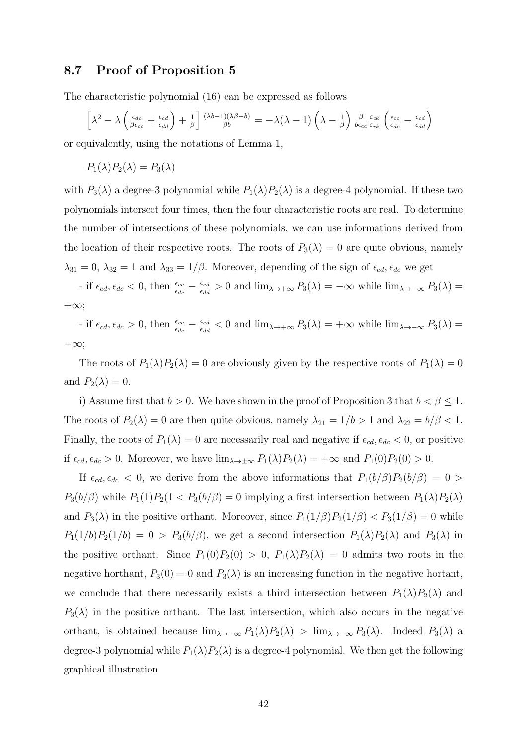## 8.7 Proof of Proposition 5

The characteristic polynomial (16) can be expressed as follows

$$\left[\lambda^2 - \lambda\left(\frac{\epsilon_{dc}}{\beta\epsilon_{cc}} + \frac{\epsilon_{cd}}{\epsilon_{dd}}\right) + \frac{1}{\beta}\right]\frac{(\lambda b-1)(\lambda\beta - b)}{\beta b} = -\lambda(\lambda-1)\left(\lambda - \frac{1}{\beta}\right)\frac{\beta}{b\epsilon_{cc}}\frac{\varepsilon_{ck}}{\varepsilon_{rk}}\left(\frac{\epsilon_{cc}}{\epsilon_{dc}} - \frac{\epsilon_{cd}}{\epsilon_{dd}}\right)$$

or equivalently, using the notations of Lemma 1,

$$P_1(\lambda)P_2(\lambda) = P_3(\lambda)$$

with $P_3(\lambda)$ a degree-3 polynomial while $P_1(\lambda)P_2(\lambda)$ is a degree-4 polynomial. If these two polynomials intersect four times, then the four characteristic roots are real. To determine the number of intersections of these polynomials, we can use informations derived from the location of their respective roots. The roots of $P_3(\lambda) = 0$ are quite obvious, namely $\lambda_{31} = 0$, $\lambda_{32} = 1$ and $\lambda_{33} = 1/\beta$. Moreover, depending of the sign of $\epsilon_{cd}, \epsilon_{dc}$ we get

- if $\epsilon_{cd}, \epsilon_{dc} < 0$, then $\frac{\epsilon_{cc}}{\epsilon_{dc}} - \frac{\epsilon_{cd}}{\epsilon_{dd}} > 0$ and $\lim_{\lambda\to+\infty} P_3(\lambda) = -\infty$ while $\lim_{\lambda\to-\infty} P_3(\lambda) = +\infty$;

- if $\epsilon_{cd}, \epsilon_{dc} > 0$, then $\frac{\epsilon_{cc}}{\epsilon_{dc}} - \frac{\epsilon_{cd}}{\epsilon_{dd}} < 0$ and $\lim_{\lambda\to+\infty} P_3(\lambda) = +\infty$ while $\lim_{\lambda\to-\infty} P_3(\lambda) = -\infty$;

The roots of $P_1(\lambda)P_2(\lambda) = 0$ are obviously given by the respective roots of $P_1(\lambda) = 0$ and $P_2(\lambda) = 0$.

i) Assume first that $b > 0$. We have shown in the proof of Proposition 3 that $b < \beta \leq 1$. The roots of $P_2(\lambda) = 0$ are then quite obvious, namely $\lambda_{21} = 1/b > 1$ and $\lambda_{22} = b/\beta < 1$. Finally, the roots of $P_1(\lambda) = 0$ are necessarily real and negative if $\epsilon_{cd}, \epsilon_{dc} < 0$, or positive if $\epsilon_{cd}, \epsilon_{dc} > 0$. Moreover, we have $\lim_{\lambda\to\pm\infty} P_1(\lambda)P_2(\lambda) = +\infty$ and $P_1(0)P_2(0) > 0$.

If $\epsilon_{cd}, \epsilon_{dc} < 0$, we derive from the above informations that $P_1(b/\beta)P_2(b/\beta) = 0 > P_3(b/\beta)$ while $P_1(1)P_2(1 < P_3(b/\beta) = 0$ implying a first intersection between $P_1(\lambda)P_2(\lambda)$ and $P_3(\lambda)$ in the positive orthant. Moreover, since $P_1(1/\beta)P_2(1/\beta) < P_3(1/\beta) = 0$ while $P_1(1/b)P_2(1/b) = 0 > P_3(b/\beta)$, we get a second intersection $P_1(\lambda)P_2(\lambda)$ and $P_3(\lambda)$ in the positive orthant. Since $P_1(0)P_2(0) > 0$, $P_1(\lambda)P_2(\lambda) = 0$ admits two roots in the negative horthant, $P_3(0) = 0$ and $P_3(\lambda)$ is an increasing function in the negative hortant, we conclude that there necessarily exists a third intersection between $P_1(\lambda)P_2(\lambda)$ and $P_3(\lambda)$ in the positive orthant. The last intersection, which also occurs in the negative orthant, is obtained because $\lim_{\lambda\to-\infty} P_1(\lambda)P_2(\lambda) > \lim_{\lambda\to-\infty} P_3(\lambda)$. Indeed $P_3(\lambda)$ a degree-3 polynomial while $P_1(\lambda)P_2(\lambda)$ is a degree-4 polynomial. We then get the following graphical illustration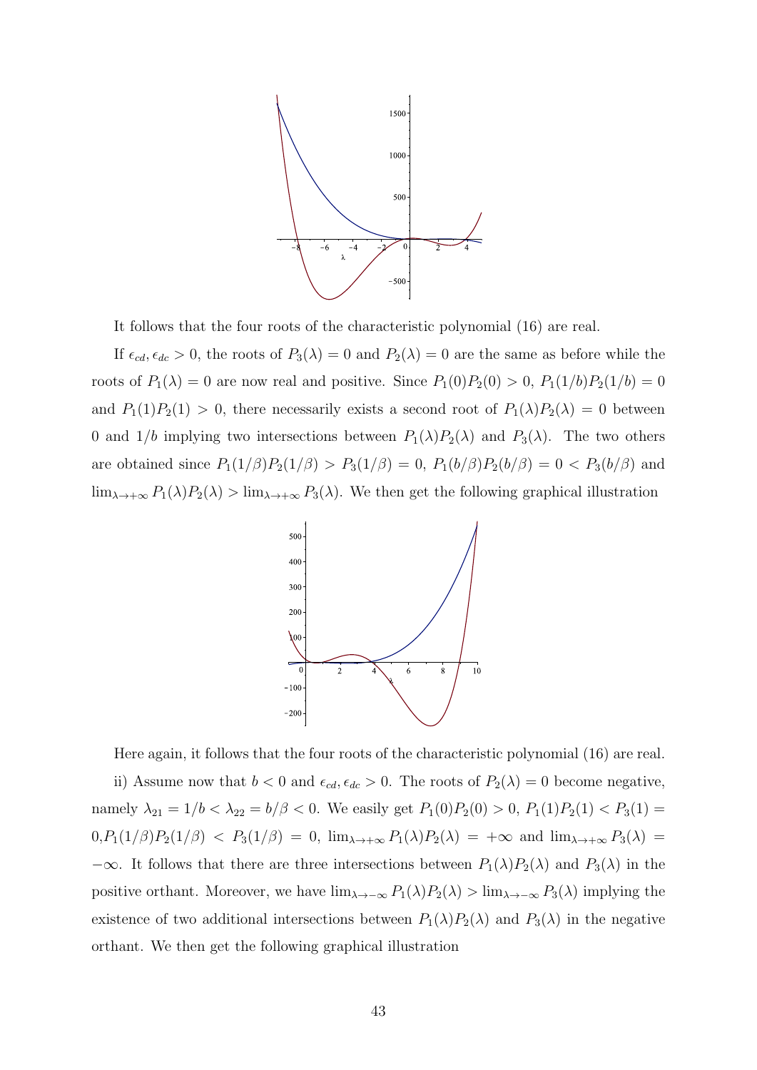It follows that the four roots of the characteristic polynomial (16) are real.

If $\epsilon_{cd}, \epsilon_{dc} > 0$, the roots of $P_3(\lambda) = 0$ and $P_2(\lambda) = 0$ are the same as before while the roots of $P_1(\lambda) = 0$ are now real and positive. Since $P_1(0)P_2(0) > 0$, $P_1(1/b)P_2(1/b) = 0$ and $P_1(1)P_2(1) > 0$, there necessarily exists a second root of $P_1(\lambda)P_2(\lambda) = 0$ between 0 and $1/b$ implying two intersections between $P_1(\lambda)P_2(\lambda)$ and $P_3(\lambda)$. The two others are obtained since $P_1(1/\beta)P_2(1/\beta) > P_3(1/\beta) = 0$, $P_1(b/\beta)P_2(b/\beta) = 0 < P_3(b/\beta)$ and $\lim_{\lambda\to+\infty} P_1(\lambda)P_2(\lambda) > \lim_{\lambda\to+\infty} P_3(\lambda)$. We then get the following graphical illustration

Here again, it follows that the four roots of the characteristic polynomial (16) are real.

ii) Assume now that $b < 0$ and $\epsilon_{cd}, \epsilon_{dc} > 0$. The roots of $P_2(\lambda) = 0$ become negative, namely $\lambda_{21} = 1/b < \lambda_{22} = b/\beta < 0$. We easily get $P_1(0)P_2(0) > 0$, $P_1(1)P_2(1) < P_3(1) = 0$, $P_1(1/\beta)P_2(1/\beta) < P_3(1/\beta) = 0$, $\lim_{\lambda\to+\infty} P_1(\lambda)P_2(\lambda) = +\infty$ and $\lim_{\lambda\to+\infty} P_3(\lambda) = -\infty$. It follows that there are three intersections between $P_1(\lambda)P_2(\lambda)$ and $P_3(\lambda)$ in the positive orthant. Moreover, we have $\lim_{\lambda\to-\infty} P_1(\lambda)P_2(\lambda) > \lim_{\lambda\to-\infty} P_3(\lambda)$ implying the existence of two additional intersections between $P_1(\lambda)P_2(\lambda)$ and $P_3(\lambda)$ in the negative orthant. We then get the following graphical illustration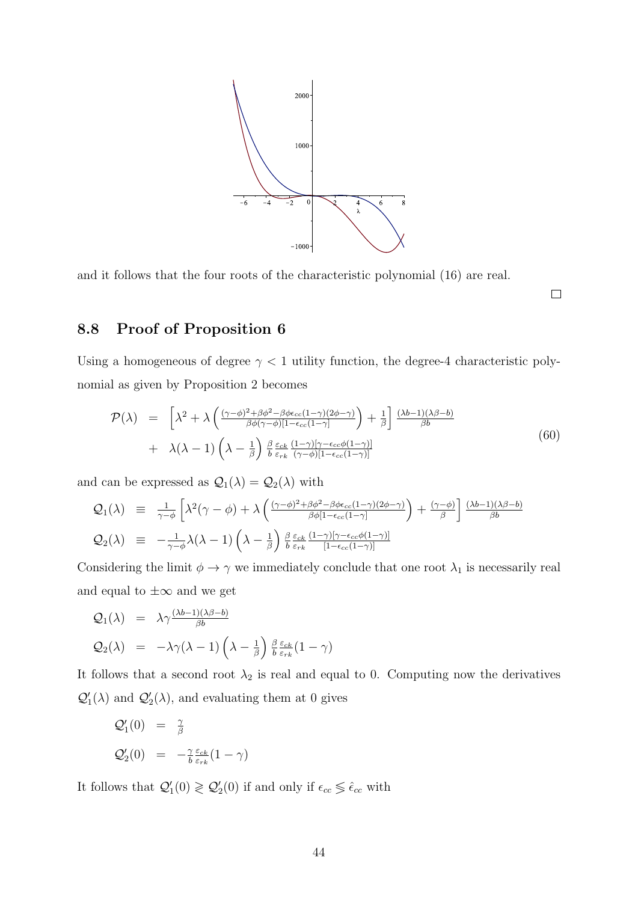and it follows that the four roots of the characteristic polynomial (16) are real.

□

## 8.8 Proof of Proposition 6

Using a homogeneous of degree $\gamma < 1$ utility function, the degree-4 characteristic polynomial as given by Proposition 2 becomes

$$
\begin{aligned}
\mathcal{P}(\lambda) &= \left[\lambda^2 + \lambda\left(\frac{(\gamma-\phi)^2+\beta\phi^2-\beta\phi\epsilon_{cc}(1-\gamma)(2\phi-\gamma)}{\beta\phi(\gamma-\phi)[1-\epsilon_{cc}(1-\gamma]}\right) + \frac{1}{\beta}\right]\frac{(\lambda b-1)(\lambda\beta-b)}{\beta b} \\
&+ \lambda(\lambda-1)\left(\lambda-\frac{1}{\beta}\right)\frac{\beta}{b}\frac{\varepsilon_{ck}}{\varepsilon_{rk}}\frac{(1-\gamma)[\gamma-\epsilon_{cc}\phi(1-\gamma)]}{(\gamma-\phi)[1-\epsilon_{cc}(1-\gamma)]}
\end{aligned}
\tag{60}
$$

and can be expressed as $\mathcal{Q}_1(\lambda) = \mathcal{Q}_2(\lambda)$ with

$$
\begin{aligned}
\mathcal{Q}_1(\lambda) &\equiv \frac{1}{\gamma-\phi}\left[\lambda^2(\gamma-\phi) + \lambda\left(\frac{(\gamma-\phi)^2+\beta\phi^2-\beta\phi\epsilon_{cc}(1-\gamma)(2\phi-\gamma)}{\beta\phi[1-\epsilon_{cc}(1-\gamma]}\right) + \frac{(\gamma-\phi)}{\beta}\right]\frac{(\lambda b-1)(\lambda\beta-b)}{\beta b} \\
\mathcal{Q}_2(\lambda) &\equiv -\frac{1}{\gamma-\phi}\lambda(\lambda-1)\left(\lambda-\frac{1}{\beta}\right)\frac{\beta}{b}\frac{\varepsilon_{ck}}{\varepsilon_{rk}}\frac{(1-\gamma)[\gamma-\epsilon_{cc}\phi(1-\gamma)]}{[1-\epsilon_{cc}(1-\gamma)]}
\end{aligned}
$$

Considering the limit $\phi \to \gamma$ we immediately conclude that one root $\lambda_1$ is necessarily real and equal to $\pm\infty$ and we get

$$
\begin{aligned}
\mathcal{Q}_1(\lambda) &= \lambda\gamma\frac{(\lambda b-1)(\lambda\beta-b)}{\beta b} \\
\mathcal{Q}_2(\lambda) &= -\lambda\gamma(\lambda-1)\left(\lambda-\frac{1}{\beta}\right)\frac{\beta}{b}\frac{\varepsilon_{ck}}{\varepsilon_{rk}}(1-\gamma)
\end{aligned}
$$

It follows that a second root $\lambda_2$ is real and equal to 0. Computing now the derivatives $\mathcal{Q}_1'(\lambda)$ and $\mathcal{Q}_2'(\lambda)$, and evaluating them at 0 gives

$$
\begin{aligned}
\mathcal{Q}_1'(0) &= \frac{\gamma}{\beta} \\
\mathcal{Q}_2'(0) &= -\frac{\gamma}{b}\frac{\varepsilon_{ck}}{\varepsilon_{rk}}(1-\gamma)
\end{aligned}
$$

It follows that $\mathcal{Q}_1'(0) \gtrless \mathcal{Q}_2'(0)$ if and only if $\epsilon_{cc} \lesseqgtr \hat{\epsilon}_{cc}$ with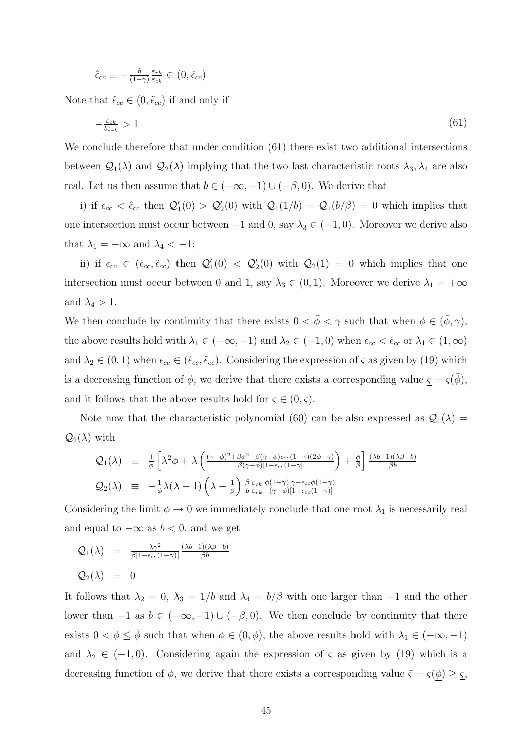$$\hat{\epsilon}_{cc} \equiv -\frac{b}{(1-\gamma)}\frac{\varepsilon_{rk}}{\varepsilon_{ck}} \in (0, \tilde{\epsilon}_{cc})$$

Note that $\hat{\epsilon}_{cc} \in (0, \tilde{\epsilon}_{cc})$ if and only if

$$-\frac{\varepsilon_{ck}}{b\varepsilon_{rk}} > 1 \tag{61}$$

We conclude therefore that under condition (61) there exist two additional intersections between $\mathcal{Q}_1(\lambda)$ and $\mathcal{Q}_2(\lambda)$ implying that the two last characteristic roots $\lambda_3, \lambda_4$ are also real. Let us then assume that $b \in (-\infty, -1) \cup (-\beta, 0)$. We derive that

i) if $\epsilon_{cc} < \hat{\epsilon}_{cc}$ then $\mathcal{Q}_1'(0) > \mathcal{Q}_2'(0)$ with $\mathcal{Q}_1(1/b) = \mathcal{Q}_1(b/\beta) = 0$ which implies that one intersection must occur between $-1$ and $0$, say $\lambda_3 \in (-1, 0)$. Moreover we derive also that $\lambda_1 = -\infty$ and $\lambda_4 < -1$;

ii) if $\epsilon_{cc} \in (\hat{\epsilon}_{cc}, \tilde{\epsilon}_{cc})$ then $\mathcal{Q}_1'(0) < \mathcal{Q}_2'(0)$ with $\mathcal{Q}_2(1) = 0$ which implies that one intersection must occur between $0$ and $1$, say $\lambda_3 \in (0, 1)$. Moreover we derive $\lambda_1 = +\infty$ and $\lambda_4 > 1$.

We then conclude by continuity that there exists $0 < \bar{\phi} < \gamma$ such that when $\phi \in (\bar{\phi}, \gamma)$, the above results hold with $\lambda_1 \in (-\infty, -1)$ and $\lambda_2 \in (-1, 0)$ when $\epsilon_{cc} < \hat{\epsilon}_{cc}$ or $\lambda_1 \in (1, \infty)$ and $\lambda_2 \in (0, 1)$ when $\epsilon_{cc} \in (\hat{\epsilon}_{cc}, \tilde{\epsilon}_{cc})$. Considering the expression of $\varsigma$ as given by (19) which is a decreasing function of $\phi$, we derive that there exists a corresponding value $\underline{\varsigma} = \varsigma(\bar{\phi})$, and it follows that the above results hold for $\varsigma \in (0, \underline{\varsigma})$.

Note now that the characteristic polynomial (60) can be also expressed as $\mathcal{Q}_1(\lambda) = \mathcal{Q}_2(\lambda)$ with

$$\begin{aligned}
\mathcal{Q}_1(\lambda) &\equiv \frac{1}{\phi}\left[\lambda^2\phi + \lambda\left(\frac{(\gamma-\phi)^2 + \beta\phi^2 - \beta(\gamma-\phi)\epsilon_{cc}(1-\gamma)(2\phi-\gamma)}{\beta(\gamma-\phi)[1-\epsilon_{cc}(1-\gamma]}\right) + \frac{\phi}{\beta}\right]\frac{(\lambda b-1)(\lambda\beta - b)}{\beta b} \\
\mathcal{Q}_2(\lambda) &\equiv -\frac{1}{\phi}\lambda(\lambda-1)\left(\lambda - \frac{1}{\beta}\right)\frac{\beta}{b}\frac{\varepsilon_{ck}}{\varepsilon_{rk}}\frac{\phi(1-\gamma)[\gamma - \epsilon_{cc}\phi(1-\gamma)]}{(\gamma-\phi)[1-\epsilon_{cc}(1-\gamma)]}
\end{aligned}$$

Considering the limit $\phi \to 0$ we immediately conclude that one root $\lambda_1$ is necessarily real and equal to $-\infty$ as $b < 0$, and we get

$$\begin{aligned}
\mathcal{Q}_1(\lambda) &= \frac{\lambda\gamma^2}{\beta[1-\epsilon_{cc}(1-\gamma)]}\frac{(\lambda b-1)(\lambda\beta-b)}{\beta b} \\
\mathcal{Q}_2(\lambda) &= 0
\end{aligned}$$

It follows that $\lambda_2 = 0$, $\lambda_3 = 1/b$ and $\lambda_4 = b/\beta$ with one larger than $-1$ and the other lower than $-1$ as $b \in (-\infty, -1) \cup (-\beta, 0)$. We then conclude by continuity that there exists $0 < \underline{\phi} \leq \bar{\phi}$ such that when $\phi \in (0, \underline{\phi})$, the above results hold with $\lambda_1 \in (-\infty, -1)$ and $\lambda_2 \in (-1, 0)$. Considering again the expression of $\varsigma$ as given by (19) which is a decreasing function of $\phi$, we derive that there exists a corresponding value $\bar{\varsigma} = \varsigma(\underline{\phi}) \geq \underline{\varsigma}$,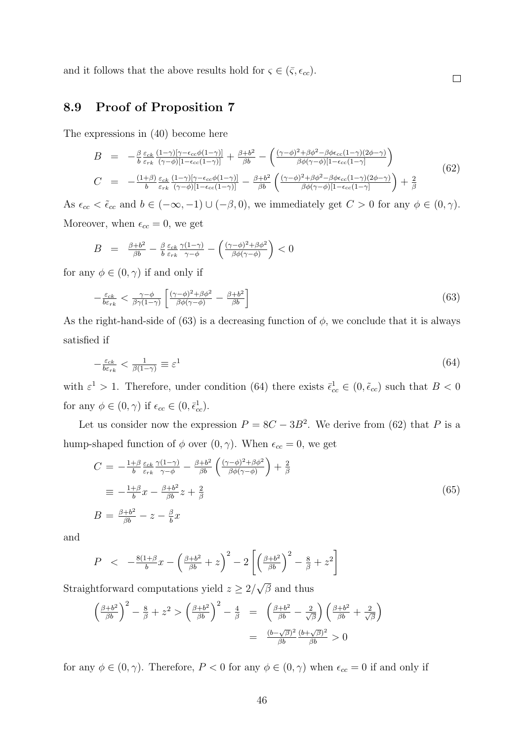and it follows that the above results hold for $\varsigma \in (\bar{\varsigma}, \epsilon_{cc})$. $\square$

## 8.9 Proof of Proposition 7

The expressions in (40) become here

$$
\begin{aligned}
B &= -\frac{\beta}{b}\frac{\varepsilon_{ck}}{\varepsilon_{rk}}\frac{(1-\gamma)[\gamma-\epsilon_{cc}\phi(1-\gamma)]}{(\gamma-\phi)[1-\epsilon_{cc}(1-\gamma)]} + \frac{\beta+b^2}{\beta b} - \left(\frac{(\gamma-\phi)^2+\beta\phi^2-\beta\phi\epsilon_{cc}(1-\gamma)(2\phi-\gamma)}{\beta\phi(\gamma-\phi)[1-\epsilon_{cc}(1-\gamma]}\right) \\
C &= -\frac{(1+\beta)}{b}\frac{\varepsilon_{ck}}{\varepsilon_{rk}}\frac{(1-\gamma)[\gamma-\epsilon_{cc}\phi(1-\gamma)]}{(\gamma-\phi)[1-\epsilon_{cc}(1-\gamma)]} - \frac{\beta+b^2}{\beta b}\left(\frac{(\gamma-\phi)^2+\beta\phi^2-\beta\phi\epsilon_{cc}(1-\gamma)(2\phi-\gamma)}{\beta\phi(\gamma-\phi)[1-\epsilon_{cc}(1-\gamma]}\right) + \frac{2}{\beta}
\end{aligned}
\tag{62}
$$

As $\epsilon_{cc} < \tilde{\epsilon}_{cc}$ and $b \in (-\infty, -1) \cup (-\beta, 0)$, we immediately get $C > 0$ for any $\phi \in (0, \gamma)$. Moreover, when $\epsilon_{cc} = 0$, we get

$$
B = \frac{\beta+b^2}{\beta b} - \frac{\beta}{b}\frac{\varepsilon_{ck}}{\varepsilon_{rk}}\frac{\gamma(1-\gamma)}{\gamma-\phi} - \left(\frac{(\gamma-\phi)^2+\beta\phi^2}{\beta\phi(\gamma-\phi)}\right) < 0
$$

for any $\phi \in (0, \gamma)$ if and only if

$$
-\frac{\varepsilon_{ck}}{b\varepsilon_{rk}} < \frac{\gamma-\phi}{\beta\gamma(1-\gamma)}\left[\frac{(\gamma-\phi)^2+\beta\phi^2}{\beta\phi(\gamma-\phi)} - \frac{\beta+b^2}{\beta b}\right] \tag{63}
$$

As the right-hand-side of (63) is a decreasing function of $\phi$, we conclude that it is always satisfied if

$$
-\frac{\varepsilon_{ck}}{b\varepsilon_{rk}} < \frac{1}{\beta(1-\gamma)} \equiv \varepsilon^1 \tag{64}
$$

with $\varepsilon^1 > 1$. Therefore, under condition (64) there exists $\bar{\epsilon}^1_{cc} \in (0, \tilde{\epsilon}_{cc})$ such that $B < 0$ for any $\phi \in (0, \gamma)$ if $\epsilon_{cc} \in (0, \bar{\epsilon}^1_{cc})$.

Let us consider now the expression $P = 8C - 3B^2$. We derive from (62) that $P$ is a hump-shaped function of $\phi$ over $(0, \gamma)$. When $\epsilon_{cc} = 0$, we get

$$
\begin{aligned}
C &= -\frac{1+\beta}{b}\frac{\varepsilon_{ck}}{\varepsilon_{rk}}\frac{\gamma(1-\gamma)}{\gamma-\phi} - \frac{\beta+b^2}{\beta b}\left(\frac{(\gamma-\phi)^2+\beta\phi^2}{\beta\phi(\gamma-\phi)}\right) + \frac{2}{\beta} \\
&\equiv -\frac{1+\beta}{b}x - \frac{\beta+b^2}{\beta b}z + \frac{2}{\beta} \\
B &= \frac{\beta+b^2}{\beta b} - z - \frac{\beta}{b}x
\end{aligned}
\tag{65}
$$

and

$$
P \;<\; -\frac{8(1+\beta}{b}x - \left(\frac{\beta+b^2}{\beta b} + z\right)^2 - 2\left[\left(\frac{\beta+b^2}{\beta b}\right)^2 - \frac{8}{\beta} + z^2\right]
$$

Straightforward computations yield $z \geq 2/\sqrt{\beta}$ and thus

$$
\begin{aligned}
\left(\frac{\beta+b^2}{\beta b}\right)^2 - \frac{8}{\beta} + z^2 > \left(\frac{\beta+b^2}{\beta b}\right)^2 - \frac{4}{\beta} &= \left(\frac{\beta+b^2}{\beta b} - \frac{2}{\sqrt{\beta}}\right)\left(\frac{\beta+b^2}{\beta b} + \frac{2}{\sqrt{\beta}}\right) \\
&= \frac{(b-\sqrt{\beta})^2}{\beta b}\frac{(b+\sqrt{\beta})^2}{\beta b} > 0
\end{aligned}
$$

for any $\phi \in (0, \gamma)$. Therefore, $P < 0$ for any $\phi \in (0, \gamma)$ when $\epsilon_{cc} = 0$ if and only if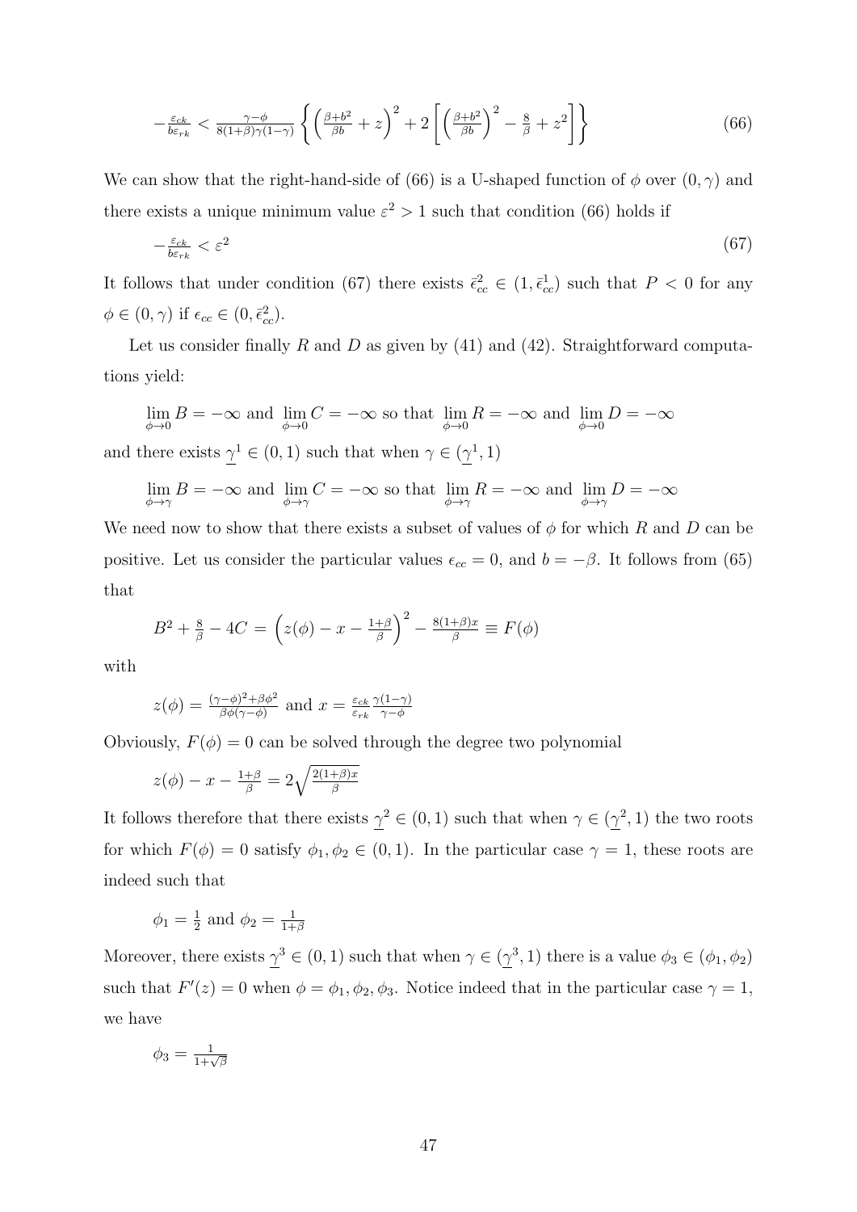$$-\frac{\varepsilon_{ck}}{b\varepsilon_{rk}} < \frac{\gamma-\phi}{8(1+\beta)\gamma(1-\gamma)}\left\{\left(\frac{\beta+b^2}{\beta b}+z\right)^2+2\left[\left(\frac{\beta+b^2}{\beta b}\right)^2-\frac{8}{\beta}+z^2\right]\right\} \tag{66}$$

We can show that the right-hand-side of (66) is a U-shaped function of $\phi$ over $(0,\gamma)$ and there exists a unique minimum value $\varepsilon^2 > 1$ such that condition (66) holds if

$$-\frac{\varepsilon_{ck}}{b\varepsilon_{rk}} < \varepsilon^2 \tag{67}$$

It follows that under condition (67) there exists $\bar{\epsilon}_{cc}^2 \in (1, \bar{\epsilon}_{cc}^1)$ such that $P < 0$ for any $\phi \in (0,\gamma)$ if $\epsilon_{cc} \in (0, \bar{\epsilon}_{cc}^2)$.

Let us consider finally $R$ and $D$ as given by (41) and (42). Straightforward computations yield:

$$\lim_{\phi\to 0} B = -\infty \text{ and } \lim_{\phi\to 0} C = -\infty \text{ so that } \lim_{\phi\to 0} R = -\infty \text{ and } \lim_{\phi\to 0} D = -\infty$$

and there exists $\underline{\gamma}^1 \in (0,1)$ such that when $\gamma \in (\underline{\gamma}^1, 1)$

$$\lim_{\phi\to \gamma} B = -\infty \text{ and } \lim_{\phi\to \gamma} C = -\infty \text{ so that } \lim_{\phi\to \gamma} R = -\infty \text{ and } \lim_{\phi\to \gamma} D = -\infty$$

We need now to show that there exists a subset of values of $\phi$ for which $R$ and $D$ can be positive. Let us consider the particular values $\epsilon_{cc} = 0$, and $b = -\beta$. It follows from (65) that

$$B^2 + \frac{8}{\beta} - 4C = \left(z(\phi) - x - \frac{1+\beta}{\beta}\right)^2 - \frac{8(1+\beta)x}{\beta} \equiv F(\phi)$$

with

$$z(\phi) = \frac{(\gamma-\phi)^2+\beta\phi^2}{\beta\phi(\gamma-\phi)} \text{ and } x = \frac{\varepsilon_{ck}}{\varepsilon_{rk}}\frac{\gamma(1-\gamma)}{\gamma-\phi}$$

Obviously, $F(\phi) = 0$ can be solved through the degree two polynomial

$$z(\phi) - x - \frac{1+\beta}{\beta} = 2\sqrt{\frac{2(1+\beta)x}{\beta}}$$

It follows therefore that there exists $\underline{\gamma}^2 \in (0,1)$ such that when $\gamma \in (\underline{\gamma}^2, 1)$ the two roots for which $F(\phi) = 0$ satisfy $\phi_1, \phi_2 \in (0,1)$. In the particular case $\gamma = 1$, these roots are indeed such that

$$\phi_1 = \frac{1}{2} \text{ and } \phi_2 = \frac{1}{1+\beta}$$

Moreover, there exists $\underline{\gamma}^3 \in (0,1)$ such that when $\gamma \in (\underline{\gamma}^3, 1)$ there is a value $\phi_3 \in (\phi_1, \phi_2)$ such that $F'(z) = 0$ when $\phi = \phi_1, \phi_2, \phi_3$. Notice indeed that in the particular case $\gamma = 1$, we have

$$\phi_3 = \frac{1}{1+\sqrt{\beta}}$$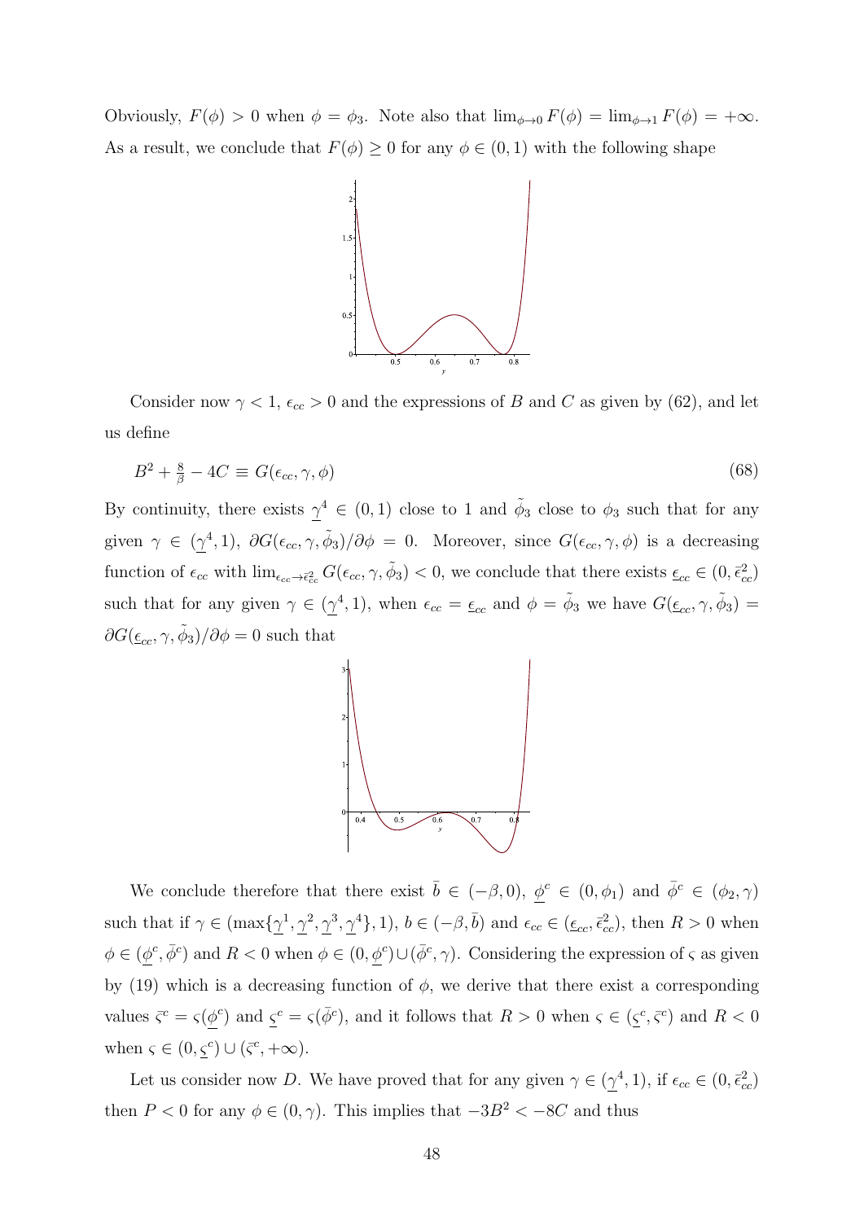Obviously, $F(\phi) > 0$ when $\phi = \phi_3$. Note also that $\lim_{\phi\to 0} F(\phi) = \lim_{\phi\to 1} F(\phi) = +\infty$. As a result, we conclude that $F(\phi) \geq 0$ for any $\phi \in (0,1)$ with the following shape

Consider now $\gamma < 1$, $\epsilon_{cc} > 0$ and the expressions of $B$ and $C$ as given by (62), and let us define

$$B^2 + \frac{8}{\beta} - 4C \equiv G(\epsilon_{cc}, \gamma, \phi) \tag{68}$$

By continuity, there exists $\underline{\gamma}^4 \in (0,1)$ close to 1 and $\tilde{\phi}_3$ close to $\phi_3$ such that for any given $\gamma \in (\underline{\gamma}^4, 1)$, $\partial G(\epsilon_{cc}, \gamma, \tilde{\phi}_3)/\partial\phi = 0$. Moreover, since $G(\epsilon_{cc}, \gamma, \phi)$ is a decreasing function of $\epsilon_{cc}$ with $\lim_{\epsilon_{cc}\to\bar{\epsilon}_{cc}^2} G(\epsilon_{cc}, \gamma, \tilde{\phi}_3) < 0$, we conclude that there exists $\underline{\epsilon}_{cc} \in (0, \bar{\epsilon}_{cc}^2)$ such that for any given $\gamma \in (\underline{\gamma}^4, 1)$, when $\epsilon_{cc} = \underline{\epsilon}_{cc}$ and $\phi = \tilde{\phi}_3$ we have $G(\underline{\epsilon}_{cc}, \gamma, \tilde{\phi}_3) = \partial G(\underline{\epsilon}_{cc}, \gamma, \tilde{\phi}_3)/\partial\phi = 0$ such that

We conclude therefore that there exist $\bar{b} \in (-\beta, 0)$, $\underline{\phi}^c \in (0, \phi_1)$ and $\bar{\phi}^c \in (\phi_2, \gamma)$ such that if $\gamma \in (\max\{\underline{\gamma}^1, \underline{\gamma}^2, \underline{\gamma}^3, \underline{\gamma}^4\}, 1)$, $b \in (-\beta, \bar{b})$ and $\epsilon_{cc} \in (\underline{\epsilon}_{cc}, \bar{\epsilon}_{cc}^2)$, then $R > 0$ when $\phi \in (\underline{\phi}^c, \bar{\phi}^c)$ and $R < 0$ when $\phi \in (0, \underline{\phi}^c) \cup (\bar{\phi}^c, \gamma)$. Considering the expression of $\varsigma$ as given by (19) which is a decreasing function of $\phi$, we derive that there exist a corresponding values $\bar{\varsigma}^c = \varsigma(\underline{\phi}^c)$ and $\underline{\varsigma}^c = \varsigma(\bar{\phi}^c)$, and it follows that $R > 0$ when $\varsigma \in (\underline{\varsigma}^c, \bar{\varsigma}^c)$ and $R < 0$ when $\varsigma \in (0, \underline{\varsigma}^c) \cup (\bar{\varsigma}^c, +\infty)$.

Let us consider now $D$. We have proved that for any given $\gamma \in (\underline{\gamma}^4, 1)$, if $\epsilon_{cc} \in (0, \bar{\epsilon}_{cc}^2)$ then $P < 0$ for any $\phi \in (0, \gamma)$. This implies that $-3B^2 < -8C$ and thus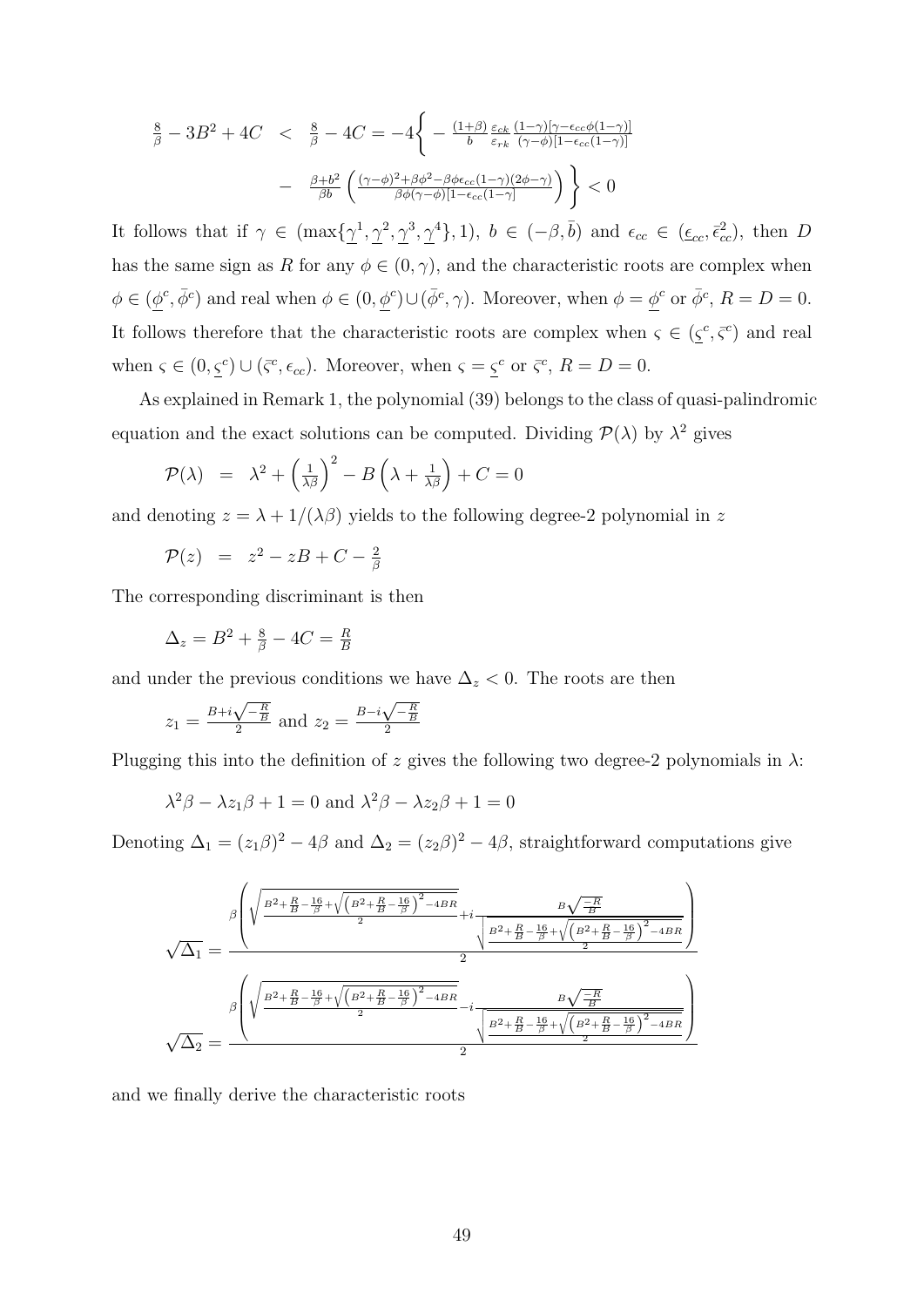$$\frac{8}{\beta} - 3B^2 + 4C \quad < \quad \frac{8}{\beta} - 4C = -4\Bigg\{ - \frac{(1+\beta)}{b} \frac{\varepsilon_{ck}}{\varepsilon_{rk}} \frac{(1-\gamma)[\gamma - \epsilon_{cc}\phi(1-\gamma)]}{(\gamma-\phi)[1-\epsilon_{cc}(1-\gamma)]}$$

$$- \quad \frac{\beta+b^2}{\beta b} \left( \frac{(\gamma-\phi)^2 + \beta\phi^2 - \beta\phi\epsilon_{cc}(1-\gamma)(2\phi-\gamma)}{\beta\phi(\gamma-\phi)[1-\epsilon_{cc}(1-\gamma]} \right) \Bigg\} < 0$$

It follows that if $\gamma \in (\max\{\underline{\gamma}^1, \underline{\gamma}^2, \underline{\gamma}^3, \underline{\gamma}^4\}, 1)$, $b \in (-\beta, \bar{b})$ and $\epsilon_{cc} \in (\underline{\epsilon}_{cc}, \bar{\epsilon}^2_{cc})$, then $D$ has the same sign as $R$ for any $\phi \in (0, \gamma)$, and the characteristic roots are complex when $\phi \in (\underline{\phi}^c, \bar{\phi}^c)$ and real when $\phi \in (0, \underline{\phi}^c) \cup (\bar{\phi}^c, \gamma)$. Moreover, when $\phi = \underline{\phi}^c$ or $\bar{\phi}^c$, $R = D = 0$. It follows therefore that the characteristic roots are complex when $\varsigma \in (\underline{\varsigma}^c, \bar{\varsigma}^c)$ and real when $\varsigma \in (0, \underline{\varsigma}^c) \cup (\bar{\varsigma}^c, \epsilon_{cc})$. Moreover, when $\varsigma = \underline{\varsigma}^c$ or $\bar{\varsigma}^c$, $R = D = 0$.

As explained in Remark 1, the polynomial (39) belongs to the class of quasi-palindromic equation and the exact solutions can be computed. Dividing $\mathcal{P}(\lambda)$ by $\lambda^2$ gives

$$\mathcal{P}(\lambda) \quad = \quad \lambda^2 + \left(\frac{1}{\lambda\beta}\right)^2 - B\left(\lambda + \frac{1}{\lambda\beta}\right) + C = 0$$

and denoting $z = \lambda + 1/(\lambda\beta)$ yields to the following degree-2 polynomial in $z$

$$\mathcal{P}(z) \quad = \quad z^2 - zB + C - \frac{2}{\beta}$$

The corresponding discriminant is then

$$\Delta_z = B^2 + \frac{8}{\beta} - 4C = \frac{R}{B}$$

and under the previous conditions we have $\Delta_z < 0$. The roots are then

$$z_1 = \frac{B + i\sqrt{-\frac{R}{B}}}{2} \text{ and } z_2 = \frac{B - i\sqrt{-\frac{R}{B}}}{2}$$

Plugging this into the definition of $z$ gives the following two degree-2 polynomials in $\lambda$:

$$\lambda^2\beta - \lambda z_1\beta + 1 = 0 \text{ and } \lambda^2\beta - \lambda z_2\beta + 1 = 0$$

Denoting $\Delta_1 = (z_1\beta)^2 - 4\beta$ and $\Delta_2 = (z_2\beta)^2 - 4\beta$, straightforward computations give

$$\sqrt{\Delta_1} = \frac{\beta\left(\sqrt{\frac{B^2 + \frac{R}{B} - \frac{16}{\beta} + \sqrt{\left(B^2 + \frac{R}{B} - \frac{16}{\beta}\right)^2 - 4BR}}{2}} + i\frac{B\sqrt{\frac{-R}{B}}}{\sqrt{\frac{B^2 + \frac{R}{B} - \frac{16}{\beta} + \sqrt{\left(B^2 + \frac{R}{B} - \frac{16}{\beta}\right)^2 - 4BR}}{2}}}\right)}{2}$$

$$\sqrt{\Delta_2} = \frac{\beta\left(\sqrt{\frac{B^2 + \frac{R}{B} - \frac{16}{\beta} + \sqrt{\left(B^2 + \frac{R}{B} - \frac{16}{\beta}\right)^2 - 4BR}}{2}} - i\frac{B\sqrt{\frac{-R}{B}}}{\sqrt{\frac{B^2 + \frac{R}{B} - \frac{16}{\beta} + \sqrt{\left(B^2 + \frac{R}{B} - \frac{16}{\beta}\right)^2 - 4BR}}{2}}}\right)}{2}$$

and we finally derive the characteristic roots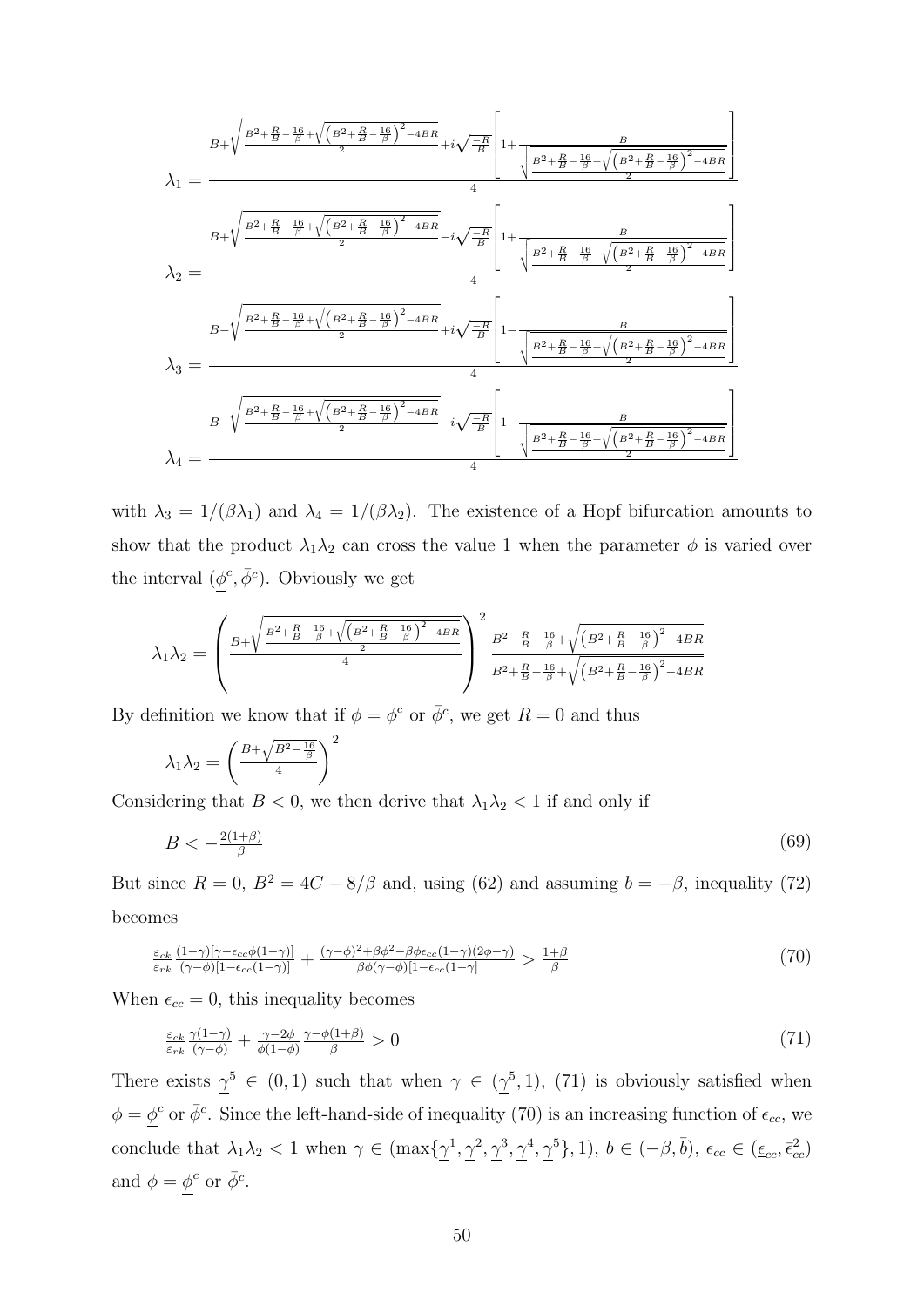$$\lambda_1 = \frac{B+\sqrt{\frac{B^2+\frac{R}{B}-\frac{16}{\beta}+\sqrt{\left(B^2+\frac{R}{B}-\frac{16}{\beta}\right)^2-4BR}}{2}}+i\sqrt{\frac{-R}{B}}\left[1+\frac{B}{\sqrt{\frac{B^2+\frac{R}{B}-\frac{16}{\beta}+\sqrt{\left(B^2+\frac{R}{B}-\frac{16}{\beta}\right)^2-4BR}}{2}}}\right]}{4}$$

$$\lambda_2 = \frac{B+\sqrt{\frac{B^2+\frac{R}{B}-\frac{16}{\beta}+\sqrt{\left(B^2+\frac{R}{B}-\frac{16}{\beta}\right)^2-4BR}}{2}}-i\sqrt{\frac{-R}{B}}\left[1+\frac{B}{\sqrt{\frac{B^2+\frac{R}{B}-\frac{16}{\beta}+\sqrt{\left(B^2+\frac{R}{B}-\frac{16}{\beta}\right)^2-4BR}}{2}}}\right]}{4}$$

$$\lambda_3 = \frac{B-\sqrt{\frac{B^2+\frac{R}{B}-\frac{16}{\beta}+\sqrt{\left(B^2+\frac{R}{B}-\frac{16}{\beta}\right)^2-4BR}}{2}}+i\sqrt{\frac{-R}{B}}\left[1-\frac{B}{\sqrt{\frac{B^2+\frac{R}{B}-\frac{16}{\beta}+\sqrt{\left(B^2+\frac{R}{B}-\frac{16}{\beta}\right)^2-4BR}}{2}}}\right]}{4}$$

$$\lambda_4 = \frac{B-\sqrt{\frac{B^2+\frac{R}{B}-\frac{16}{\beta}+\sqrt{\left(B^2+\frac{R}{B}-\frac{16}{\beta}\right)^2-4BR}}{2}}-i\sqrt{\frac{-R}{B}}\left[1-\frac{B}{\sqrt{\frac{B^2+\frac{R}{B}-\frac{16}{\beta}+\sqrt{\left(B^2+\frac{R}{B}-\frac{16}{\beta}\right)^2-4BR}}{2}}}\right]}{4}$$

with $\lambda_3 = 1/(\beta\lambda_1)$ and $\lambda_4 = 1/(\beta\lambda_2)$. The existence of a Hopf bifurcation amounts to show that the product $\lambda_1\lambda_2$ can cross the value 1 when the parameter $\phi$ is varied over the interval $(\underline{\phi}^c, \bar{\phi}^c)$. Obviously we get

$$\lambda_1\lambda_2 = \left(\frac{B+\sqrt{\frac{B^2+\frac{R}{B}-\frac{16}{\beta}+\sqrt{\left(B^2+\frac{R}{B}-\frac{16}{\beta}\right)^2-4BR}}{2}}}{4}\right)^2 \frac{B^2-\frac{R}{B}-\frac{16}{\beta}+\sqrt{\left(B^2+\frac{R}{B}-\frac{16}{\beta}\right)^2-4BR}}{B^2+\frac{R}{B}-\frac{16}{\beta}+\sqrt{\left(B^2+\frac{R}{B}-\frac{16}{\beta}\right)^2-4BR}}$$

By definition we know that if $\phi = \underline{\phi}^c$ or $\bar{\phi}^c$, we get $R = 0$ and thus

$$\lambda_1\lambda_2 = \left(\frac{B+\sqrt{B^2-\frac{16}{\beta}}}{4}\right)^2$$

Considering that $B < 0$, we then derive that $\lambda_1\lambda_2 < 1$ if and only if

$$B < -\frac{2(1+\beta)}{\beta} \tag{69}$$

But since $R = 0$, $B^2 = 4C - 8/\beta$ and, using (62) and assuming $b = -\beta$, inequality (72) becomes

$$\frac{\varepsilon_{ck}}{\varepsilon_{rk}}\frac{(1-\gamma)[\gamma-\epsilon_{cc}\phi(1-\gamma)]}{(\gamma-\phi)[1-\epsilon_{cc}(1-\gamma)]} + \frac{(\gamma-\phi)^2+\beta\phi^2-\beta\phi\epsilon_{cc}(1-\gamma)(2\phi-\gamma)}{\beta\phi(\gamma-\phi)[1-\epsilon_{cc}(1-\gamma]} > \frac{1+\beta}{\beta} \tag{70}$$

When $\epsilon_{cc} = 0$, this inequality becomes

$$\frac{\varepsilon_{ck}}{\varepsilon_{rk}}\frac{\gamma(1-\gamma)}{(\gamma-\phi)} + \frac{\gamma-2\phi}{\phi(1-\phi)}\frac{\gamma-\phi(1+\beta)}{\beta} > 0 \tag{71}$$

There exists $\underline{\gamma}^5 \in (0,1)$ such that when $\gamma \in (\underline{\gamma}^5, 1)$, (71) is obviously satisfied when $\phi = \underline{\phi}^c$ or $\bar{\phi}^c$. Since the left-hand-side of inequality (70) is an increasing function of $\epsilon_{cc}$, we conclude that $\lambda_1\lambda_2 < 1$ when $\gamma \in (\max\{\underline{\gamma}^1, \underline{\gamma}^2, \underline{\gamma}^3, \underline{\gamma}^4, \underline{\gamma}^5\}, 1)$, $b \in (-\beta, \bar{b})$, $\epsilon_{cc} \in (\underline{\epsilon}_{cc}, \bar{\epsilon}_{cc}^2)$ and $\phi = \underline{\phi}^c$ or $\bar{\phi}^c$.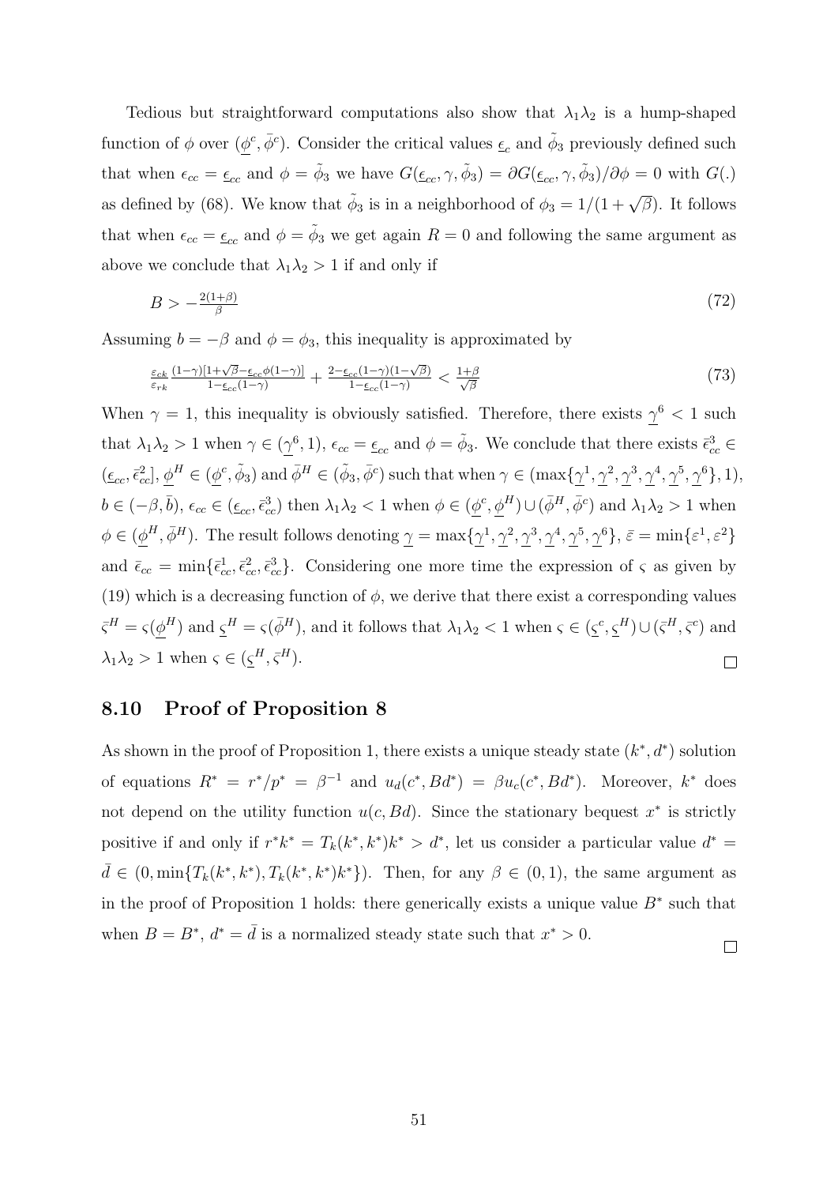Tedious but straightforward computations also show that $\lambda_1\lambda_2$ is a hump-shaped function of $\phi$ over $(\underline{\phi}^c, \bar{\phi}^c)$. Consider the critical values $\underline{\epsilon}_c$ and $\tilde{\phi}_3$ previously defined such that when $\epsilon_{cc} = \underline{\epsilon}_{cc}$ and $\phi = \tilde{\phi}_3$ we have $G(\underline{\epsilon}_{cc}, \gamma, \tilde{\phi}_3) = \partial G(\underline{\epsilon}_{cc}, \gamma, \tilde{\phi}_3)/\partial\phi = 0$ with $G(.)$ as defined by (68). We know that $\tilde{\phi}_3$ is in a neighborhood of $\phi_3 = 1/(1+\sqrt{\beta})$. It follows that when $\epsilon_{cc} = \underline{\epsilon}_{cc}$ and $\phi = \tilde{\phi}_3$ we get again $R = 0$ and following the same argument as above we conclude that $\lambda_1\lambda_2 > 1$ if and only if

$$B > -\frac{2(1+\beta)}{\beta} \tag{72}$$

Assuming $b = -\beta$ and $\phi = \phi_3$, this inequality is approximated by

$$\frac{\varepsilon_{ck}}{\varepsilon_{rk}} \frac{(1-\gamma)[1+\sqrt{\beta}-\underline{\epsilon}_{cc}\phi(1-\gamma)]}{1-\underline{\epsilon}_{cc}(1-\gamma)} + \frac{2-\underline{\epsilon}_{cc}(1-\gamma)(1-\sqrt{\beta})}{1-\underline{\epsilon}_{cc}(1-\gamma)} < \frac{1+\beta}{\sqrt{\beta}} \tag{73}$$

When $\gamma = 1$, this inequality is obviously satisfied. Therefore, there exists $\underline{\gamma}^6 < 1$ such that $\lambda_1\lambda_2 > 1$ when $\gamma \in (\underline{\gamma}^6, 1)$, $\epsilon_{cc} = \underline{\epsilon}_{cc}$ and $\phi = \tilde{\phi}_3$. We conclude that there exists $\bar{\epsilon}_{cc}^3 \in (\underline{\epsilon}_{cc}, \bar{\epsilon}_{cc}^2]$, $\underline{\phi}^H \in (\underline{\phi}^c, \tilde{\phi}_3)$ and $\bar{\phi}^H \in (\tilde{\phi}_3, \bar{\phi}^c)$ such that when $\gamma \in (\max\{\underline{\gamma}^1, \underline{\gamma}^2, \underline{\gamma}^3, \underline{\gamma}^4, \underline{\gamma}^5, \underline{\gamma}^6\}, 1)$, $b \in (-\beta, \bar{b})$, $\epsilon_{cc} \in (\underline{\epsilon}_{cc}, \bar{\epsilon}_{cc}^3)$ then $\lambda_1\lambda_2 < 1$ when $\phi \in (\underline{\phi}^c, \underline{\phi}^H) \cup (\bar{\phi}^H, \bar{\phi}^c)$ and $\lambda_1\lambda_2 > 1$ when $\phi \in (\underline{\phi}^H, \bar{\phi}^H)$. The result follows denoting $\underline{\gamma} = \max\{\underline{\gamma}^1, \underline{\gamma}^2, \underline{\gamma}^3, \underline{\gamma}^4, \underline{\gamma}^5, \underline{\gamma}^6\}$, $\bar{\varepsilon} = \min\{\varepsilon^1, \varepsilon^2\}$ and $\bar{\epsilon}_{cc} = \min\{\bar{\epsilon}_{cc}^1, \bar{\epsilon}_{cc}^2, \bar{\epsilon}_{cc}^3\}$. Considering one more time the expression of $\varsigma$ as given by (19) which is a decreasing function of $\phi$, we derive that there exist a corresponding values $\bar{\varsigma}^H = \varsigma(\underline{\phi}^H)$ and $\underline{\varsigma}^H = \varsigma(\bar{\phi}^H)$, and it follows that $\lambda_1\lambda_2 < 1$ when $\varsigma \in (\underline{\varsigma}^c, \underline{\varsigma}^H) \cup (\bar{\varsigma}^H, \bar{\varsigma}^c)$ and $\lambda_1\lambda_2 > 1$ when $\varsigma \in (\underline{\varsigma}^H, \bar{\varsigma}^H)$. □

## 8.10 Proof of Proposition 8

As shown in the proof of Proposition 1, there exists a unique steady state $(k^*, d^*)$ solution of equations $R^* = r^*/p^* = \beta^{-1}$ and $u_d(c^*, Bd^*) = \beta u_c(c^*, Bd^*)$. Moreover, $k^*$ does not depend on the utility function $u(c, Bd)$. Since the stationary bequest $x^*$ is strictly positive if and only if $r^*k^* = T_k(k^*, k^*)k^* > d^*$, let us consider a particular value $d^* = \bar{d} \in (0, \min\{T_k(k^*, k^*), T_k(k^*, k^*)k^*\})$. Then, for any $\beta \in (0, 1)$, the same argument as in the proof of Proposition 1 holds: there generically exists a unique value $B^*$ such that when $B = B^*$, $d^* = \bar{d}$ is a normalized steady state such that $x^* > 0$. □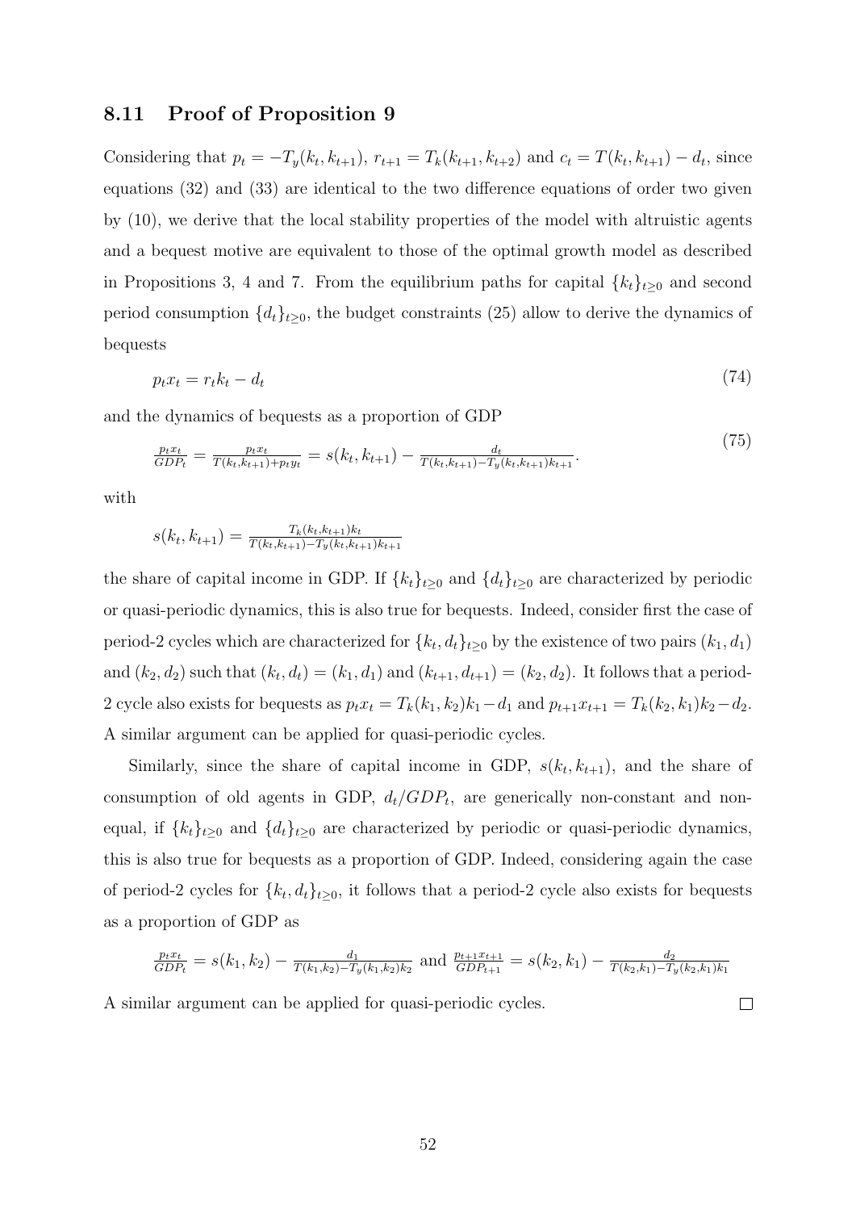### 8.11 Proof of Proposition 9

Considering that $p_t = -T_y(k_t, k_{t+1})$, $r_{t+1} = T_k(k_{t+1}, k_{t+2})$ and $c_t = T(k_t, k_{t+1}) - d_t$, since equations (32) and (33) are identical to the two difference equations of order two given by (10), we derive that the local stability properties of the model with altruistic agents and a bequest motive are equivalent to those of the optimal growth model as described in Propositions 3, 4 and 7. From the equilibrium paths for capital $\{k_t\}_{t\geq 0}$ and second period consumption $\{d_t\}_{t\geq 0}$, the budget constraints (25) allow to derive the dynamics of bequests

$$p_t x_t = r_t k_t - d_t \tag{74}$$

and the dynamics of bequests as a proportion of GDP

$$\frac{p_t x_t}{GDP_t} = \frac{p_t x_t}{T(k_t,k_{t+1})+p_t y_t} = s(k_t, k_{t+1}) - \frac{d_t}{T(k_t,k_{t+1})-T_y(k_t,k_{t+1})k_{t+1}}. \tag{75}$$

with

$$s(k_t, k_{t+1}) = \frac{T_k(k_t,k_{t+1})k_t}{T(k_t,k_{t+1})-T_y(k_t,k_{t+1})k_{t+1}}$$

the share of capital income in GDP. If $\{k_t\}_{t\geq 0}$ and $\{d_t\}_{t\geq 0}$ are characterized by periodic or quasi-periodic dynamics, this is also true for bequests. Indeed, consider first the case of period-2 cycles which are characterized for $\{k_t, d_t\}_{t\geq 0}$ by the existence of two pairs $(k_1, d_1)$ and $(k_2, d_2)$ such that $(k_t, d_t) = (k_1, d_1)$ and $(k_{t+1}, d_{t+1}) = (k_2, d_2)$. It follows that a period-2 cycle also exists for bequests as $p_t x_t = T_k(k_1, k_2)k_1 - d_1$ and $p_{t+1}x_{t+1} = T_k(k_2, k_1)k_2 - d_2$. A similar argument can be applied for quasi-periodic cycles.

Similarly, since the share of capital income in GDP, $s(k_t, k_{t+1})$, and the share of consumption of old agents in GDP, $d_t/GDP_t$, are generically non-constant and non-equal, if $\{k_t\}_{t\geq 0}$ and $\{d_t\}_{t\geq 0}$ are characterized by periodic or quasi-periodic dynamics, this is also true for bequests as a proportion of GDP. Indeed, considering again the case of period-2 cycles for $\{k_t, d_t\}_{t\geq 0}$, it follows that a period-2 cycle also exists for bequests as a proportion of GDP as

$$\frac{p_t x_t}{GDP_t} = s(k_1, k_2) - \frac{d_1}{T(k_1,k_2)-T_y(k_1,k_2)k_2} \text{ and } \frac{p_{t+1}x_{t+1}}{GDP_{t+1}} = s(k_2, k_1) - \frac{d_2}{T(k_2,k_1)-T_y(k_2,k_1)k_1}$$

A similar argument can be applied for quasi-periodic cycles. □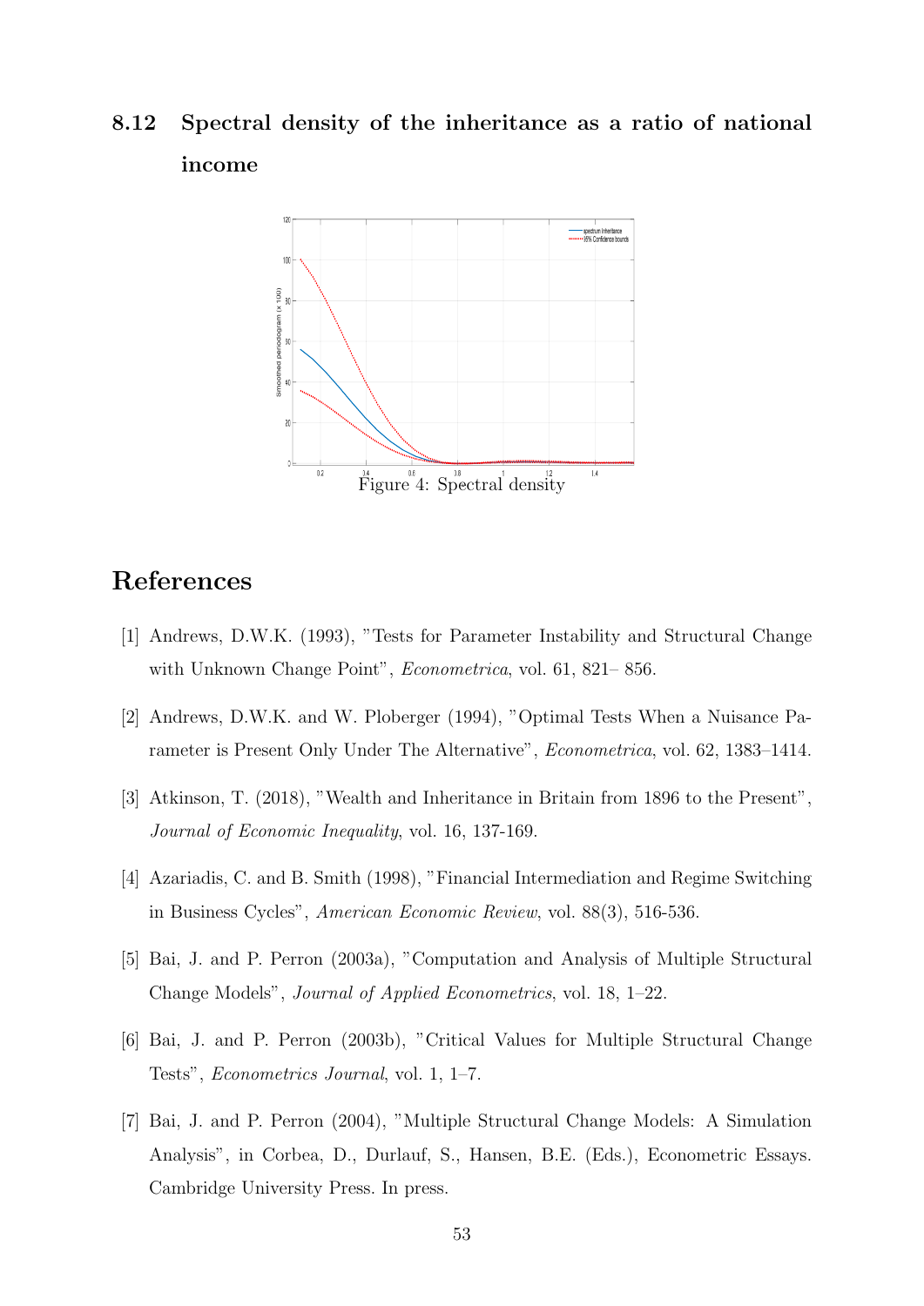## 8.12 Spectral density of the inheritance as a ratio of national income

Figure 4: Spectral density

# References

[1] Andrews, D.W.K. (1993), "Tests for Parameter Instability and Structural Change with Unknown Change Point", *Econometrica*, vol. 61, 821– 856.

[2] Andrews, D.W.K. and W. Ploberger (1994), "Optimal Tests When a Nuisance Parameter is Present Only Under The Alternative", *Econometrica*, vol. 62, 1383–1414.

[3] Atkinson, T. (2018), "Wealth and Inheritance in Britain from 1896 to the Present", *Journal of Economic Inequality*, vol. 16, 137-169.

[4] Azariadis, C. and B. Smith (1998), "Financial Intermediation and Regime Switching in Business Cycles", *American Economic Review*, vol. 88(3), 516-536.

[5] Bai, J. and P. Perron (2003a), "Computation and Analysis of Multiple Structural Change Models", *Journal of Applied Econometrics*, vol. 18, 1–22.

[6] Bai, J. and P. Perron (2003b), "Critical Values for Multiple Structural Change Tests", *Econometrics Journal*, vol. 1, 1–7.

[7] Bai, J. and P. Perron (2004), "Multiple Structural Change Models: A Simulation Analysis", in Corbea, D., Durlauf, S., Hansen, B.E. (Eds.), Econometric Essays. Cambridge University Press. In press.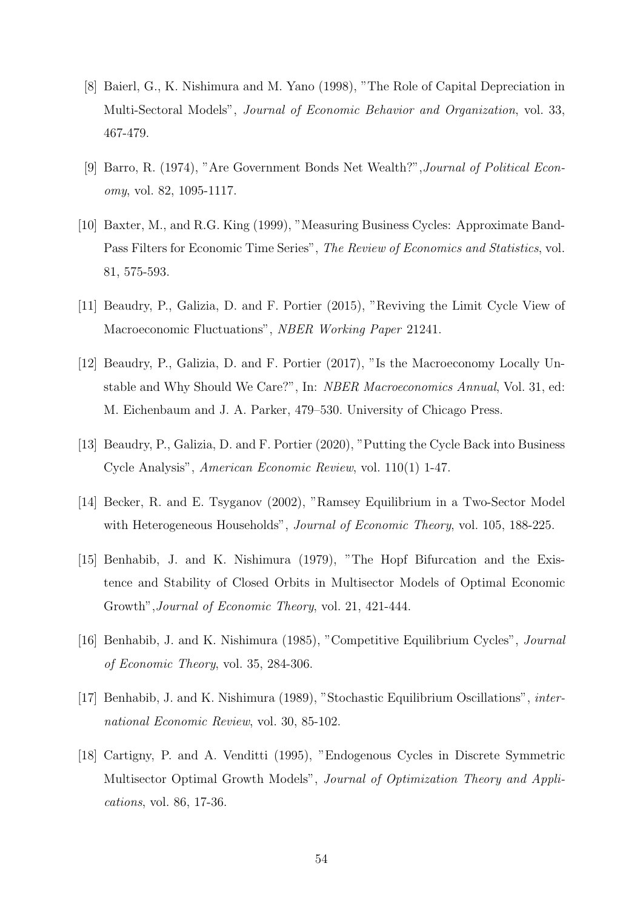[8] Baierl, G., K. Nishimura and M. Yano (1998), "The Role of Capital Depreciation in Multi-Sectoral Models", *Journal of Economic Behavior and Organization*, vol. 33, 467-479.

[9] Barro, R. (1974), "Are Government Bonds Net Wealth?",*Journal of Political Economy*, vol. 82, 1095-1117.

[10] Baxter, M., and R.G. King (1999), "Measuring Business Cycles: Approximate Band-Pass Filters for Economic Time Series", *The Review of Economics and Statistics*, vol. 81, 575-593.

[11] Beaudry, P., Galizia, D. and F. Portier (2015), "Reviving the Limit Cycle View of Macroeconomic Fluctuations", *NBER Working Paper* 21241.

[12] Beaudry, P., Galizia, D. and F. Portier (2017), "Is the Macroeconomy Locally Unstable and Why Should We Care?", In: *NBER Macroeconomics Annual*, Vol. 31, ed: M. Eichenbaum and J. A. Parker, 479–530. University of Chicago Press.

[13] Beaudry, P., Galizia, D. and F. Portier (2020), "Putting the Cycle Back into Business Cycle Analysis", *American Economic Review*, vol. 110(1) 1-47.

[14] Becker, R. and E. Tsyganov (2002), "Ramsey Equilibrium in a Two-Sector Model with Heterogeneous Households", *Journal of Economic Theory*, vol. 105, 188-225.

[15] Benhabib, J. and K. Nishimura (1979), "The Hopf Bifurcation and the Existence and Stability of Closed Orbits in Multisector Models of Optimal Economic Growth",*Journal of Economic Theory*, vol. 21, 421-444.

[16] Benhabib, J. and K. Nishimura (1985), "Competitive Equilibrium Cycles", *Journal of Economic Theory*, vol. 35, 284-306.

[17] Benhabib, J. and K. Nishimura (1989), "Stochastic Equilibrium Oscillations", *international Economic Review*, vol. 30, 85-102.

[18] Cartigny, P. and A. Venditti (1995), "Endogenous Cycles in Discrete Symmetric Multisector Optimal Growth Models", *Journal of Optimization Theory and Applications*, vol. 86, 17-36.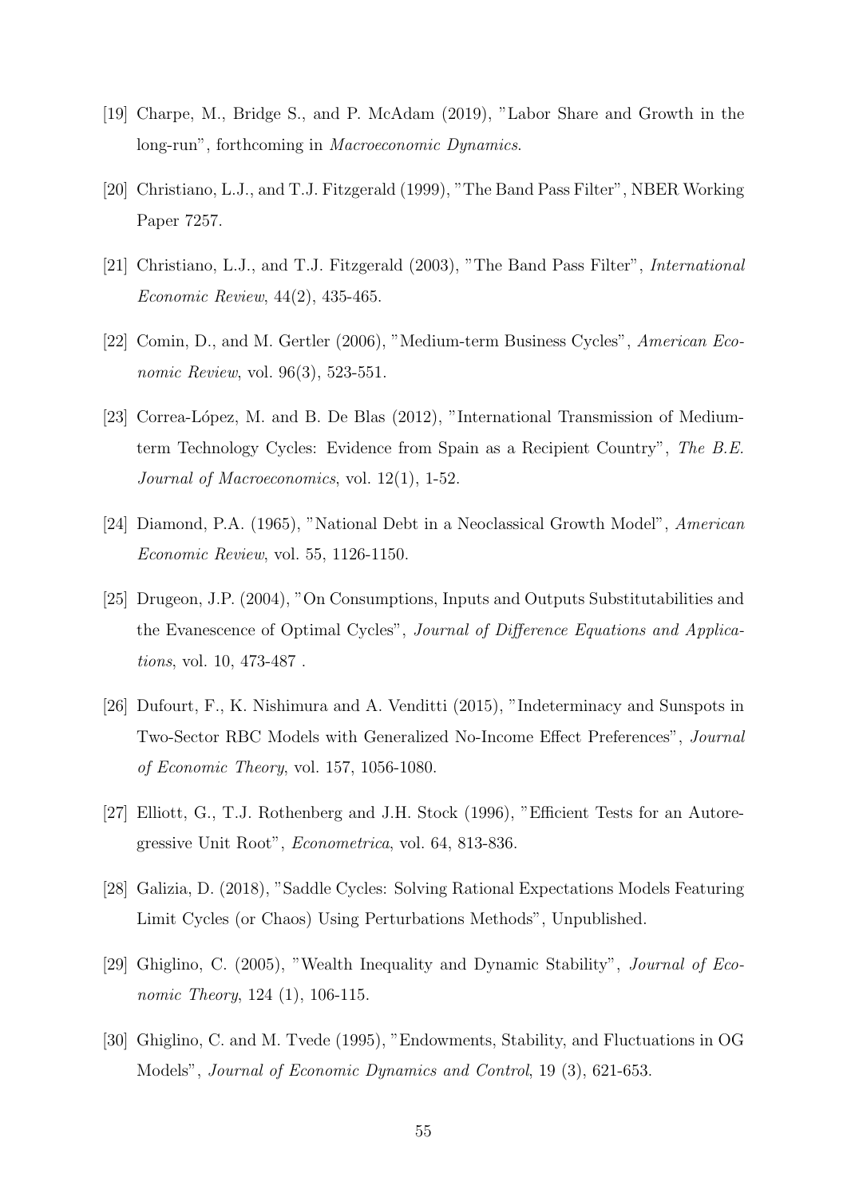[19] Charpe, M., Bridge S., and P. McAdam (2019), "Labor Share and Growth in the long-run", forthcoming in *Macroeconomic Dynamics*.

[20] Christiano, L.J., and T.J. Fitzgerald (1999), "The Band Pass Filter", NBER Working Paper 7257.

[21] Christiano, L.J., and T.J. Fitzgerald (2003), "The Band Pass Filter", *International Economic Review*, 44(2), 435-465.

[22] Comin, D., and M. Gertler (2006), "Medium-term Business Cycles", *American Economic Review*, vol. 96(3), 523-551.

[23] Correa-López, M. and B. De Blas (2012), "International Transmission of Medium-term Technology Cycles: Evidence from Spain as a Recipient Country", *The B.E. Journal of Macroeconomics*, vol. 12(1), 1-52.

[24] Diamond, P.A. (1965), "National Debt in a Neoclassical Growth Model", *American Economic Review*, vol. 55, 1126-1150.

[25] Drugeon, J.P. (2004), "On Consumptions, Inputs and Outputs Substitutabilities and the Evanescence of Optimal Cycles", *Journal of Difference Equations and Applications*, vol. 10, 473-487 .

[26] Dufourt, F., K. Nishimura and A. Venditti (2015), "Indeterminacy and Sunspots in Two-Sector RBC Models with Generalized No-Income Effect Preferences", *Journal of Economic Theory*, vol. 157, 1056-1080.

[27] Elliott, G., T.J. Rothenberg and J.H. Stock (1996), "Efficient Tests for an Autoregressive Unit Root", *Econometrica*, vol. 64, 813-836.

[28] Galizia, D. (2018), "Saddle Cycles: Solving Rational Expectations Models Featuring Limit Cycles (or Chaos) Using Perturbations Methods", Unpublished.

[29] Ghiglino, C. (2005), "Wealth Inequality and Dynamic Stability", *Journal of Economic Theory*, 124 (1), 106-115.

[30] Ghiglino, C. and M. Tvede (1995), "Endowments, Stability, and Fluctuations in OG Models", *Journal of Economic Dynamics and Control*, 19 (3), 621-653.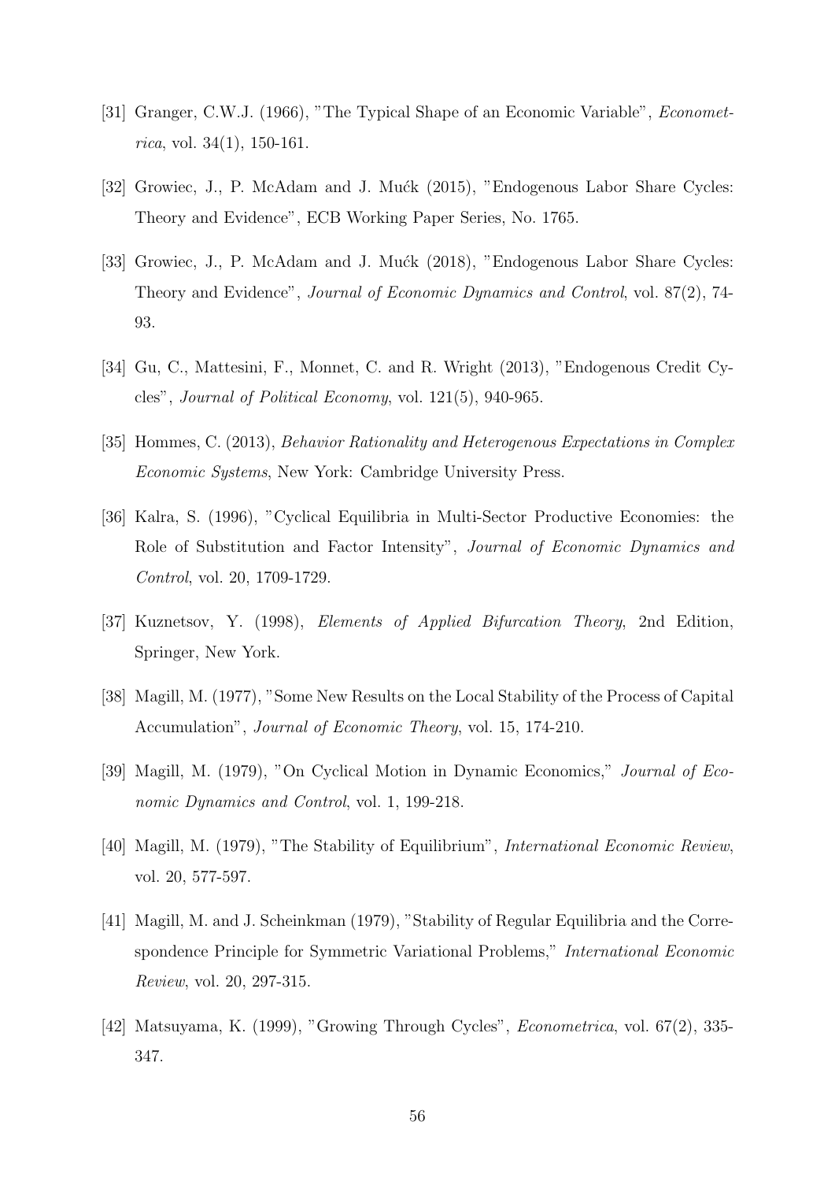[31] Granger, C.W.J. (1966), "The Typical Shape of an Economic Variable", *Econometrica*, vol. 34(1), 150-161.

[32] Growiec, J., P. McAdam and J. Mućk (2015), "Endogenous Labor Share Cycles: Theory and Evidence", ECB Working Paper Series, No. 1765.

[33] Growiec, J., P. McAdam and J. Mućk (2018), "Endogenous Labor Share Cycles: Theory and Evidence", *Journal of Economic Dynamics and Control*, vol. 87(2), 74-93.

[34] Gu, C., Mattesini, F., Monnet, C. and R. Wright (2013), "Endogenous Credit Cycles", *Journal of Political Economy*, vol. 121(5), 940-965.

[35] Hommes, C. (2013), *Behavior Rationality and Heterogenous Expectations in Complex Economic Systems*, New York: Cambridge University Press.

[36] Kalra, S. (1996), "Cyclical Equilibria in Multi-Sector Productive Economies: the Role of Substitution and Factor Intensity", *Journal of Economic Dynamics and Control*, vol. 20, 1709-1729.

[37] Kuznetsov, Y. (1998), *Elements of Applied Bifurcation Theory*, 2nd Edition, Springer, New York.

[38] Magill, M. (1977), "Some New Results on the Local Stability of the Process of Capital Accumulation", *Journal of Economic Theory*, vol. 15, 174-210.

[39] Magill, M. (1979), "On Cyclical Motion in Dynamic Economics," *Journal of Economic Dynamics and Control*, vol. 1, 199-218.

[40] Magill, M. (1979), "The Stability of Equilibrium", *International Economic Review*, vol. 20, 577-597.

[41] Magill, M. and J. Scheinkman (1979), "Stability of Regular Equilibria and the Correspondence Principle for Symmetric Variational Problems," *International Economic Review*, vol. 20, 297-315.

[42] Matsuyama, K. (1999), "Growing Through Cycles", *Econometrica*, vol. 67(2), 335-347.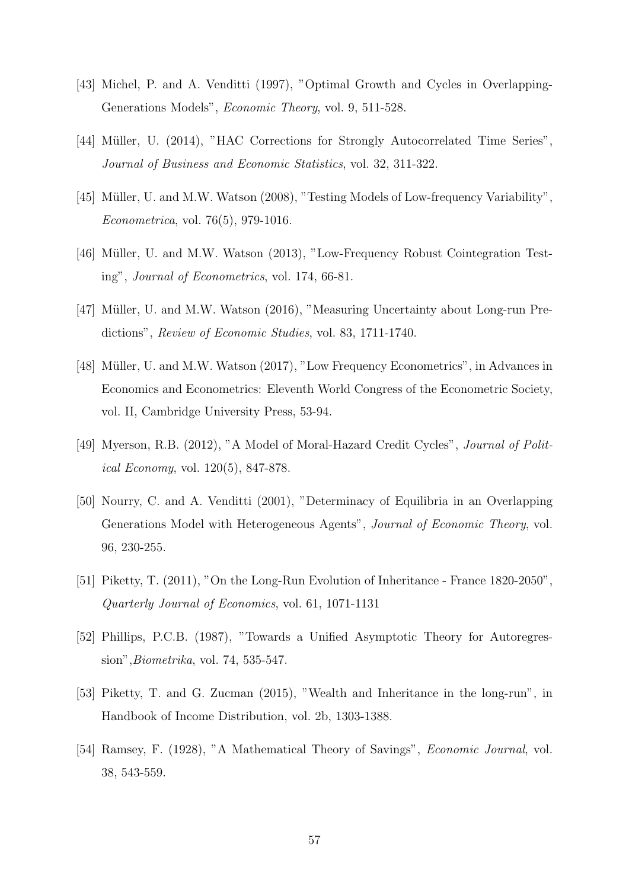[43] Michel, P. and A. Venditti (1997), "Optimal Growth and Cycles in Overlapping-Generations Models", *Economic Theory*, vol. 9, 511-528.

[44] Müller, U. (2014), "HAC Corrections for Strongly Autocorrelated Time Series", *Journal of Business and Economic Statistics*, vol. 32, 311-322.

[45] Müller, U. and M.W. Watson (2008), "Testing Models of Low-frequency Variability", *Econometrica*, vol. 76(5), 979-1016.

[46] Müller, U. and M.W. Watson (2013), "Low-Frequency Robust Cointegration Testing", *Journal of Econometrics*, vol. 174, 66-81.

[47] Müller, U. and M.W. Watson (2016), "Measuring Uncertainty about Long-run Predictions", *Review of Economic Studies*, vol. 83, 1711-1740.

[48] Müller, U. and M.W. Watson (2017), "Low Frequency Econometrics", in Advances in Economics and Econometrics: Eleventh World Congress of the Econometric Society, vol. II, Cambridge University Press, 53-94.

[49] Myerson, R.B. (2012), "A Model of Moral-Hazard Credit Cycles", *Journal of Political Economy*, vol. 120(5), 847-878.

[50] Nourry, C. and A. Venditti (2001), "Determinacy of Equilibria in an Overlapping Generations Model with Heterogeneous Agents", *Journal of Economic Theory*, vol. 96, 230-255.

[51] Piketty, T. (2011), "On the Long-Run Evolution of Inheritance - France 1820-2050", *Quarterly Journal of Economics*, vol. 61, 1071-1131

[52] Phillips, P.C.B. (1987), "Towards a Unified Asymptotic Theory for Autoregression",*Biometrika*, vol. 74, 535-547.

[53] Piketty, T. and G. Zucman (2015), "Wealth and Inheritance in the long-run", in Handbook of Income Distribution, vol. 2b, 1303-1388.

[54] Ramsey, F. (1928), "A Mathematical Theory of Savings", *Economic Journal*, vol. 38, 543-559.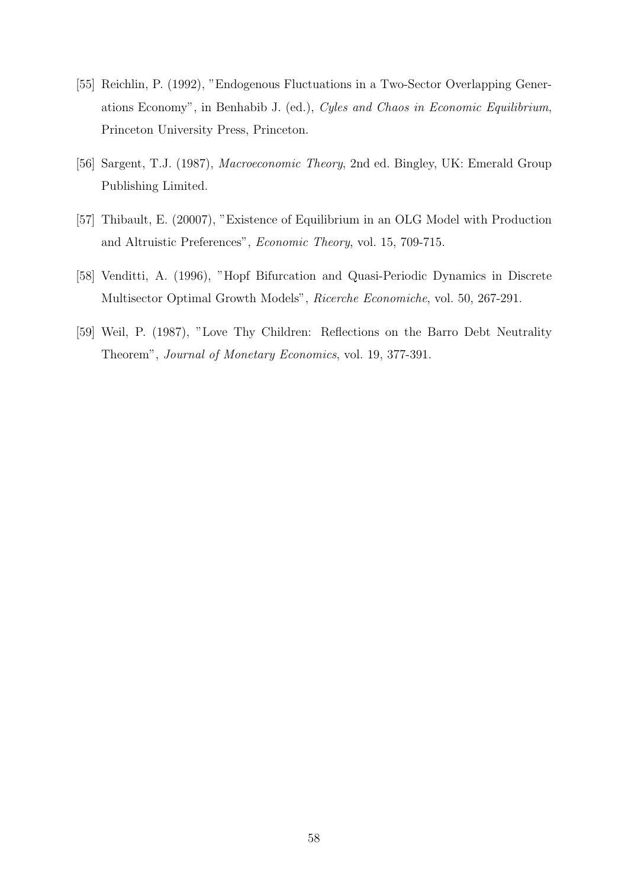[55] Reichlin, P. (1992), "Endogenous Fluctuations in a Two-Sector Overlapping Generations Economy", in Benhabib J. (ed.), *Cyles and Chaos in Economic Equilibrium*, Princeton University Press, Princeton.

[56] Sargent, T.J. (1987), *Macroeconomic Theory*, 2nd ed. Bingley, UK: Emerald Group Publishing Limited.

[57] Thibault, E. (20007), "Existence of Equilibrium in an OLG Model with Production and Altruistic Preferences", *Economic Theory*, vol. 15, 709-715.

[58] Venditti, A. (1996), "Hopf Bifurcation and Quasi-Periodic Dynamics in Discrete Multisector Optimal Growth Models", *Ricerche Economiche*, vol. 50, 267-291.

[59] Weil, P. (1987), "Love Thy Children: Reflections on the Barro Debt Neutrality Theorem", *Journal of Monetary Economics*, vol. 19, 377-391.